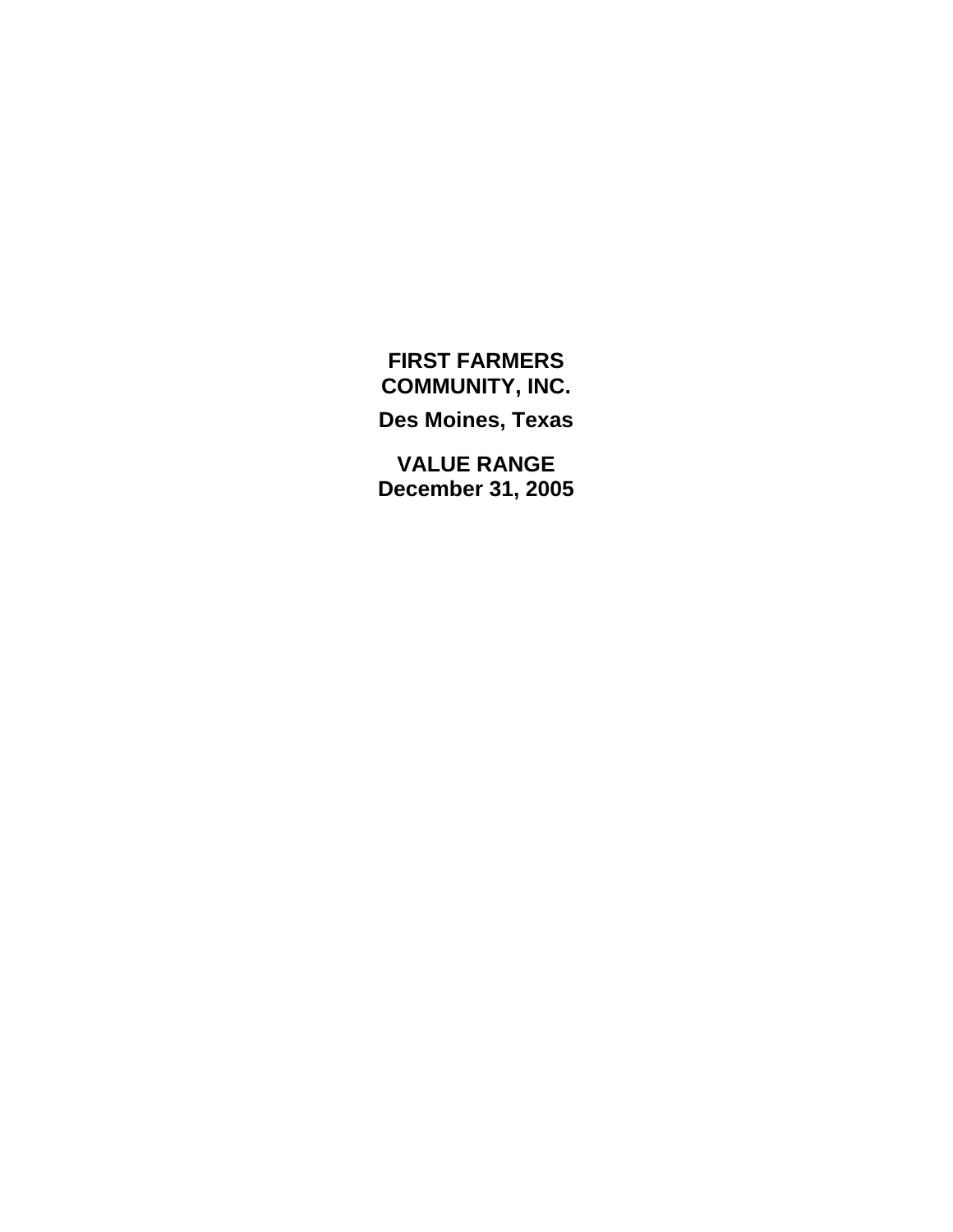# FIRST FARMERS COMMUNITY, INC.

**Des Moines, Texas**

**VALUE RANGE**
**December 31, 2005**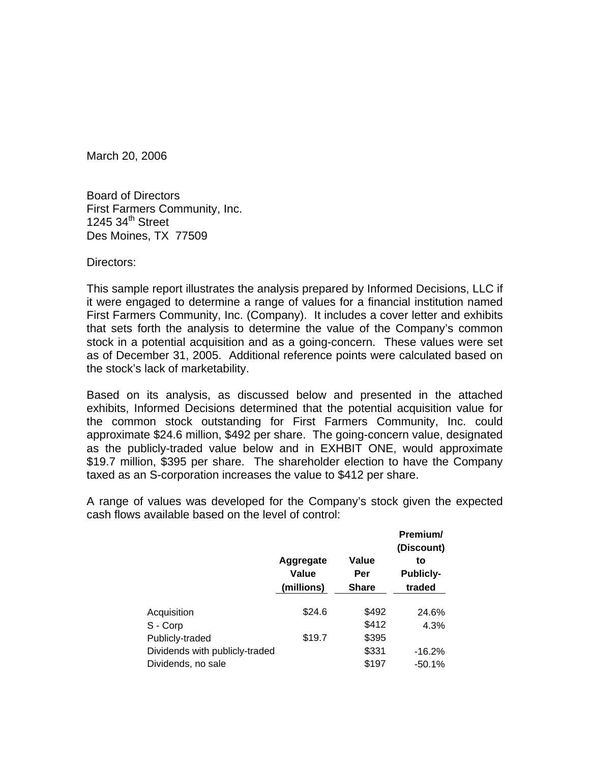March 20, 2006

Board of Directors
First Farmers Community, Inc.
1245 34th Street
Des Moines, TX 77509

Directors:

This sample report illustrates the analysis prepared by Informed Decisions, LLC if it were engaged to determine a range of values for a financial institution named First Farmers Community, Inc. (Company). It includes a cover letter and exhibits that sets forth the analysis to determine the value of the Company's common stock in a potential acquisition and as a going-concern. These values were set as of December 31, 2005. Additional reference points were calculated based on the stock's lack of marketability.

Based on its analysis, as discussed below and presented in the attached exhibits, Informed Decisions determined that the potential acquisition value for the common stock outstanding for First Farmers Community, Inc. could approximate $24.6 million, $492 per share. The going-concern value, designated as the publicly-traded value below and in EXHIBIT ONE, would approximate $19.7 million, $395 per share. The shareholder election to have the Company taxed as an S-corporation increases the value to $412 per share.

A range of values was developed for the Company's stock given the expected cash flows available based on the level of control:

| | Aggregate Value (millions) | Value Per Share | Premium/ (Discount) to Publicly-traded |
|---|---|---|---|
| Acquisition | $24.6 | $492 | 24.6% |
| S - Corp | | $412 | 4.3% |
| Publicly-traded | $19.7 | $395 | |
| Dividends with publicly-traded | | $331 | -16.2% |
| Dividends, no sale | | $197 | -50.1% |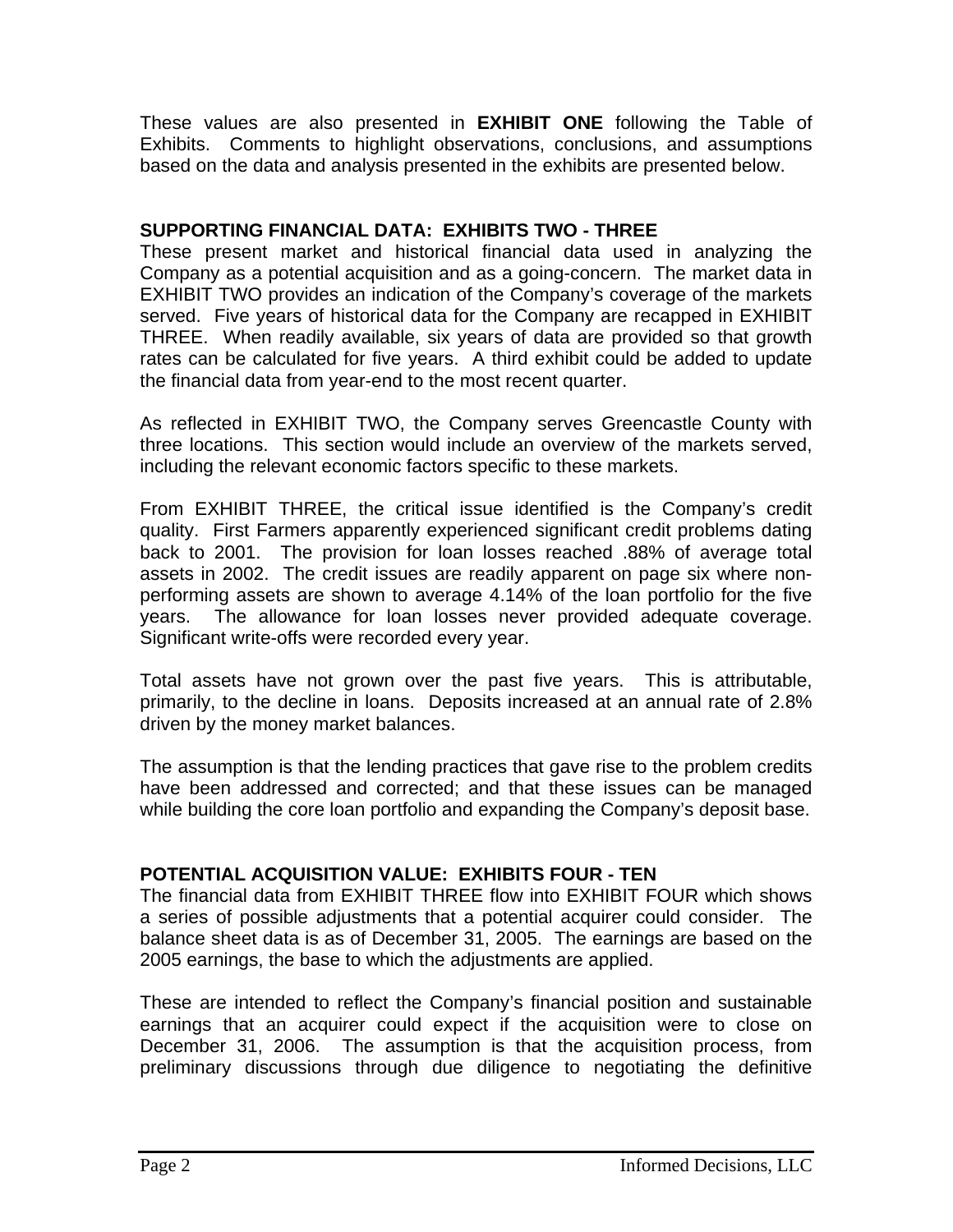These values are also presented in **EXHIBIT ONE** following the Table of Exhibits. Comments to highlight observations, conclusions, and assumptions based on the data and analysis presented in the exhibits are presented below.

## SUPPORTING FINANCIAL DATA: EXHIBITS TWO - THREE

These present market and historical financial data used in analyzing the Company as a potential acquisition and as a going-concern. The market data in EXHIBIT TWO provides an indication of the Company's coverage of the markets served. Five years of historical data for the Company are recapped in EXHIBIT THREE. When readily available, six years of data are provided so that growth rates can be calculated for five years. A third exhibit could be added to update the financial data from year-end to the most recent quarter.

As reflected in EXHIBIT TWO, the Company serves Greencastle County with three locations. This section would include an overview of the markets served, including the relevant economic factors specific to these markets.

From EXHIBIT THREE, the critical issue identified is the Company's credit quality. First Farmers apparently experienced significant credit problems dating back to 2001. The provision for loan losses reached .88% of average total assets in 2002. The credit issues are readily apparent on page six where non-performing assets are shown to average 4.14% of the loan portfolio for the five years. The allowance for loan losses never provided adequate coverage. Significant write-offs were recorded every year.

Total assets have not grown over the past five years. This is attributable, primarily, to the decline in loans. Deposits increased at an annual rate of 2.8% driven by the money market balances.

The assumption is that the lending practices that gave rise to the problem credits have been addressed and corrected; and that these issues can be managed while building the core loan portfolio and expanding the Company's deposit base.

## POTENTIAL ACQUISITION VALUE: EXHIBITS FOUR - TEN

The financial data from EXHIBIT THREE flow into EXHIBIT FOUR which shows a series of possible adjustments that a potential acquirer could consider. The balance sheet data is as of December 31, 2005. The earnings are based on the 2005 earnings, the base to which the adjustments are applied.

These are intended to reflect the Company's financial position and sustainable earnings that an acquirer could expect if the acquisition were to close on December 31, 2006. The assumption is that the acquisition process, from preliminary discussions through due diligence to negotiating the definitive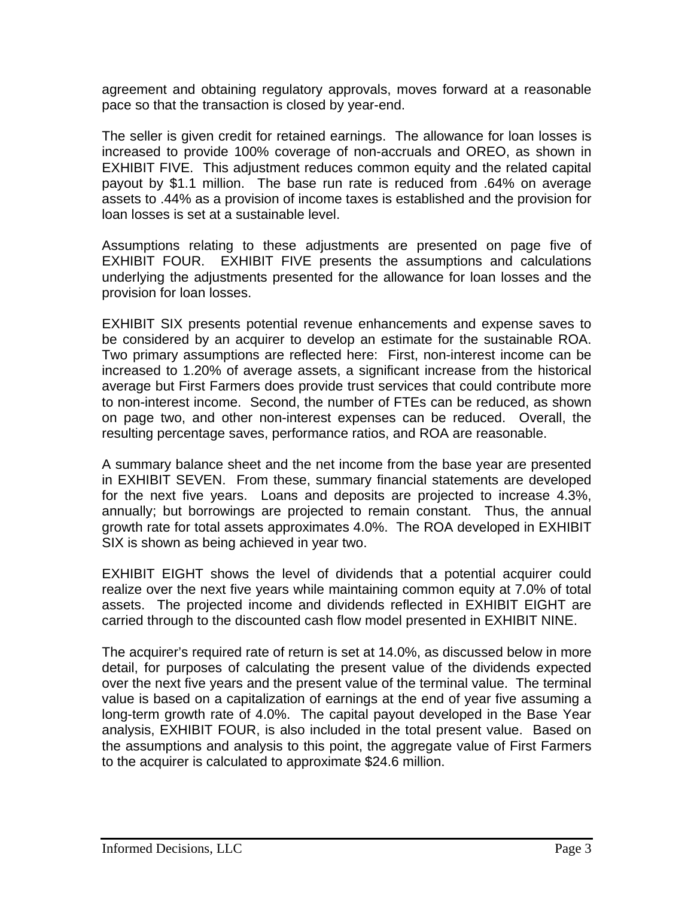agreement and obtaining regulatory approvals, moves forward at a reasonable pace so that the transaction is closed by year-end.

The seller is given credit for retained earnings. The allowance for loan losses is increased to provide 100% coverage of non-accruals and OREO, as shown in EXHIBIT FIVE. This adjustment reduces common equity and the related capital payout by $1.1 million. The base run rate is reduced from .64% on average assets to .44% as a provision of income taxes is established and the provision for loan losses is set at a sustainable level.

Assumptions relating to these adjustments are presented on page five of EXHIBIT FOUR. EXHIBIT FIVE presents the assumptions and calculations underlying the adjustments presented for the allowance for loan losses and the provision for loan losses.

EXHIBIT SIX presents potential revenue enhancements and expense saves to be considered by an acquirer to develop an estimate for the sustainable ROA. Two primary assumptions are reflected here: First, non-interest income can be increased to 1.20% of average assets, a significant increase from the historical average but First Farmers does provide trust services that could contribute more to non-interest income. Second, the number of FTEs can be reduced, as shown on page two, and other non-interest expenses can be reduced. Overall, the resulting percentage saves, performance ratios, and ROA are reasonable.

A summary balance sheet and the net income from the base year are presented in EXHIBIT SEVEN. From these, summary financial statements are developed for the next five years. Loans and deposits are projected to increase 4.3%, annually; but borrowings are projected to remain constant. Thus, the annual growth rate for total assets approximates 4.0%. The ROA developed in EXHIBIT SIX is shown as being achieved in year two.

EXHIBIT EIGHT shows the level of dividends that a potential acquirer could realize over the next five years while maintaining common equity at 7.0% of total assets. The projected income and dividends reflected in EXHIBIT EIGHT are carried through to the discounted cash flow model presented in EXHIBIT NINE.

The acquirer's required rate of return is set at 14.0%, as discussed below in more detail, for purposes of calculating the present value of the dividends expected over the next five years and the present value of the terminal value. The terminal value is based on a capitalization of earnings at the end of year five assuming a long-term growth rate of 4.0%. The capital payout developed in the Base Year analysis, EXHIBIT FOUR, is also included in the total present value. Based on the assumptions and analysis to this point, the aggregate value of First Farmers to the acquirer is calculated to approximate $24.6 million.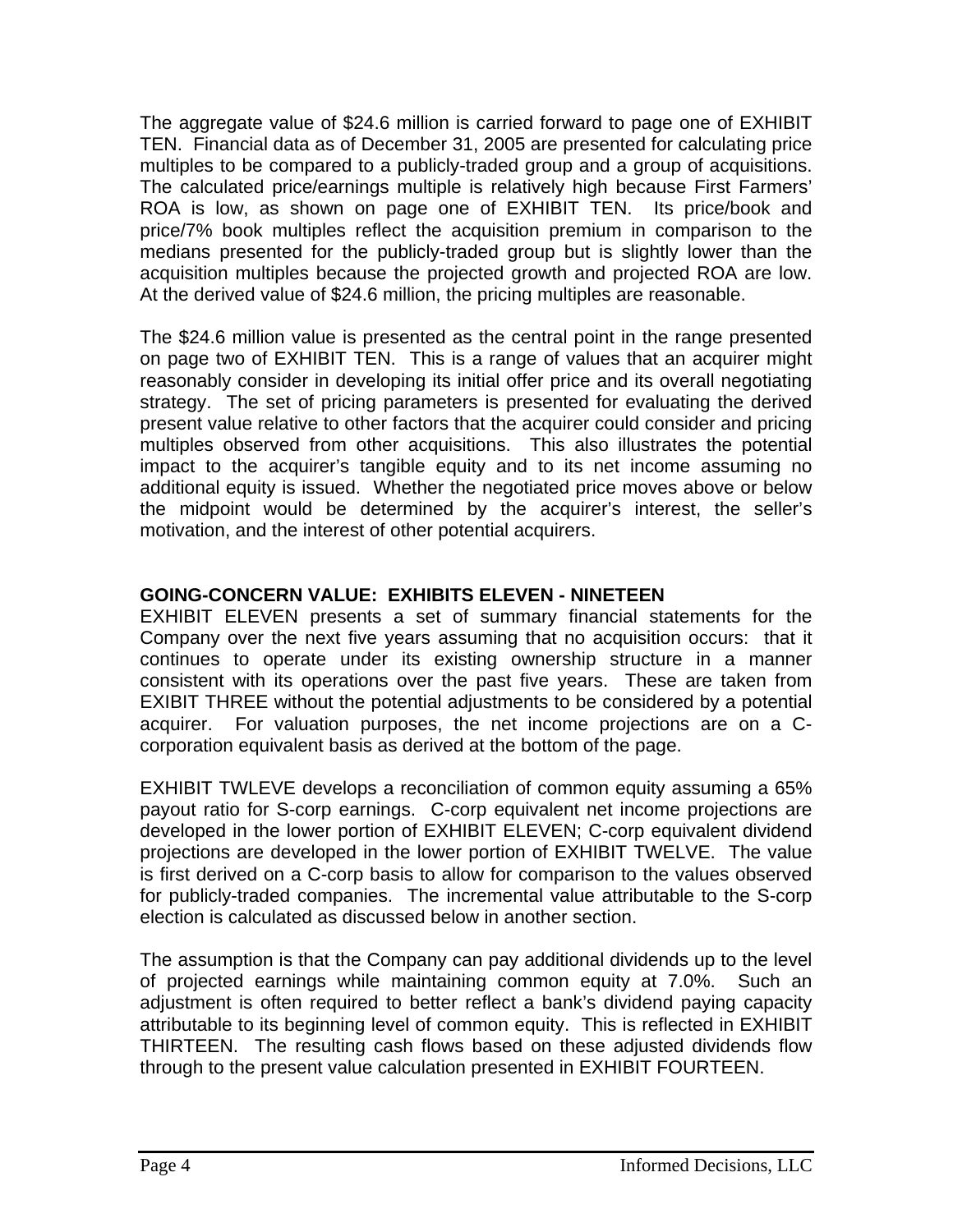The aggregate value of $24.6 million is carried forward to page one of EXHIBIT TEN. Financial data as of December 31, 2005 are presented for calculating price multiples to be compared to a publicly-traded group and a group of acquisitions. The calculated price/earnings multiple is relatively high because First Farmers' ROA is low, as shown on page one of EXHIBIT TEN. Its price/book and price/7% book multiples reflect the acquisition premium in comparison to the medians presented for the publicly-traded group but is slightly lower than the acquisition multiples because the projected growth and projected ROA are low. At the derived value of $24.6 million, the pricing multiples are reasonable.

The $24.6 million value is presented as the central point in the range presented on page two of EXHIBIT TEN. This is a range of values that an acquirer might reasonably consider in developing its initial offer price and its overall negotiating strategy. The set of pricing parameters is presented for evaluating the derived present value relative to other factors that the acquirer could consider and pricing multiples observed from other acquisitions. This also illustrates the potential impact to the acquirer's tangible equity and to its net income assuming no additional equity is issued. Whether the negotiated price moves above or below the midpoint would be determined by the acquirer's interest, the seller's motivation, and the interest of other potential acquirers.

## GOING-CONCERN VALUE: EXHIBITS ELEVEN - NINETEEN

EXHIBIT ELEVEN presents a set of summary financial statements for the Company over the next five years assuming that no acquisition occurs: that it continues to operate under its existing ownership structure in a manner consistent with its operations over the past five years. These are taken from EXIBIT THREE without the potential adjustments to be considered by a potential acquirer. For valuation purposes, the net income projections are on a C-corporation equivalent basis as derived at the bottom of the page.

EXHIBIT TWLEVE develops a reconciliation of common equity assuming a 65% payout ratio for S-corp earnings. C-corp equivalent net income projections are developed in the lower portion of EXHIBIT ELEVEN; C-corp equivalent dividend projections are developed in the lower portion of EXHIBIT TWELVE. The value is first derived on a C-corp basis to allow for comparison to the values observed for publicly-traded companies. The incremental value attributable to the S-corp election is calculated as discussed below in another section.

The assumption is that the Company can pay additional dividends up to the level of projected earnings while maintaining common equity at 7.0%. Such an adjustment is often required to better reflect a bank's dividend paying capacity attributable to its beginning level of common equity. This is reflected in EXHIBIT THIRTEEN. The resulting cash flows based on these adjusted dividends flow through to the present value calculation presented in EXHIBIT FOURTEEN.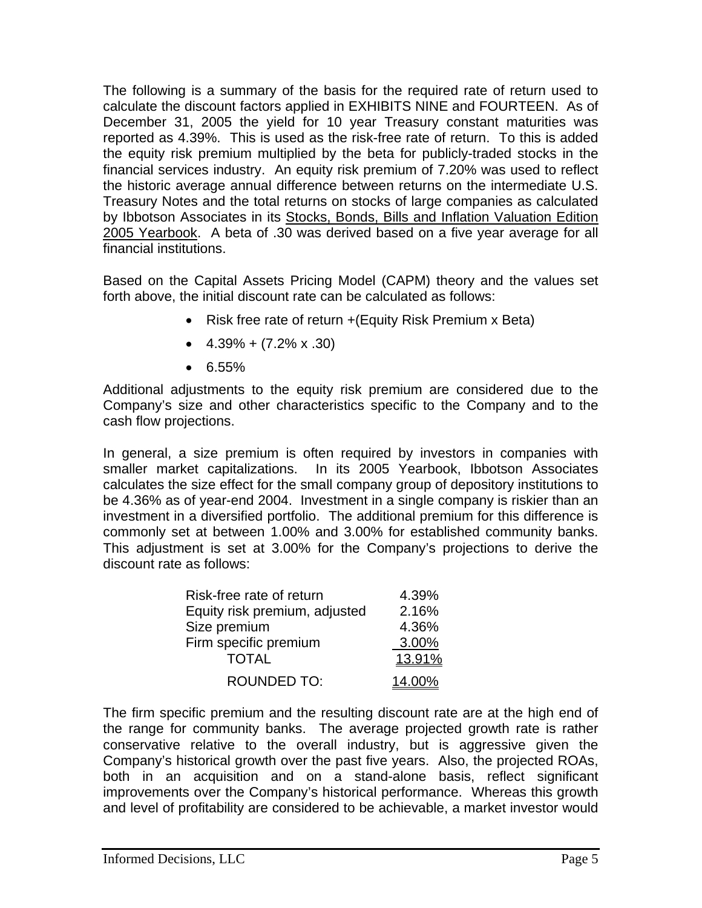The following is a summary of the basis for the required rate of return used to calculate the discount factors applied in EXHIBITS NINE and FOURTEEN. As of December 31, 2005 the yield for 10 year Treasury constant maturities was reported as 4.39%. This is used as the risk-free rate of return. To this is added the equity risk premium multiplied by the beta for publicly-traded stocks in the financial services industry. An equity risk premium of 7.20% was used to reflect the historic average annual difference between returns on the intermediate U.S. Treasury Notes and the total returns on stocks of large companies as calculated by Ibbotson Associates in its Stocks, Bonds, Bills and Inflation Valuation Edition 2005 Yearbook. A beta of .30 was derived based on a five year average for all financial institutions.

Based on the Capital Assets Pricing Model (CAPM) theory and the values set forth above, the initial discount rate can be calculated as follows:

- Risk free rate of return +(Equity Risk Premium x Beta)
- 4.39% + (7.2% x .30)
- 6.55%

Additional adjustments to the equity risk premium are considered due to the Company's size and other characteristics specific to the Company and to the cash flow projections.

In general, a size premium is often required by investors in companies with smaller market capitalizations. In its 2005 Yearbook, Ibbotson Associates calculates the size effect for the small company group of depository institutions to be 4.36% as of year-end 2004. Investment in a single company is riskier than an investment in a diversified portfolio. The additional premium for this difference is commonly set at between 1.00% and 3.00% for established community banks. This adjustment is set at 3.00% for the Company's projections to derive the discount rate as follows:

| | |
|---|---|
| Risk-free rate of return | 4.39% |
| Equity risk premium, adjusted | 2.16% |
| Size premium | 4.36% |
| Firm specific premium | 3.00% |
| TOTAL | 13.91% |
| ROUNDED TO: | 14.00% |

The firm specific premium and the resulting discount rate are at the high end of the range for community banks. The average projected growth rate is rather conservative relative to the overall industry, but is aggressive given the Company's historical growth over the past five years. Also, the projected ROAs, both in an acquisition and on a stand-alone basis, reflect significant improvements over the Company's historical performance. Whereas this growth and level of profitability are considered to be achievable, a market investor would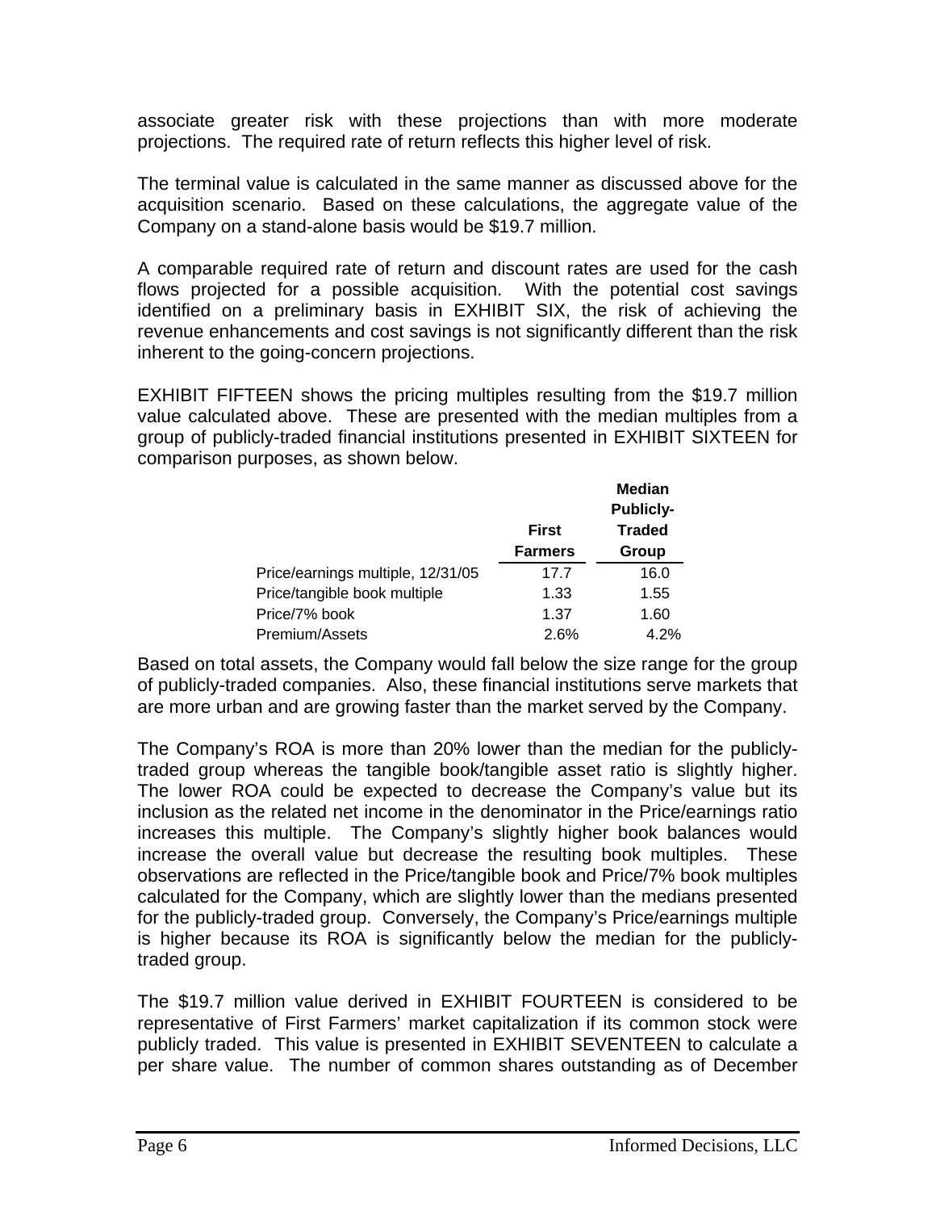associate greater risk with these projections than with more moderate projections. The required rate of return reflects this higher level of risk.

The terminal value is calculated in the same manner as discussed above for the acquisition scenario. Based on these calculations, the aggregate value of the Company on a stand-alone basis would be $19.7 million.

A comparable required rate of return and discount rates are used for the cash flows projected for a possible acquisition. With the potential cost savings identified on a preliminary basis in EXHIBIT SIX, the risk of achieving the revenue enhancements and cost savings is not significantly different than the risk inherent to the going-concern projections.

EXHIBIT FIFTEEN shows the pricing multiples resulting from the $19.7 million value calculated above. These are presented with the median multiples from a group of publicly-traded financial institutions presented in EXHIBIT SIXTEEN for comparison purposes, as shown below.

| | **First Farmers** | **Median Publicly-Traded Group** |
|---|---|---|
| Price/earnings multiple, 12/31/05 | 17.7 | 16.0 |
| Price/tangible book multiple | 1.33 | 1.55 |
| Price/7% book | 1.37 | 1.60 |
| Premium/Assets | 2.6% | 4.2% |

Based on total assets, the Company would fall below the size range for the group of publicly-traded companies. Also, these financial institutions serve markets that are more urban and are growing faster than the market served by the Company.

The Company's ROA is more than 20% lower than the median for the publicly-traded group whereas the tangible book/tangible asset ratio is slightly higher. The lower ROA could be expected to decrease the Company's value but its inclusion as the related net income in the denominator in the Price/earnings ratio increases this multiple. The Company's slightly higher book balances would increase the overall value but decrease the resulting book multiples. These observations are reflected in the Price/tangible book and Price/7% book multiples calculated for the Company, which are slightly lower than the medians presented for the publicly-traded group. Conversely, the Company's Price/earnings multiple is higher because its ROA is significantly below the median for the publicly-traded group.

The $19.7 million value derived in EXHIBIT FOURTEEN is considered to be representative of First Farmers' market capitalization if its common stock were publicly traded. This value is presented in EXHIBIT SEVENTEEN to calculate a per share value. The number of common shares outstanding as of December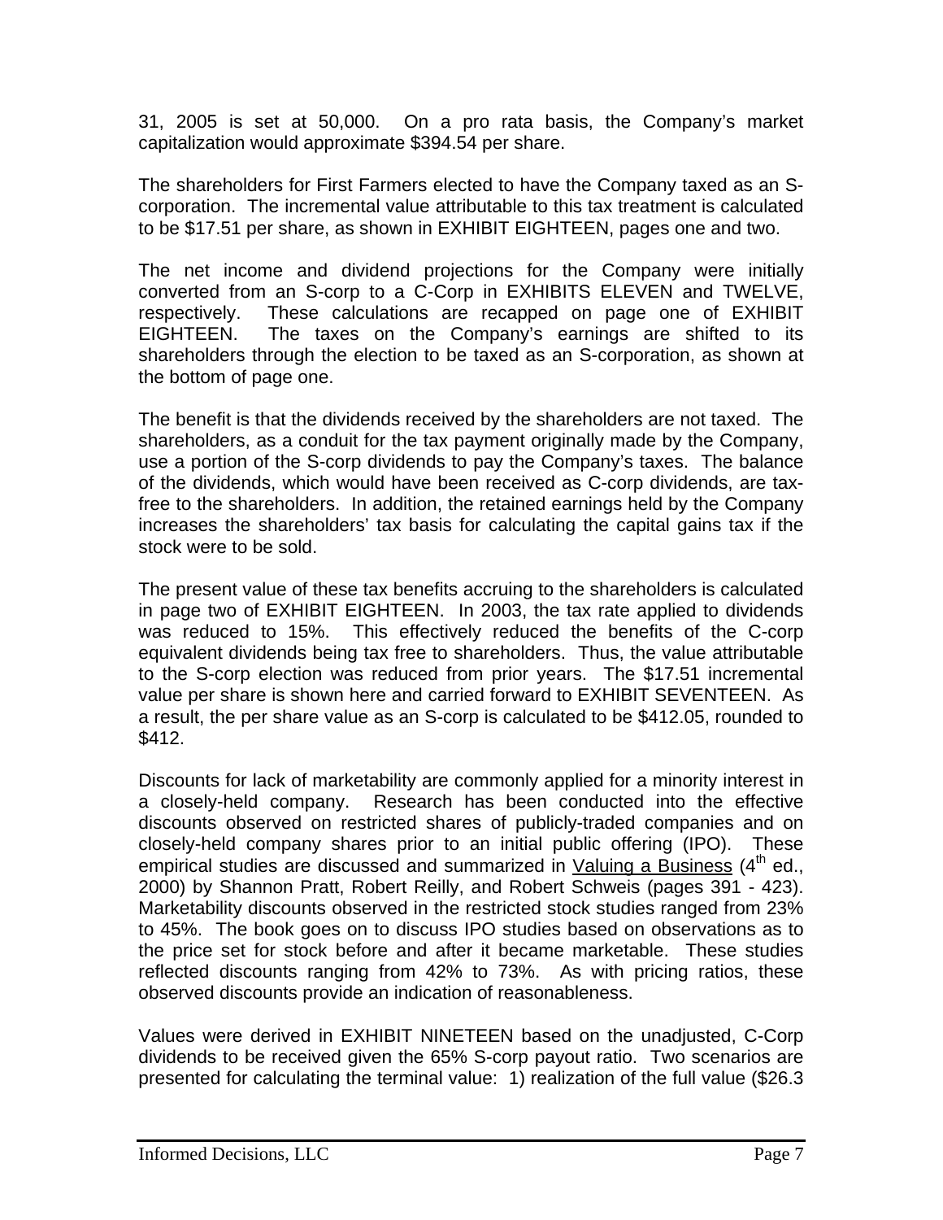31, 2005 is set at 50,000. On a pro rata basis, the Company's market capitalization would approximate $394.54 per share.

The shareholders for First Farmers elected to have the Company taxed as an S-corporation. The incremental value attributable to this tax treatment is calculated to be $17.51 per share, as shown in EXHIBIT EIGHTEEN, pages one and two.

The net income and dividend projections for the Company were initially converted from an S-corp to a C-Corp in EXHIBITS ELEVEN and TWELVE, respectively. These calculations are recapped on page one of EXHIBIT EIGHTEEN. The taxes on the Company's earnings are shifted to its shareholders through the election to be taxed as an S-corporation, as shown at the bottom of page one.

The benefit is that the dividends received by the shareholders are not taxed. The shareholders, as a conduit for the tax payment originally made by the Company, use a portion of the S-corp dividends to pay the Company's taxes. The balance of the dividends, which would have been received as C-corp dividends, are tax-free to the shareholders. In addition, the retained earnings held by the Company increases the shareholders' tax basis for calculating the capital gains tax if the stock were to be sold.

The present value of these tax benefits accruing to the shareholders is calculated in page two of EXHIBIT EIGHTEEN. In 2003, the tax rate applied to dividends was reduced to 15%. This effectively reduced the benefits of the C-corp equivalent dividends being tax free to shareholders. Thus, the value attributable to the S-corp election was reduced from prior years. The $17.51 incremental value per share is shown here and carried forward to EXHIBIT SEVENTEEN. As a result, the per share value as an S-corp is calculated to be $412.05, rounded to $412.

Discounts for lack of marketability are commonly applied for a minority interest in a closely-held company. Research has been conducted into the effective discounts observed on restricted shares of publicly-traded companies and on closely-held company shares prior to an initial public offering (IPO). These empirical studies are discussed and summarized in Valuing a Business (4th ed., 2000) by Shannon Pratt, Robert Reilly, and Robert Schweis (pages 391 - 423). Marketability discounts observed in the restricted stock studies ranged from 23% to 45%. The book goes on to discuss IPO studies based on observations as to the price set for stock before and after it became marketable. These studies reflected discounts ranging from 42% to 73%. As with pricing ratios, these observed discounts provide an indication of reasonableness.

Values were derived in EXHIBIT NINETEEN based on the unadjusted, C-Corp dividends to be received given the 65% S-corp payout ratio. Two scenarios are presented for calculating the terminal value: 1) realization of the full value ($26.3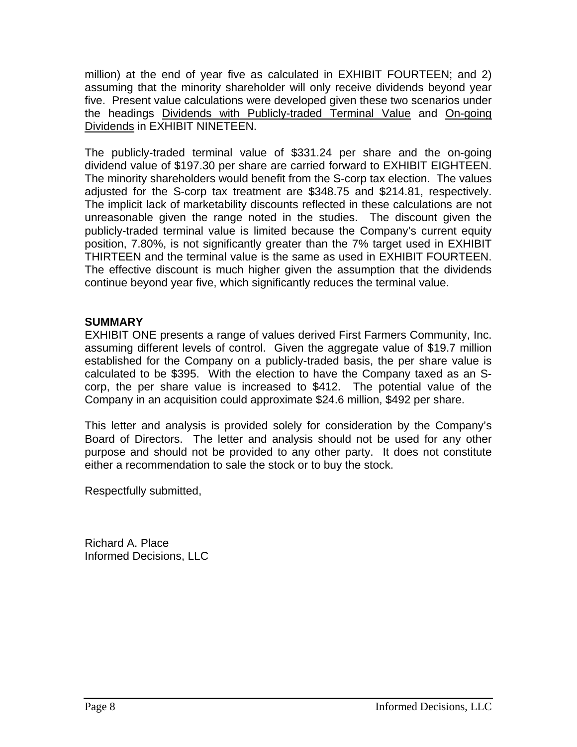million) at the end of year five as calculated in EXHIBIT FOURTEEN; and 2) assuming that the minority shareholder will only receive dividends beyond year five. Present value calculations were developed given these two scenarios under the headings Dividends with Publicly-traded Terminal Value and On-going Dividends in EXHIBIT NINETEEN.

The publicly-traded terminal value of $331.24 per share and the on-going dividend value of $197.30 per share are carried forward to EXHIBIT EIGHTEEN. The minority shareholders would benefit from the S-corp tax election. The values adjusted for the S-corp tax treatment are $348.75 and $214.81, respectively. The implicit lack of marketability discounts reflected in these calculations are not unreasonable given the range noted in the studies. The discount given the publicly-traded terminal value is limited because the Company's current equity position, 7.80%, is not significantly greater than the 7% target used in EXHIBIT THIRTEEN and the terminal value is the same as used in EXHIBIT FOURTEEN. The effective discount is much higher given the assumption that the dividends continue beyond year five, which significantly reduces the terminal value.

**SUMMARY**

EXHIBIT ONE presents a range of values derived First Farmers Community, Inc. assuming different levels of control. Given the aggregate value of $19.7 million established for the Company on a publicly-traded basis, the per share value is calculated to be $395. With the election to have the Company taxed as an S-corp, the per share value is increased to $412. The potential value of the Company in an acquisition could approximate $24.6 million, $492 per share.

This letter and analysis is provided solely for consideration by the Company's Board of Directors. The letter and analysis should not be used for any other purpose and should not be provided to any other party. It does not constitute either a recommendation to sale the stock or to buy the stock.

Respectfully submitted,

Richard A. Place
Informed Decisions, LLC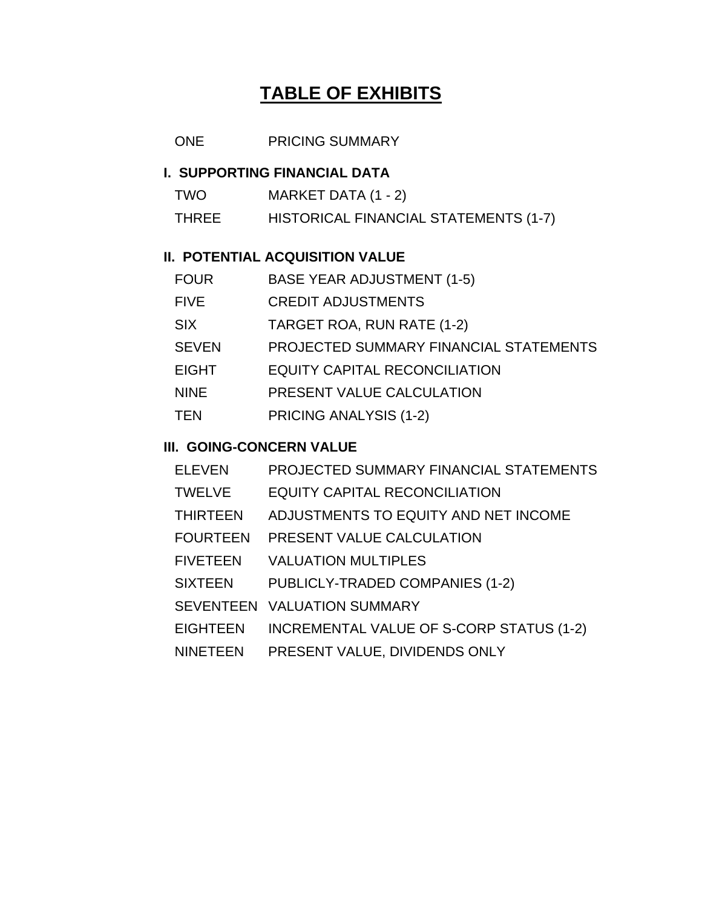# TABLE OF EXHIBITS

| | |
|---|---|
| ONE | PRICING SUMMARY |

**I. SUPPORTING FINANCIAL DATA**

| | |
|---|---|
| TWO | MARKET DATA (1 - 2) |
| THREE | HISTORICAL FINANCIAL STATEMENTS (1-7) |

**II. POTENTIAL ACQUISITION VALUE**

| | |
|---|---|
| FOUR | BASE YEAR ADJUSTMENT (1-5) |
| FIVE | CREDIT ADJUSTMENTS |
| SIX | TARGET ROA, RUN RATE (1-2) |
| SEVEN | PROJECTED SUMMARY FINANCIAL STATEMENTS |
| EIGHT | EQUITY CAPITAL RECONCILIATION |
| NINE | PRESENT VALUE CALCULATION |
| TEN | PRICING ANALYSIS (1-2) |

**III. GOING-CONCERN VALUE**

| | |
|---|---|
| ELEVEN | PROJECTED SUMMARY FINANCIAL STATEMENTS |
| TWELVE | EQUITY CAPITAL RECONCILIATION |
| THIRTEEN | ADJUSTMENTS TO EQUITY AND NET INCOME |
| FOURTEEN | PRESENT VALUE CALCULATION |
| FIVETEEN | VALUATION MULTIPLES |
| SIXTEEN | PUBLICLY-TRADED COMPANIES (1-2) |
| SEVENTEEN | VALUATION SUMMARY |
| EIGHTEEN | INCREMENTAL VALUE OF S-CORP STATUS (1-2) |
| NINETEEN | PRESENT VALUE, DIVIDENDS ONLY |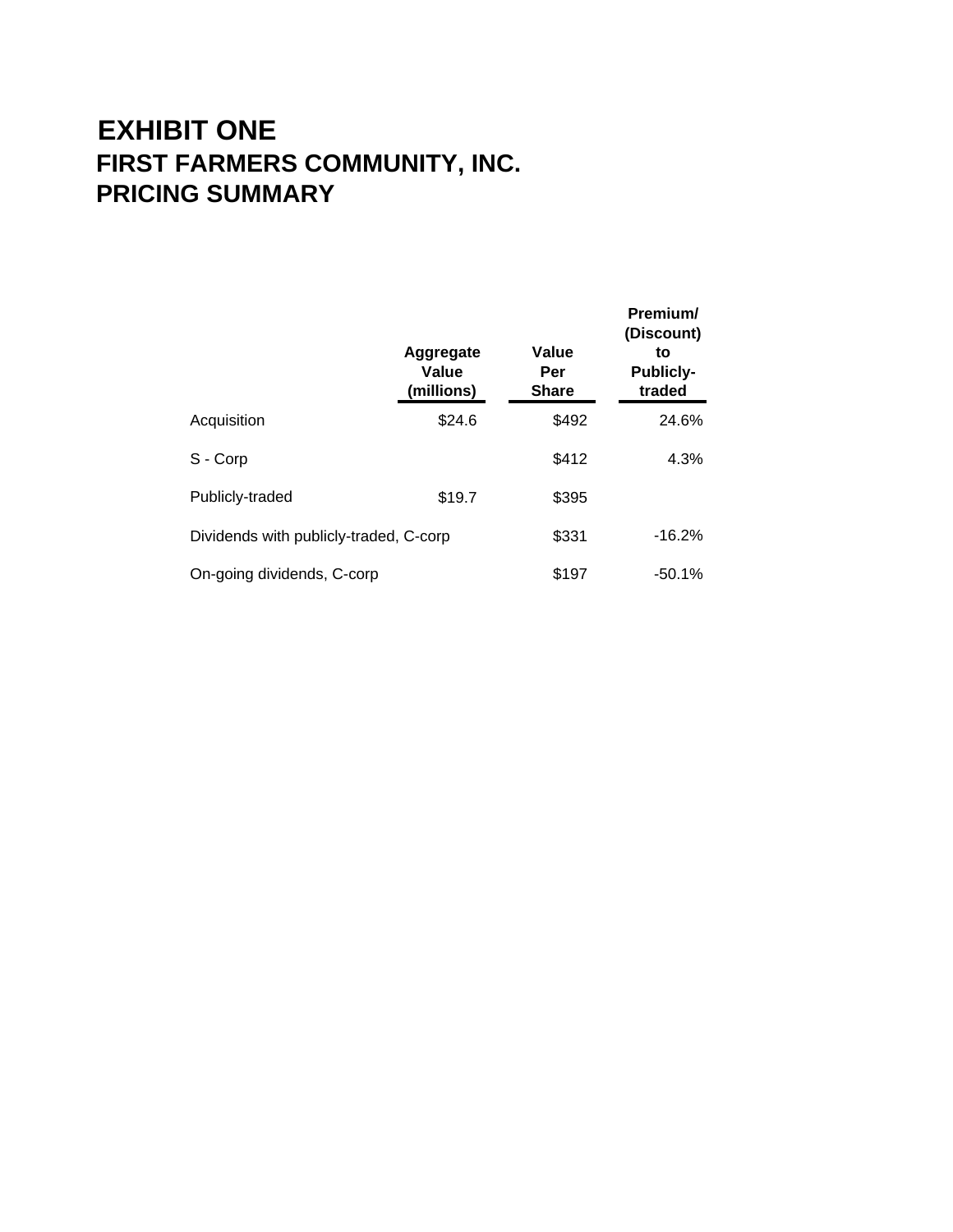# EXHIBIT ONE
## FIRST FARMERS COMMUNITY, INC.
## PRICING SUMMARY

| | Aggregate Value (millions) | Value Per Share | Premium/ (Discount) to Publicly-traded |
|---|---|---|---|
| Acquisition | $24.6 | $492 | 24.6% |
| S - Corp | | $412 | 4.3% |
| Publicly-traded | $19.7 | $395 | |
| Dividends with publicly-traded, C-corp | | $331 | -16.2% |
| On-going dividends, C-corp | | $197 | -50.1% |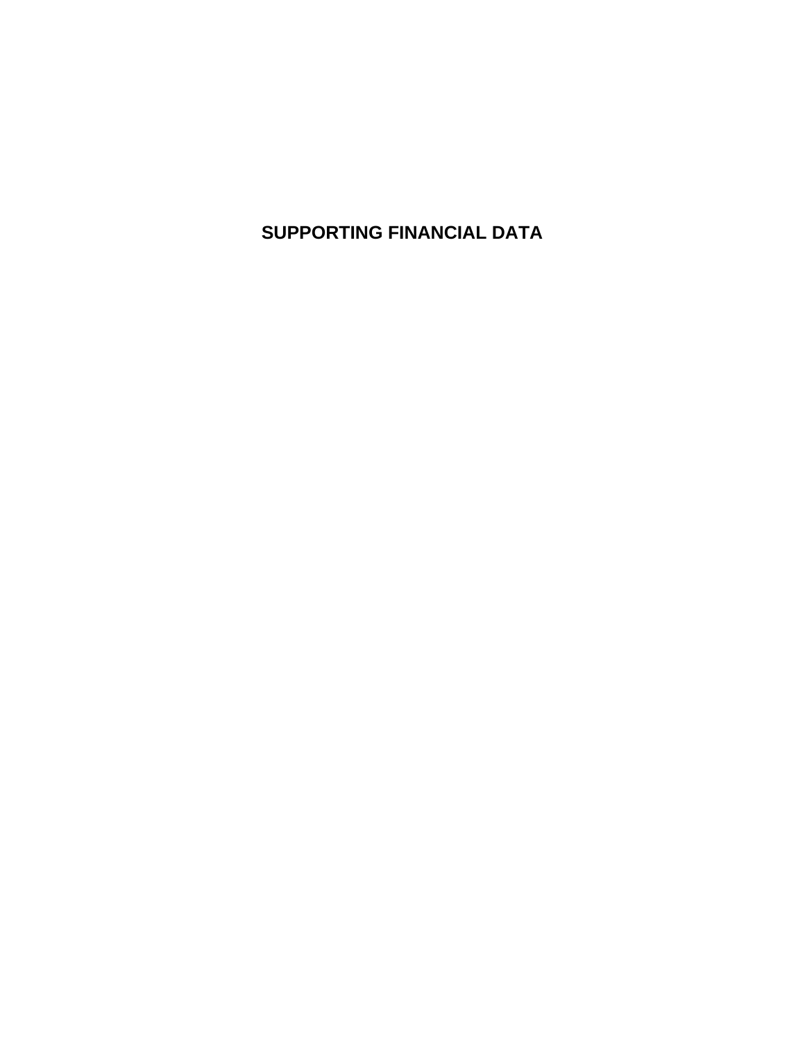# SUPPORTING FINANCIAL DATA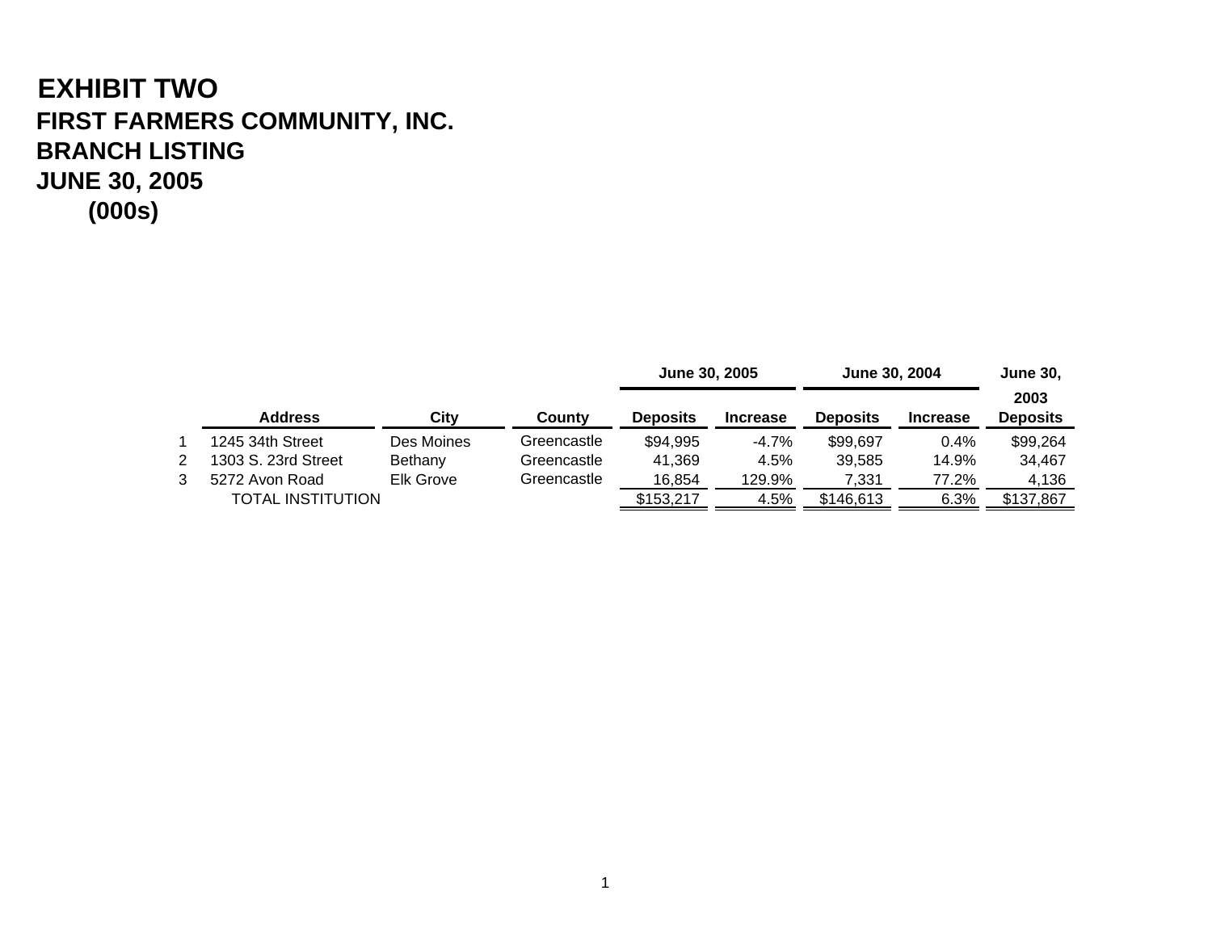# EXHIBIT TWO

## FIRST FARMERS COMMUNITY, INC.
## BRANCH LISTING
## JUNE 30, 2005
## (000s)

| | Address | City | County | June 30, 2005 Deposits | June 30, 2005 Increase | June 30, 2004 Deposits | June 30, 2004 Increase | June 30, 2003 Deposits |
|---|---|---|---|---|---|---|---|---|
| 1 | 1245 34th Street | Des Moines | Greencastle | $94,995 | -4.7% | $99,697 | 0.4% | $99,264 |
| 2 | 1303 S. 23rd Street | Bethany | Greencastle | 41,369 | 4.5% | 39,585 | 14.9% | 34,467 |
| 3 | 5272 Avon Road | Elk Grove | Greencastle | 16,854 | 129.9% | 7,331 | 77.2% | 4,136 |
| | TOTAL INSTITUTION | | | $153,217 | 4.5% | $146,613 | 6.3% | $137,867 |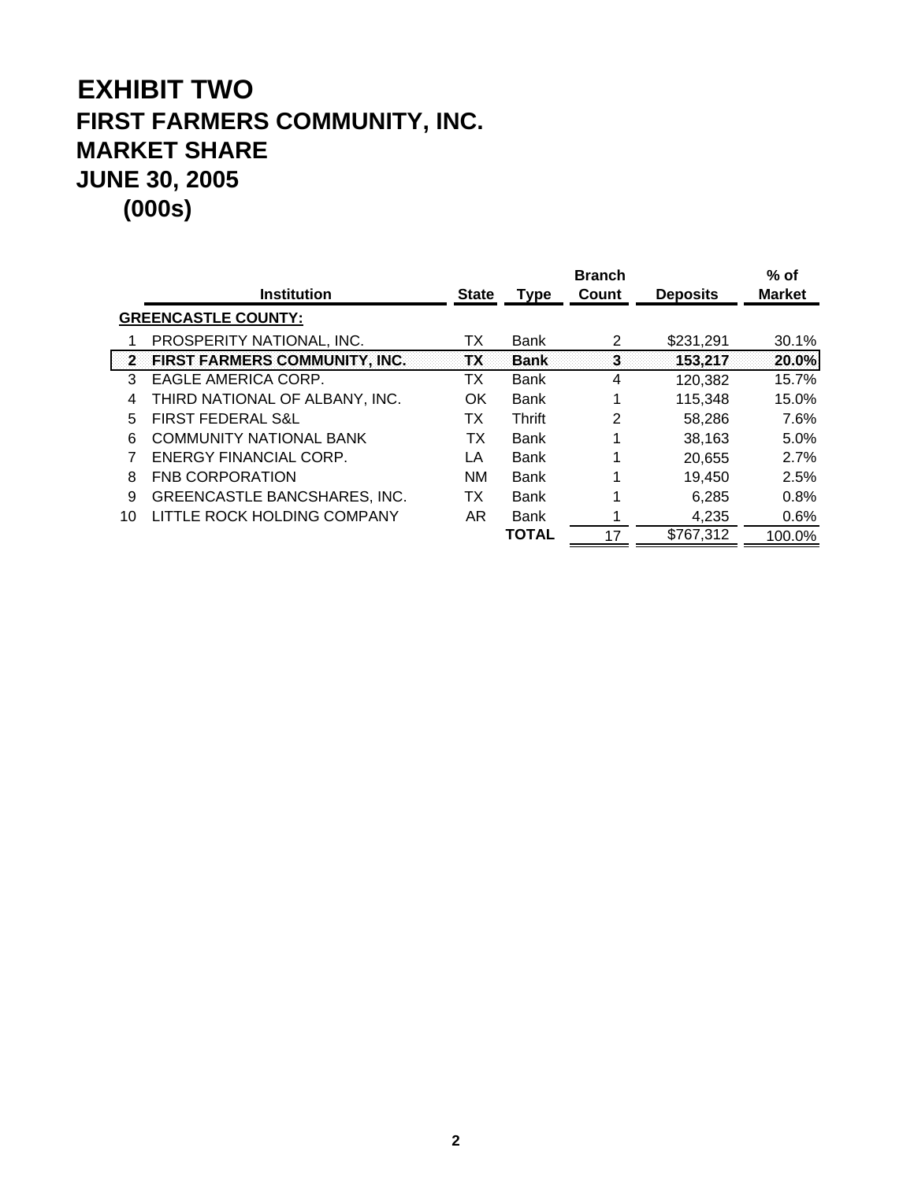# EXHIBIT TWO

## FIRST FARMERS COMMUNITY, INC.
## MARKET SHARE
## JUNE 30, 2005
## (000s)

| | Institution | State | Type | Branch Count | Deposits | % of Market |
|---|---|---|---|---|---|---|
| **GREENCASTLE COUNTY:** | | | | | | |
| 1 | PROSPERITY NATIONAL, INC. | TX | Bank | 2 | $231,291 | 30.1% |
| **2** | **FIRST FARMERS COMMUNITY, INC.** | **TX** | **Bank** | **3** | **153,217** | **20.0%** |
| 3 | EAGLE AMERICA CORP. | TX | Bank | 4 | 120,382 | 15.7% |
| 4 | THIRD NATIONAL OF ALBANY, INC. | OK | Bank | 1 | 115,348 | 15.0% |
| 5 | FIRST FEDERAL S&L | TX | Thrift | 2 | 58,286 | 7.6% |
| 6 | COMMUNITY NATIONAL BANK | TX | Bank | 1 | 38,163 | 5.0% |
| 7 | ENERGY FINANCIAL CORP. | LA | Bank | 1 | 20,655 | 2.7% |
| 8 | FNB CORPORATION | NM | Bank | 1 | 19,450 | 2.5% |
| 9 | GREENCASTLE BANCSHARES, INC. | TX | Bank | 1 | 6,285 | 0.8% |
| 10 | LITTLE ROCK HOLDING COMPANY | AR | Bank | 1 | 4,235 | 0.6% |
| | | | **TOTAL** | 17 | $767,312 | 100.0% |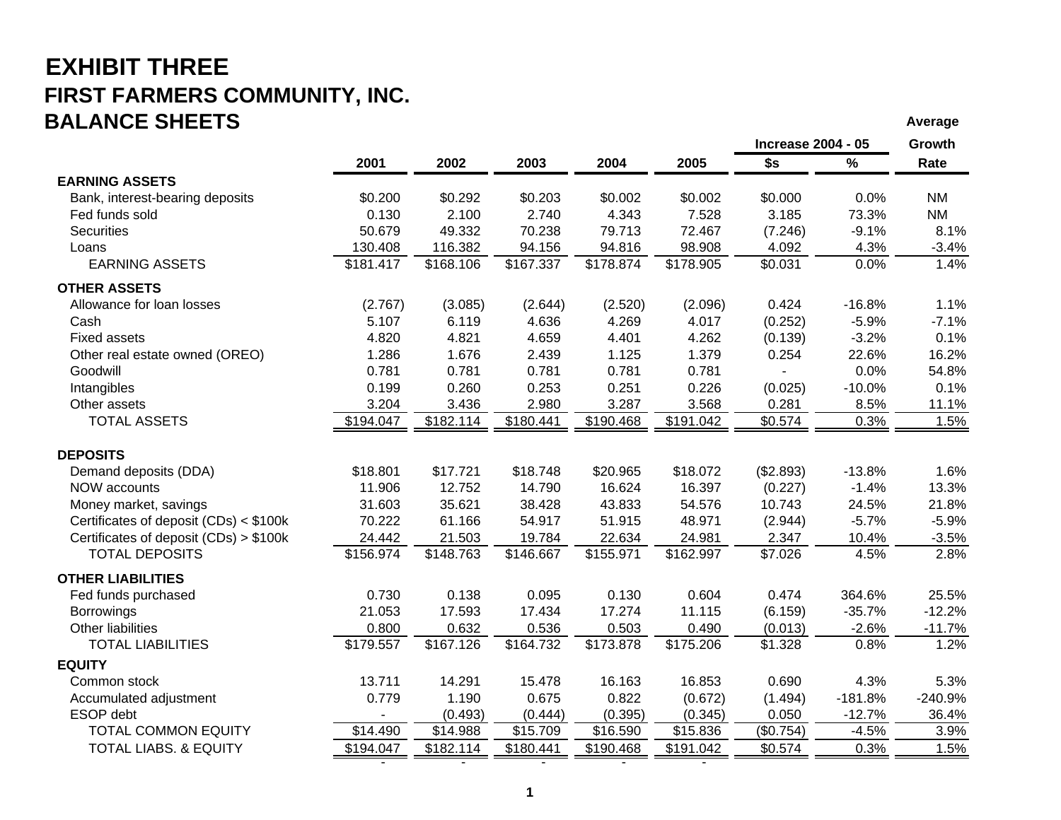# EXHIBIT THREE

## FIRST FARMERS COMMUNITY, INC.

## BALANCE SHEETS

| | 2001 | 2002 | 2003 | 2004 | 2005 | Increase 2004 - 05 $s | Increase 2004 - 05 % | Average Growth Rate |
|---|---|---|---|---|---|---|---|---|
| **EARNING ASSETS** | | | | | | | | |
| Bank, interest-bearing deposits | $0.200 | $0.292 | $0.203 | $0.002 | $0.002 | $0.000 | 0.0% | NM |
| Fed funds sold | 0.130 | 2.100 | 2.740 | 4.343 | 7.528 | 3.185 | 73.3% | NM |
| Securities | 50.679 | 49.332 | 70.238 | 79.713 | 72.467 | (7.246) | -9.1% | 8.1% |
| Loans | 130.408 | 116.382 | 94.156 | 94.816 | 98.908 | 4.092 | 4.3% | -3.4% |
| EARNING ASSETS | $181.417 | $168.106 | $167.337 | $178.874 | $178.905 | $0.031 | 0.0% | 1.4% |
| **OTHER ASSETS** | | | | | | | | |
| Allowance for loan losses | (2.767) | (3.085) | (2.644) | (2.520) | (2.096) | 0.424 | -16.8% | 1.1% |
| Cash | 5.107 | 6.119 | 4.636 | 4.269 | 4.017 | (0.252) | -5.9% | -7.1% |
| Fixed assets | 4.820 | 4.821 | 4.659 | 4.401 | 4.262 | (0.139) | -3.2% | 0.1% |
| Other real estate owned (OREO) | 1.286 | 1.676 | 2.439 | 1.125 | 1.379 | 0.254 | 22.6% | 16.2% |
| Goodwill | 0.781 | 0.781 | 0.781 | 0.781 | 0.781 | - | 0.0% | 54.8% |
| Intangibles | 0.199 | 0.260 | 0.253 | 0.251 | 0.226 | (0.025) | -10.0% | 0.1% |
| Other assets | 3.204 | 3.436 | 2.980 | 3.287 | 3.568 | 0.281 | 8.5% | 11.1% |
| TOTAL ASSETS | $194.047 | $182.114 | $180.441 | $190.468 | $191.042 | $0.574 | 0.3% | 1.5% |
| **DEPOSITS** | | | | | | | | |
| Demand deposits (DDA) | $18.801 | $17.721 | $18.748 | $20.965 | $18.072 | ($2.893) | -13.8% | 1.6% |
| NOW accounts | 11.906 | 12.752 | 14.790 | 16.624 | 16.397 | (0.227) | -1.4% | 13.3% |
| Money market, savings | 31.603 | 35.621 | 38.428 | 43.833 | 54.576 | 10.743 | 24.5% | 21.8% |
| Certificates of deposit (CDs) < $100k | 70.222 | 61.166 | 54.917 | 51.915 | 48.971 | (2.944) | -5.7% | -5.9% |
| Certificates of deposit (CDs) > $100k | 24.442 | 21.503 | 19.784 | 22.634 | 24.981 | 2.347 | 10.4% | -3.5% |
| TOTAL DEPOSITS | $156.974 | $148.763 | $146.667 | $155.971 | $162.997 | $7.026 | 4.5% | 2.8% |
| **OTHER LIABILITIES** | | | | | | | | |
| Fed funds purchased | 0.730 | 0.138 | 0.095 | 0.130 | 0.604 | 0.474 | 364.6% | 25.5% |
| Borrowings | 21.053 | 17.593 | 17.434 | 17.274 | 11.115 | (6.159) | -35.7% | -12.2% |
| Other liabilities | 0.800 | 0.632 | 0.536 | 0.503 | 0.490 | (0.013) | -2.6% | -11.7% |
| TOTAL LIABILITIES | $179.557 | $167.126 | $164.732 | $173.878 | $175.206 | $1.328 | 0.8% | 1.2% |
| **EQUITY** | | | | | | | | |
| Common stock | 13.711 | 14.291 | 15.478 | 16.163 | 16.853 | 0.690 | 4.3% | 5.3% |
| Accumulated adjustment | 0.779 | 1.190 | 0.675 | 0.822 | (0.672) | (1.494) | -181.8% | -240.9% |
| ESOP debt | - | (0.493) | (0.444) | (0.395) | (0.345) | 0.050 | -12.7% | 36.4% |
| TOTAL COMMON EQUITY | $14.490 | $14.988 | $15.709 | $16.590 | $15.836 | ($0.754) | -4.5% | 3.9% |
| TOTAL LIABS. & EQUITY | $194.047 | $182.114 | $180.441 | $190.468 | $191.042 | $0.574 | 0.3% | 1.5% |
| | - | - | - | - | - | | | |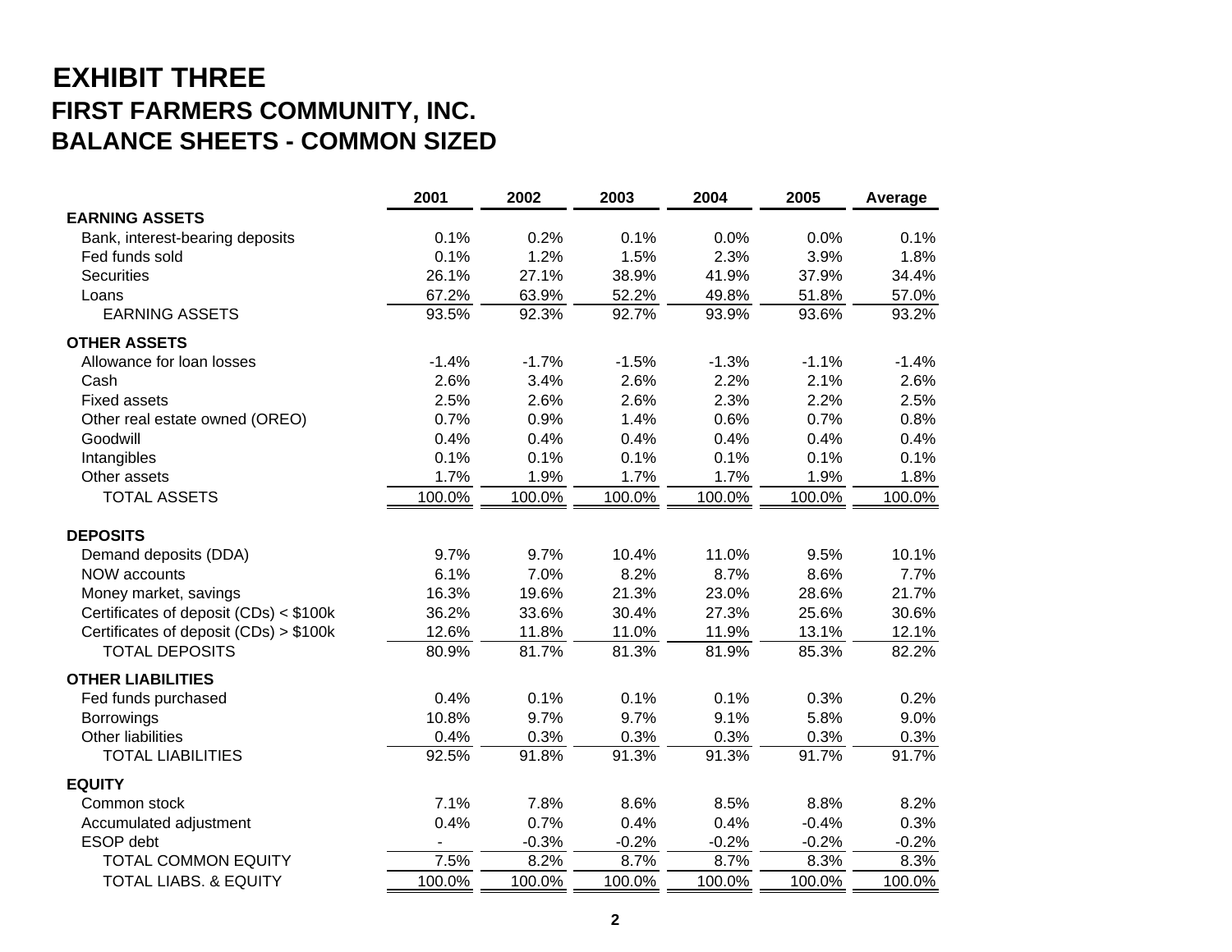# EXHIBIT THREE

## FIRST FARMERS COMMUNITY, INC.

## BALANCE SHEETS - COMMON SIZED

| | 2001 | 2002 | 2003 | 2004 | 2005 | Average |
|---|---|---|---|---|---|---|
| **EARNING ASSETS** | | | | | | |
| Bank, interest-bearing deposits | 0.1% | 0.2% | 0.1% | 0.0% | 0.0% | 0.1% |
| Fed funds sold | 0.1% | 1.2% | 1.5% | 2.3% | 3.9% | 1.8% |
| Securities | 26.1% | 27.1% | 38.9% | 41.9% | 37.9% | 34.4% |
| Loans | 67.2% | 63.9% | 52.2% | 49.8% | 51.8% | 57.0% |
| EARNING ASSETS | 93.5% | 92.3% | 92.7% | 93.9% | 93.6% | 93.2% |
| **OTHER ASSETS** | | | | | | |
| Allowance for loan losses | -1.4% | -1.7% | -1.5% | -1.3% | -1.1% | -1.4% |
| Cash | 2.6% | 3.4% | 2.6% | 2.2% | 2.1% | 2.6% |
| Fixed assets | 2.5% | 2.6% | 2.6% | 2.3% | 2.2% | 2.5% |
| Other real estate owned (OREO) | 0.7% | 0.9% | 1.4% | 0.6% | 0.7% | 0.8% |
| Goodwill | 0.4% | 0.4% | 0.4% | 0.4% | 0.4% | 0.4% |
| Intangibles | 0.1% | 0.1% | 0.1% | 0.1% | 0.1% | 0.1% |
| Other assets | 1.7% | 1.9% | 1.7% | 1.7% | 1.9% | 1.8% |
| TOTAL ASSETS | 100.0% | 100.0% | 100.0% | 100.0% | 100.0% | 100.0% |
| **DEPOSITS** | | | | | | |
| Demand deposits (DDA) | 9.7% | 9.7% | 10.4% | 11.0% | 9.5% | 10.1% |
| NOW accounts | 6.1% | 7.0% | 8.2% | 8.7% | 8.6% | 7.7% |
| Money market, savings | 16.3% | 19.6% | 21.3% | 23.0% | 28.6% | 21.7% |
| Certificates of deposit (CDs) < $100k | 36.2% | 33.6% | 30.4% | 27.3% | 25.6% | 30.6% |
| Certificates of deposit (CDs) > $100k | 12.6% | 11.8% | 11.0% | 11.9% | 13.1% | 12.1% |
| TOTAL DEPOSITS | 80.9% | 81.7% | 81.3% | 81.9% | 85.3% | 82.2% |
| **OTHER LIABILITIES** | | | | | | |
| Fed funds purchased | 0.4% | 0.1% | 0.1% | 0.1% | 0.3% | 0.2% |
| Borrowings | 10.8% | 9.7% | 9.7% | 9.1% | 5.8% | 9.0% |
| Other liabilities | 0.4% | 0.3% | 0.3% | 0.3% | 0.3% | 0.3% |
| TOTAL LIABILITIES | 92.5% | 91.8% | 91.3% | 91.3% | 91.7% | 91.7% |
| **EQUITY** | | | | | | |
| Common stock | 7.1% | 7.8% | 8.6% | 8.5% | 8.8% | 8.2% |
| Accumulated adjustment | 0.4% | 0.7% | 0.4% | 0.4% | -0.4% | 0.3% |
| ESOP debt | - | -0.3% | -0.2% | -0.2% | -0.2% | -0.2% |
| TOTAL COMMON EQUITY | 7.5% | 8.2% | 8.7% | 8.7% | 8.3% | 8.3% |
| TOTAL LIABS. & EQUITY | 100.0% | 100.0% | 100.0% | 100.0% | 100.0% | 100.0% |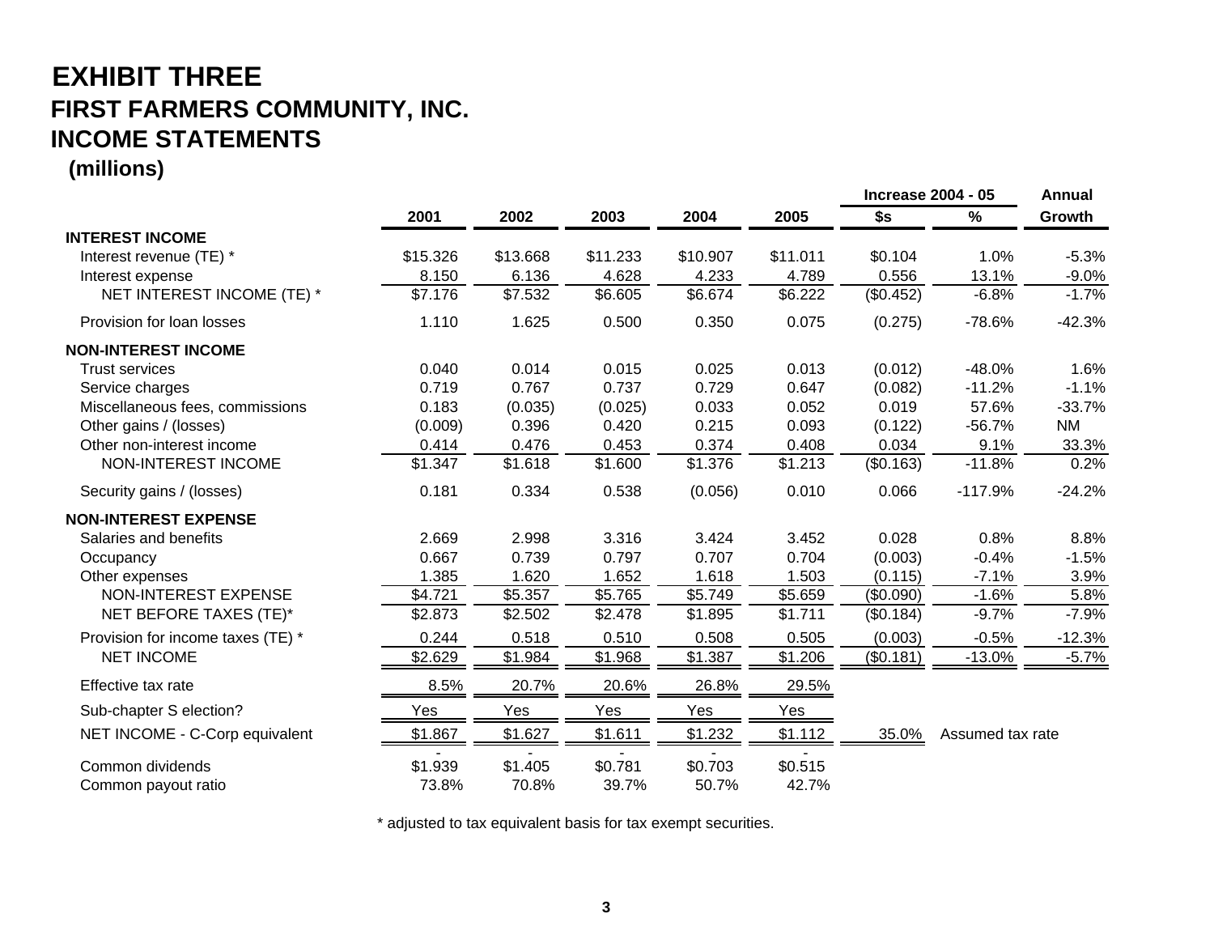# EXHIBIT THREE

## FIRST FARMERS COMMUNITY, INC.

## INCOME STATEMENTS

**(millions)**

| | 2001 | 2002 | 2003 | 2004 | 2005 | Increase 2004 - 05 $s | Increase 2004 - 05 % | Annual Growth |
|---|---|---|---|---|---|---|---|---|
| **INTEREST INCOME** | | | | | | | | |
| Interest revenue (TE) * | $15.326 | $13.668 | $11.233 | $10.907 | $11.011 | $0.104 | 1.0% | -5.3% |
| Interest expense | 8.150 | 6.136 | 4.628 | 4.233 | 4.789 | 0.556 | 13.1% | -9.0% |
| NET INTEREST INCOME (TE) * | $7.176 | $7.532 | $6.605 | $6.674 | $6.222 | ($0.452) | -6.8% | -1.7% |
| Provision for loan losses | 1.110 | 1.625 | 0.500 | 0.350 | 0.075 | (0.275) | -78.6% | -42.3% |
| **NON-INTEREST INCOME** | | | | | | | | |
| Trust services | 0.040 | 0.014 | 0.015 | 0.025 | 0.013 | (0.012) | -48.0% | 1.6% |
| Service charges | 0.719 | 0.767 | 0.737 | 0.729 | 0.647 | (0.082) | -11.2% | -1.1% |
| Miscellaneous fees, commissions | 0.183 | (0.035) | (0.025) | 0.033 | 0.052 | 0.019 | 57.6% | -33.7% |
| Other gains / (losses) | (0.009) | 0.396 | 0.420 | 0.215 | 0.093 | (0.122) | -56.7% | NM |
| Other non-interest income | 0.414 | 0.476 | 0.453 | 0.374 | 0.408 | 0.034 | 9.1% | 33.3% |
| NON-INTEREST INCOME | $1.347 | $1.618 | $1.600 | $1.376 | $1.213 | ($0.163) | -11.8% | 0.2% |
| Security gains / (losses) | 0.181 | 0.334 | 0.538 | (0.056) | 0.010 | 0.066 | -117.9% | -24.2% |
| **NON-INTEREST EXPENSE** | | | | | | | | |
| Salaries and benefits | 2.669 | 2.998 | 3.316 | 3.424 | 3.452 | 0.028 | 0.8% | 8.8% |
| Occupancy | 0.667 | 0.739 | 0.797 | 0.707 | 0.704 | (0.003) | -0.4% | -1.5% |
| Other expenses | 1.385 | 1.620 | 1.652 | 1.618 | 1.503 | (0.115) | -7.1% | 3.9% |
| NON-INTEREST EXPENSE | $4.721 | $5.357 | $5.765 | $5.749 | $5.659 | ($0.090) | -1.6% | 5.8% |
| NET BEFORE TAXES (TE)* | $2.873 | $2.502 | $2.478 | $1.895 | $1.711 | ($0.184) | -9.7% | -7.9% |
| Provision for income taxes (TE) * | 0.244 | 0.518 | 0.510 | 0.508 | 0.505 | (0.003) | -0.5% | -12.3% |
| NET INCOME | $2.629 | $1.984 | $1.968 | $1.387 | $1.206 | ($0.181) | -13.0% | -5.7% |
| Effective tax rate | 8.5% | 20.7% | 20.6% | 26.8% | 29.5% | | | |
| Sub-chapter S election? | Yes | Yes | Yes | Yes | Yes | | | |
| NET INCOME - C-Corp equivalent | $1.867 | $1.627 | $1.611 | $1.232 | $1.112 | 35.0% | Assumed tax rate | |
| Common dividends | $1.939 | $1.405 | $0.781 | $0.703 | $0.515 | | | |
| Common payout ratio | 73.8% | 70.8% | 39.7% | 50.7% | 42.7% | | | |

\* adjusted to tax equivalent basis for tax exempt securities.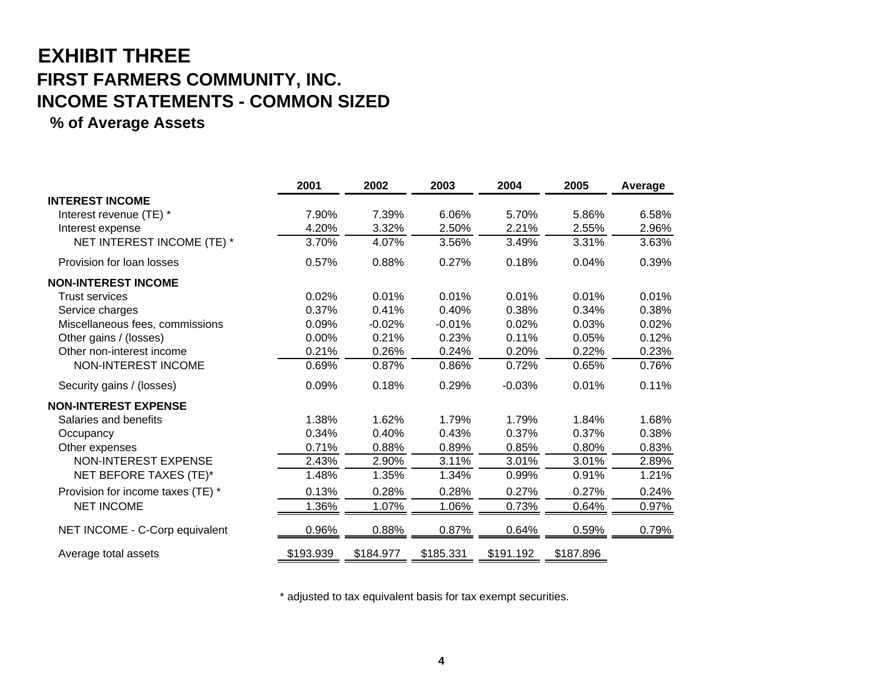# EXHIBIT THREE

## FIRST FARMERS COMMUNITY, INC.

## INCOME STATEMENTS - COMMON SIZED

### % of Average Assets

| | 2001 | 2002 | 2003 | 2004 | 2005 | Average |
|---|---|---|---|---|---|---|
| **INTEREST INCOME** | | | | | | |
| Interest revenue (TE) * | 7.90% | 7.39% | 6.06% | 5.70% | 5.86% | 6.58% |
| Interest expense | 4.20% | 3.32% | 2.50% | 2.21% | 2.55% | 2.96% |
| NET INTEREST INCOME (TE) * | 3.70% | 4.07% | 3.56% | 3.49% | 3.31% | 3.63% |
| Provision for loan losses | 0.57% | 0.88% | 0.27% | 0.18% | 0.04% | 0.39% |
| **NON-INTEREST INCOME** | | | | | | |
| Trust services | 0.02% | 0.01% | 0.01% | 0.01% | 0.01% | 0.01% |
| Service charges | 0.37% | 0.41% | 0.40% | 0.38% | 0.34% | 0.38% |
| Miscellaneous fees, commissions | 0.09% | -0.02% | -0.01% | 0.02% | 0.03% | 0.02% |
| Other gains / (losses) | 0.00% | 0.21% | 0.23% | 0.11% | 0.05% | 0.12% |
| Other non-interest income | 0.21% | 0.26% | 0.24% | 0.20% | 0.22% | 0.23% |
| NON-INTEREST INCOME | 0.69% | 0.87% | 0.86% | 0.72% | 0.65% | 0.76% |
| Security gains / (losses) | 0.09% | 0.18% | 0.29% | -0.03% | 0.01% | 0.11% |
| **NON-INTEREST EXPENSE** | | | | | | |
| Salaries and benefits | 1.38% | 1.62% | 1.79% | 1.79% | 1.84% | 1.68% |
| Occupancy | 0.34% | 0.40% | 0.43% | 0.37% | 0.37% | 0.38% |
| Other expenses | 0.71% | 0.88% | 0.89% | 0.85% | 0.80% | 0.83% |
| NON-INTEREST EXPENSE | 2.43% | 2.90% | 3.11% | 3.01% | 3.01% | 2.89% |
| NET BEFORE TAXES (TE)* | 1.48% | 1.35% | 1.34% | 0.99% | 0.91% | 1.21% |
| Provision for income taxes (TE) * | 0.13% | 0.28% | 0.28% | 0.27% | 0.27% | 0.24% |
| NET INCOME | 1.36% | 1.07% | 1.06% | 0.73% | 0.64% | 0.97% |
| NET INCOME - C-Corp equivalent | 0.96% | 0.88% | 0.87% | 0.64% | 0.59% | 0.79% |
| Average total assets | $193.939 | $184.977 | $185.331 | $191.192 | $187.896 | |

\* adjusted to tax equivalent basis for tax exempt securities.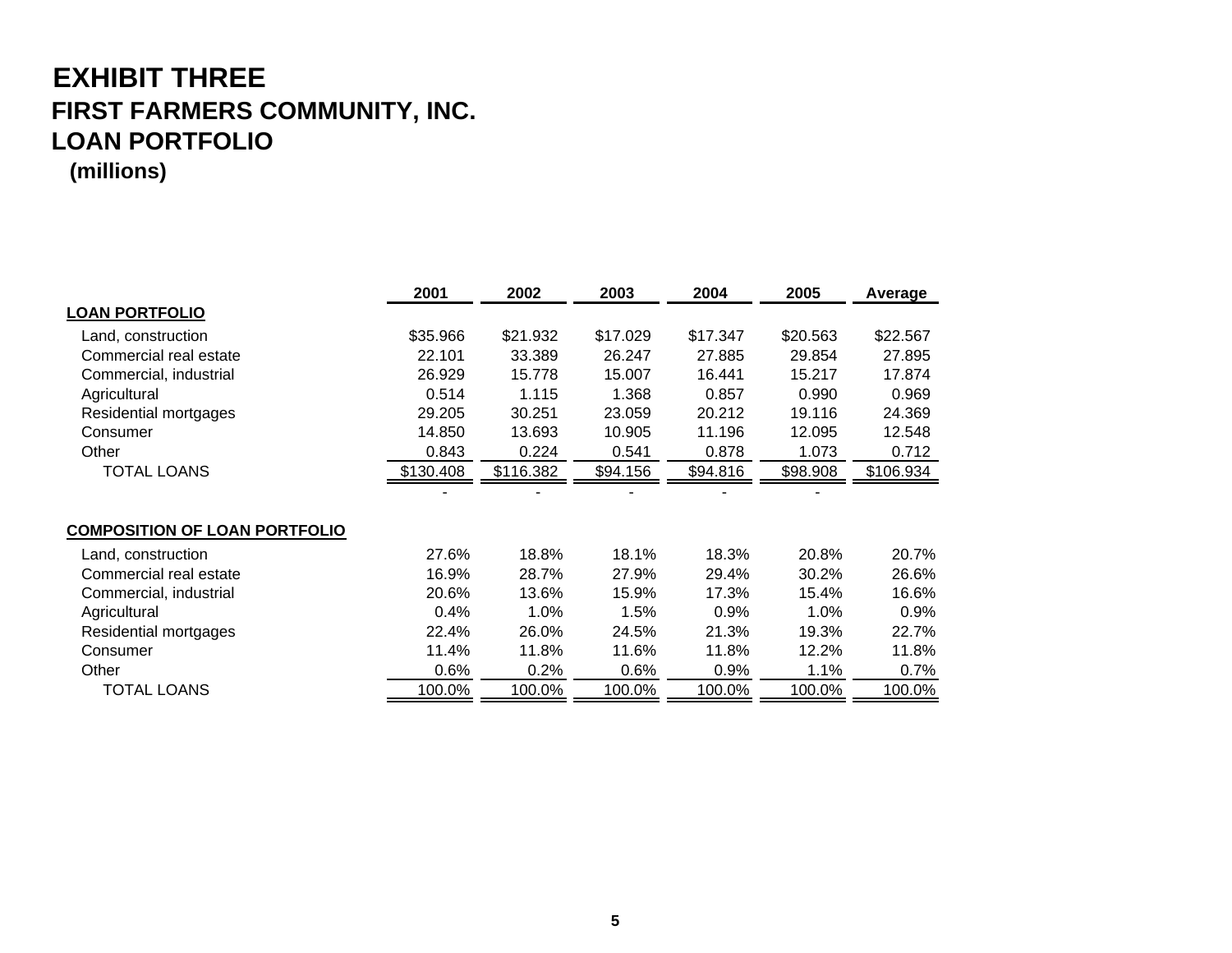# EXHIBIT THREE

## FIRST FARMERS COMMUNITY, INC.

## LOAN PORTFOLIO

**(millions)**

| | 2001 | 2002 | 2003 | 2004 | 2005 | Average |
|---|---|---|---|---|---|---|
| **LOAN PORTFOLIO** | | | | | | |
| Land, construction | $35.966 | $21.932 | $17.029 | $17.347 | $20.563 | $22.567 |
| Commercial real estate | 22.101 | 33.389 | 26.247 | 27.885 | 29.854 | 27.895 |
| Commercial, industrial | 26.929 | 15.778 | 15.007 | 16.441 | 15.217 | 17.874 |
| Agricultural | 0.514 | 1.115 | 1.368 | 0.857 | 0.990 | 0.969 |
| Residential mortgages | 29.205 | 30.251 | 23.059 | 20.212 | 19.116 | 24.369 |
| Consumer | 14.850 | 13.693 | 10.905 | 11.196 | 12.095 | 12.548 |
| Other | 0.843 | 0.224 | 0.541 | 0.878 | 1.073 | 0.712 |
| TOTAL LOANS | $130.408 | $116.382 | $94.156 | $94.816 | $98.908 | $106.934 |
| | - | - | - | - | - | |
| **COMPOSITION OF LOAN PORTFOLIO** | | | | | | |
| Land, construction | 27.6% | 18.8% | 18.1% | 18.3% | 20.8% | 20.7% |
| Commercial real estate | 16.9% | 28.7% | 27.9% | 29.4% | 30.2% | 26.6% |
| Commercial, industrial | 20.6% | 13.6% | 15.9% | 17.3% | 15.4% | 16.6% |
| Agricultural | 0.4% | 1.0% | 1.5% | 0.9% | 1.0% | 0.9% |
| Residential mortgages | 22.4% | 26.0% | 24.5% | 21.3% | 19.3% | 22.7% |
| Consumer | 11.4% | 11.8% | 11.6% | 11.8% | 12.2% | 11.8% |
| Other | 0.6% | 0.2% | 0.6% | 0.9% | 1.1% | 0.7% |
| TOTAL LOANS | 100.0% | 100.0% | 100.0% | 100.0% | 100.0% | 100.0% |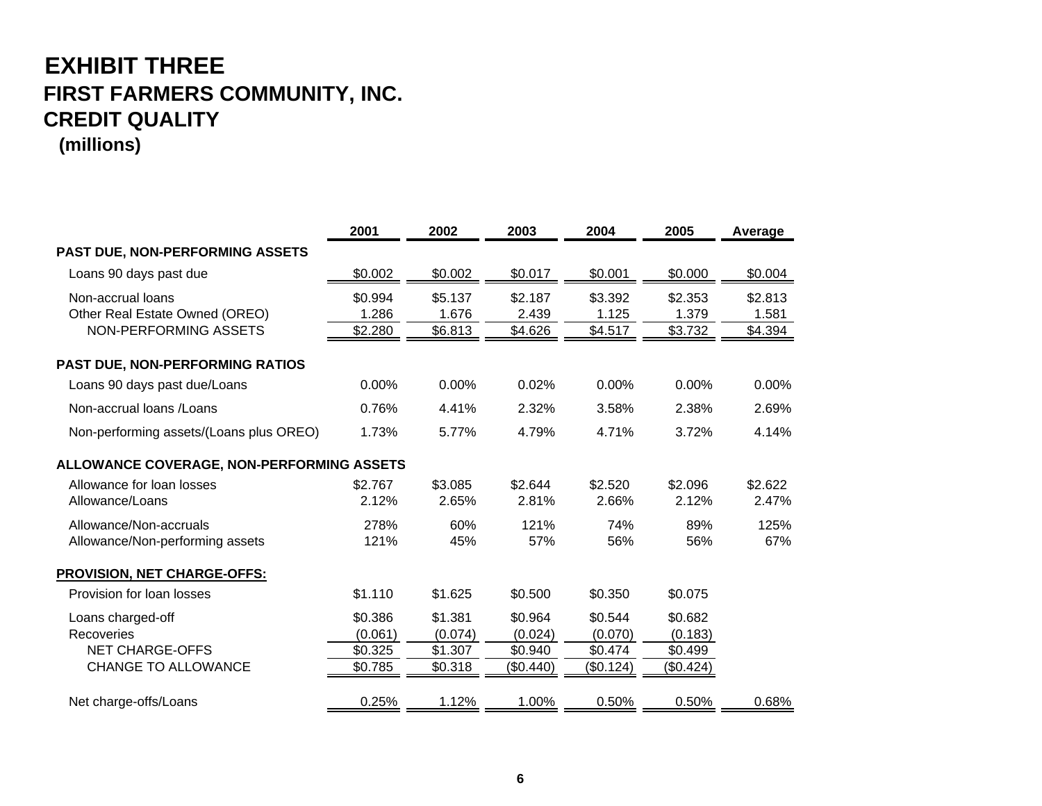# EXHIBIT THREE
## FIRST FARMERS COMMUNITY, INC.
## CREDIT QUALITY
**(millions)**

| | 2001 | 2002 | 2003 | 2004 | 2005 | Average |
|---|---|---|---|---|---|---|
| **PAST DUE, NON-PERFORMING ASSETS** | | | | | | |
| Loans 90 days past due | $0.002 | $0.002 | $0.017 | $0.001 | $0.000 | $0.004 |
| Non-accrual loans | $0.994 | $5.137 | $2.187 | $3.392 | $2.353 | $2.813 |
| Other Real Estate Owned (OREO) | 1.286 | 1.676 | 2.439 | 1.125 | 1.379 | 1.581 |
| NON-PERFORMING ASSETS | $2.280 | $6.813 | $4.626 | $4.517 | $3.732 | $4.394 |
| **PAST DUE, NON-PERFORMING RATIOS** | | | | | | |
| Loans 90 days past due/Loans | 0.00% | 0.00% | 0.02% | 0.00% | 0.00% | 0.00% |
| Non-accrual loans /Loans | 0.76% | 4.41% | 2.32% | 3.58% | 2.38% | 2.69% |
| Non-performing assets/(Loans plus OREO) | 1.73% | 5.77% | 4.79% | 4.71% | 3.72% | 4.14% |
| **ALLOWANCE COVERAGE, NON-PERFORMING ASSETS** | | | | | | |
| Allowance for loan losses | $2.767 | $3.085 | $2.644 | $2.520 | $2.096 | $2.622 |
| Allowance/Loans | 2.12% | 2.65% | 2.81% | 2.66% | 2.12% | 2.47% |
| Allowance/Non-accruals | 278% | 60% | 121% | 74% | 89% | 125% |
| Allowance/Non-performing assets | 121% | 45% | 57% | 56% | 56% | 67% |
| **PROVISION, NET CHARGE-OFFS:** | | | | | | |
| Provision for loan losses | $1.110 | $1.625 | $0.500 | $0.350 | $0.075 | |
| Loans charged-off | $0.386 | $1.381 | $0.964 | $0.544 | $0.682 | |
| Recoveries | (0.061) | (0.074) | (0.024) | (0.070) | (0.183) | |
| NET CHARGE-OFFS | $0.325 | $1.307 | $0.940 | $0.474 | $0.499 | |
| CHANGE TO ALLOWANCE | $0.785 | $0.318 | ($0.440) | ($0.124) | ($0.424) | |
| Net charge-offs/Loans | 0.25% | 1.12% | 1.00% | 0.50% | 0.50% | 0.68% |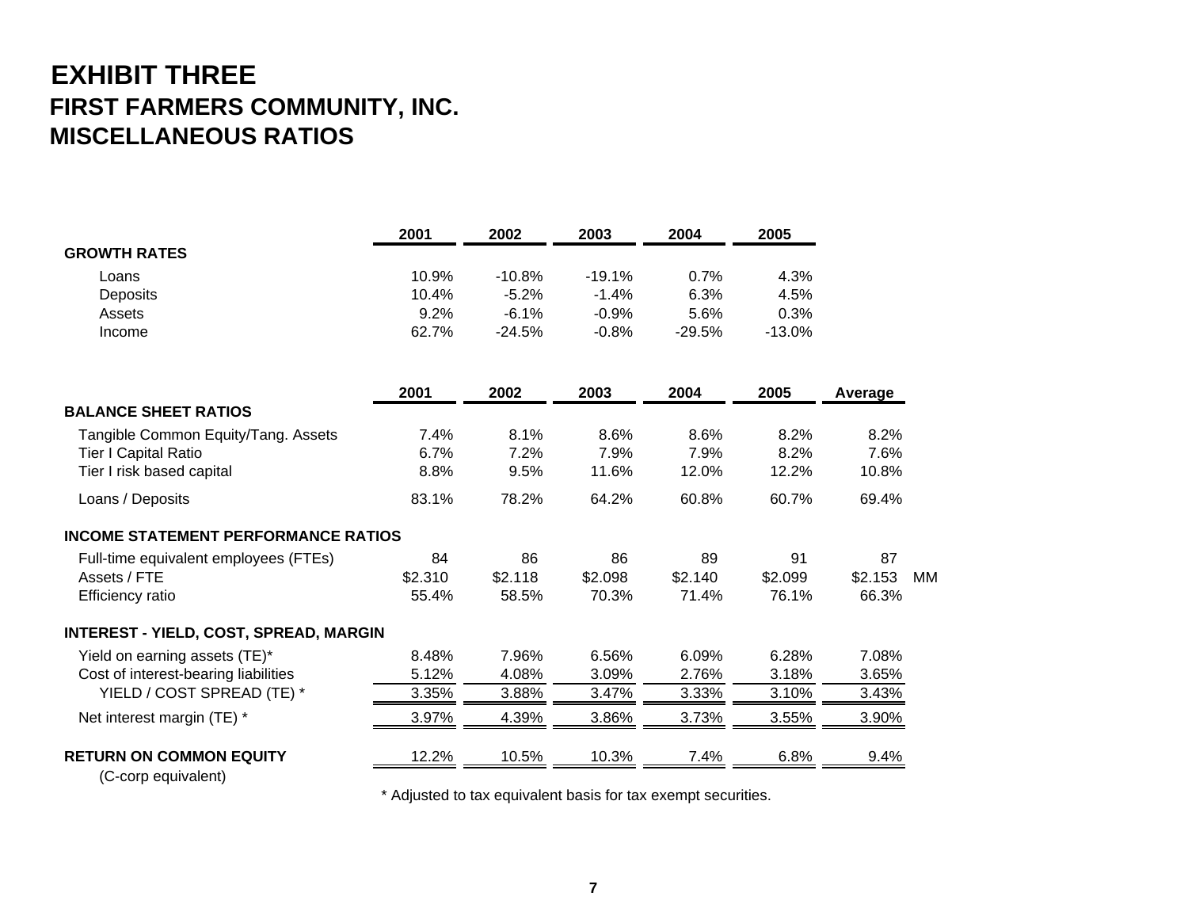# EXHIBIT THREE

## FIRST FARMERS COMMUNITY, INC.

## MISCELLANEOUS RATIOS

| | 2001 | 2002 | 2003 | 2004 | 2005 |
|---|---|---|---|---|---|
| **GROWTH RATES** | | | | | |
| Loans | 10.9% | -10.8% | -19.1% | 0.7% | 4.3% |
| Deposits | 10.4% | -5.2% | -1.4% | 6.3% | 4.5% |
| Assets | 9.2% | -6.1% | -0.9% | 5.6% | 0.3% |
| Income | 62.7% | -24.5% | -0.8% | -29.5% | -13.0% |

| | 2001 | 2002 | 2003 | 2004 | 2005 | Average | |
|---|---|---|---|---|---|---|---|
| **BALANCE SHEET RATIOS** | | | | | | | |
| Tangible Common Equity/Tang. Assets | 7.4% | 8.1% | 8.6% | 8.6% | 8.2% | 8.2% | |
| Tier I Capital Ratio | 6.7% | 7.2% | 7.9% | 7.9% | 8.2% | 7.6% | |
| Tier I risk based capital | 8.8% | 9.5% | 11.6% | 12.0% | 12.2% | 10.8% | |
| Loans / Deposits | 83.1% | 78.2% | 64.2% | 60.8% | 60.7% | 69.4% | |
| **INCOME STATEMENT PERFORMANCE RATIOS** | | | | | | | |
| Full-time equivalent employees (FTEs) | 84 | 86 | 86 | 89 | 91 | 87 | |
| Assets / FTE | $2.310 | $2.118 | $2.098 | $2.140 | $2.099 | $2.153 | MM |
| Efficiency ratio | 55.4% | 58.5% | 70.3% | 71.4% | 76.1% | 66.3% | |
| **INTEREST - YIELD, COST, SPREAD, MARGIN** | | | | | | | |
| Yield on earning assets (TE)* | 8.48% | 7.96% | 6.56% | 6.09% | 6.28% | 7.08% | |
| Cost of interest-bearing liabilities | 5.12% | 4.08% | 3.09% | 2.76% | 3.18% | 3.65% | |
| YIELD / COST SPREAD (TE) * | 3.35% | 3.88% | 3.47% | 3.33% | 3.10% | 3.43% | |
| Net interest margin (TE) * | 3.97% | 4.39% | 3.86% | 3.73% | 3.55% | 3.90% | |
| **RETURN ON COMMON EQUITY** (C-corp equivalent) | 12.2% | 10.5% | 10.3% | 7.4% | 6.8% | 9.4% | |

\* Adjusted to tax equivalent basis for tax exempt securities.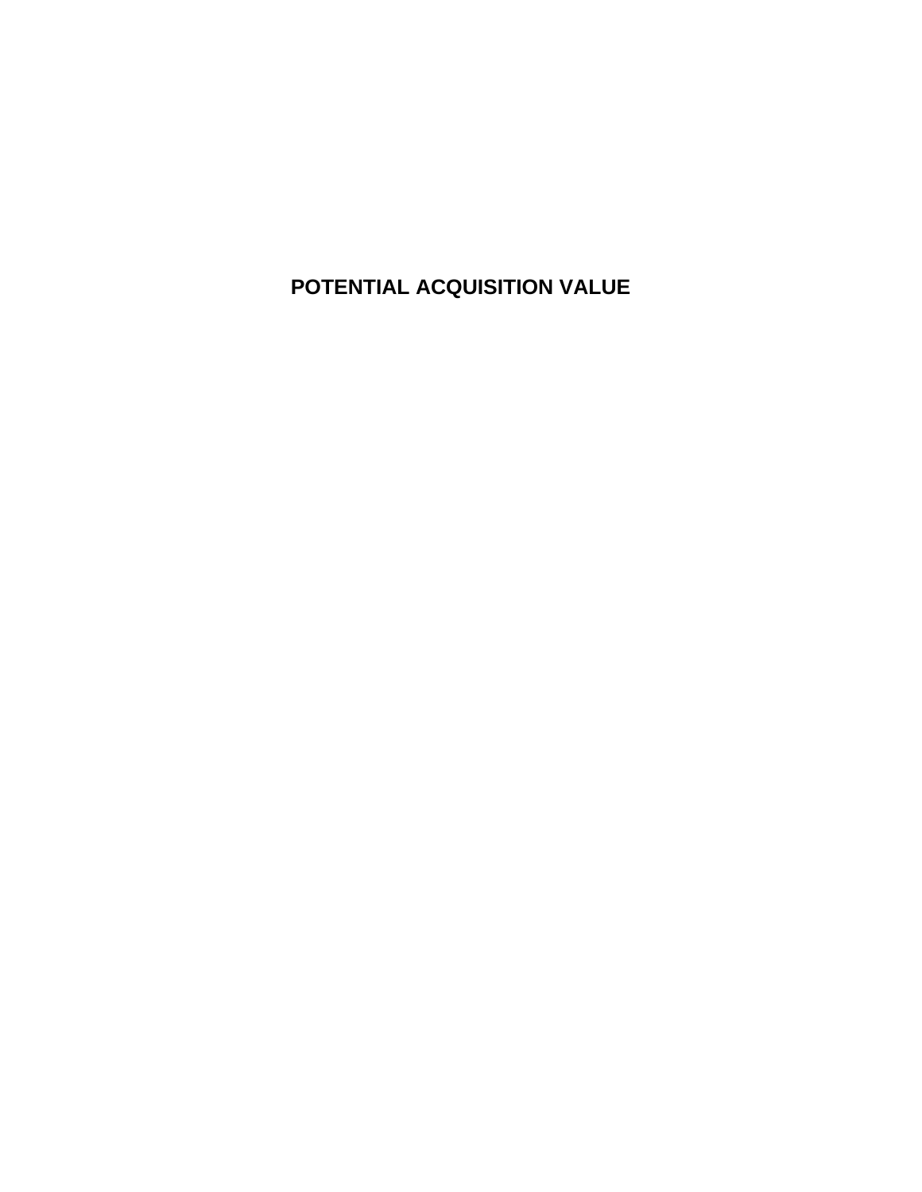# POTENTIAL ACQUISITION VALUE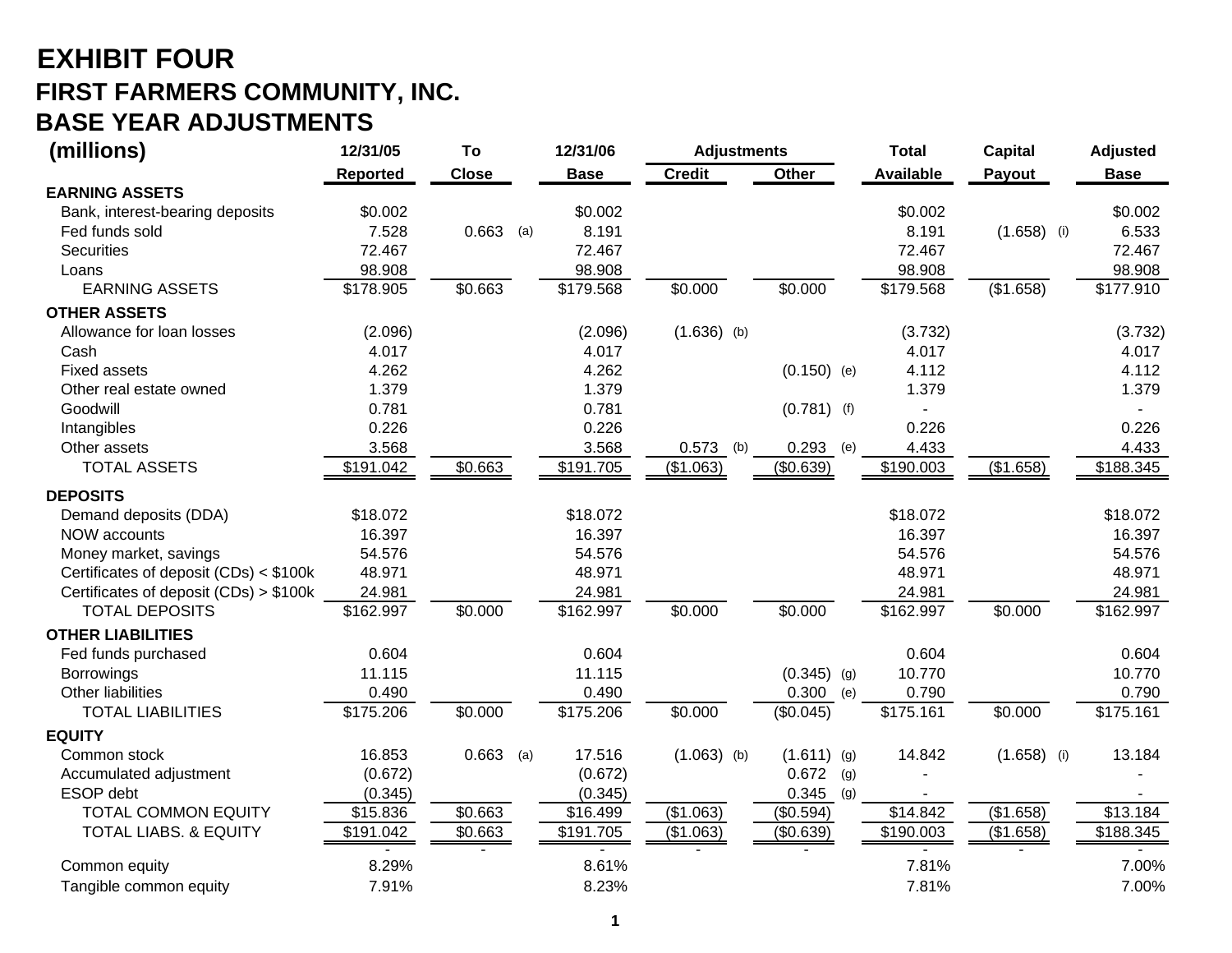# EXHIBIT FOUR

## FIRST FARMERS COMMUNITY, INC.

## BASE YEAR ADJUSTMENTS

| (millions) | 12/31/05 | To | 12/31/06 | Adjustments | | Total | Capital | Adjusted |
|---|---|---|---|---|---|---|---|---|
| | Reported | Close | Base | Credit | Other | Available | Payout | Base |
| **EARNING ASSETS** | | | | | | | | |
| Bank, interest-bearing deposits | $0.002 | | $0.002 | | | $0.002 | | $0.002 |
| Fed funds sold | 7.528 | 0.663 (a) | 8.191 | | | 8.191 | (1.658) (i) | 6.533 |
| Securities | 72.467 | | 72.467 | | | 72.467 | | 72.467 |
| Loans | 98.908 | | 98.908 | | | 98.908 | | 98.908 |
| EARNING ASSETS | $178.905 | $0.663 | $179.568 | $0.000 | $0.000 | $179.568 | ($1.658) | $177.910 |
| **OTHER ASSETS** | | | | | | | | |
| Allowance for loan losses | (2.096) | | (2.096) | (1.636) (b) | | (3.732) | | (3.732) |
| Cash | 4.017 | | 4.017 | | | 4.017 | | 4.017 |
| Fixed assets | 4.262 | | 4.262 | | (0.150) (e) | 4.112 | | 4.112 |
| Other real estate owned | 1.379 | | 1.379 | | | 1.379 | | 1.379 |
| Goodwill | 0.781 | | 0.781 | | (0.781) (f) | - | | - |
| Intangibles | 0.226 | | 0.226 | | | 0.226 | | 0.226 |
| Other assets | 3.568 | | 3.568 | 0.573 (b) | 0.293 (e) | 4.433 | | 4.433 |
| TOTAL ASSETS | $191.042 | $0.663 | $191.705 | ($1.063) | ($0.639) | $190.003 | ($1.658) | $188.345 |
| **DEPOSITS** | | | | | | | | |
| Demand deposits (DDA) | $18.072 | | $18.072 | | | $18.072 | | $18.072 |
| NOW accounts | 16.397 | | 16.397 | | | 16.397 | | 16.397 |
| Money market, savings | 54.576 | | 54.576 | | | 54.576 | | 54.576 |
| Certificates of deposit (CDs) < $100k | 48.971 | | 48.971 | | | 48.971 | | 48.971 |
| Certificates of deposit (CDs) > $100k | 24.981 | | 24.981 | | | 24.981 | | 24.981 |
| TOTAL DEPOSITS | $162.997 | $0.000 | $162.997 | $0.000 | $0.000 | $162.997 | $0.000 | $162.997 |
| **OTHER LIABILITIES** | | | | | | | | |
| Fed funds purchased | 0.604 | | 0.604 | | | 0.604 | | 0.604 |
| Borrowings | 11.115 | | 11.115 | | (0.345) (g) | 10.770 | | 10.770 |
| Other liabilities | 0.490 | | 0.490 | | 0.300 (e) | 0.790 | | 0.790 |
| TOTAL LIABILITIES | $175.206 | $0.000 | $175.206 | $0.000 | ($0.045) | $175.161 | $0.000 | $175.161 |
| **EQUITY** | | | | | | | | |
| Common stock | 16.853 | 0.663 (a) | 17.516 | (1.063) (b) | (1.611) (g) | 14.842 | (1.658) (i) | 13.184 |
| Accumulated adjustment | (0.672) | | (0.672) | | 0.672 (g) | - | | - |
| ESOP debt | (0.345) | | (0.345) | | 0.345 (g) | - | | - |
| TOTAL COMMON EQUITY | $15.836 | $0.663 | $16.499 | ($1.063) | ($0.594) | $14.842 | ($1.658) | $13.184 |
| TOTAL LIABS. & EQUITY | $191.042 | $0.663 | $191.705 | ($1.063) | ($0.639) | $190.003 | ($1.658) | $188.345 |
| | - | - | - | - | - | - | - | - |
| Common equity | 8.29% | | 8.61% | | | 7.81% | | 7.00% |
| Tangible common equity | 7.91% | | 8.23% | | | 7.81% | | 7.00% |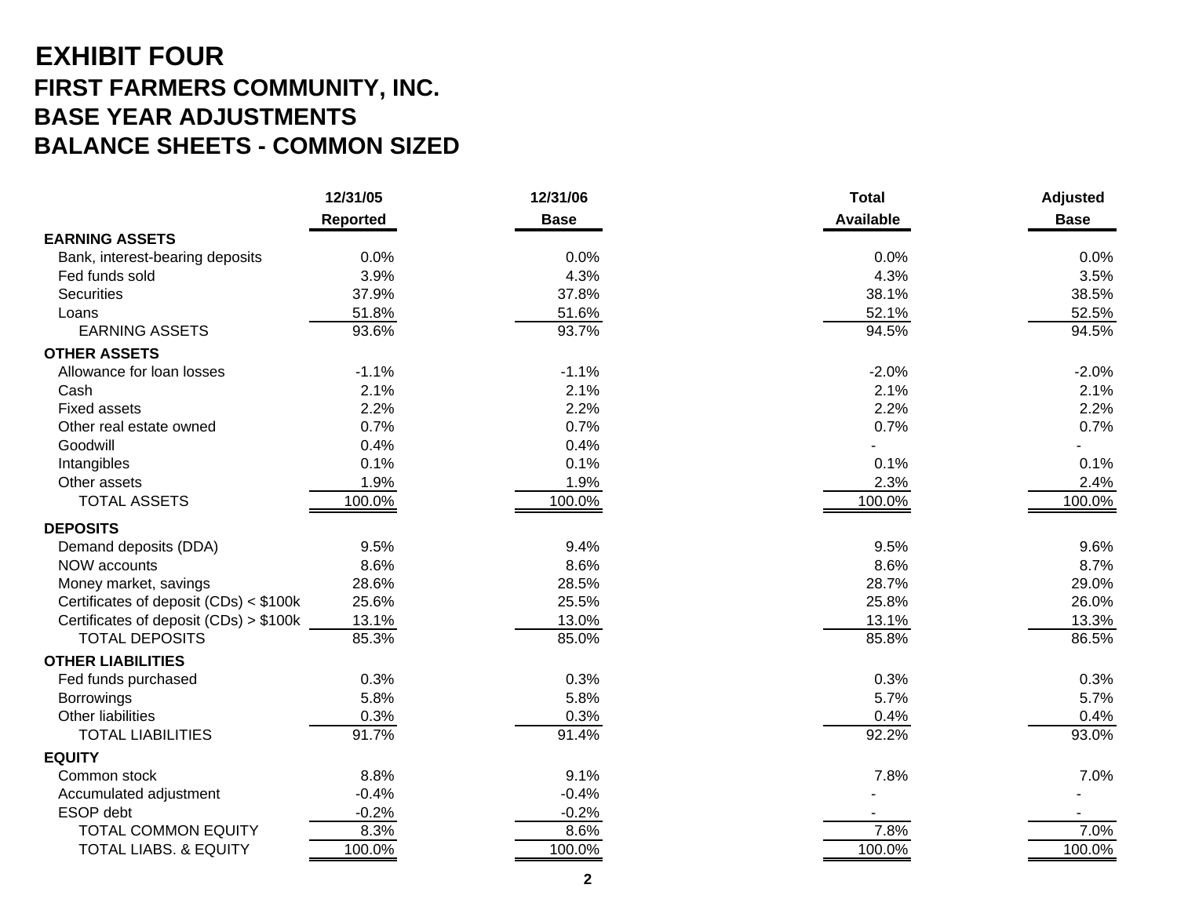# EXHIBIT FOUR

## FIRST FARMERS COMMUNITY, INC.
## BASE YEAR ADJUSTMENTS
## BALANCE SHEETS - COMMON SIZED

| | 12/31/05 Reported | 12/31/06 Base | Total Available | Adjusted Base |
|---|---|---|---|---|
| **EARNING ASSETS** | | | | |
| Bank, interest-bearing deposits | 0.0% | 0.0% | 0.0% | 0.0% |
| Fed funds sold | 3.9% | 4.3% | 4.3% | 3.5% |
| Securities | 37.9% | 37.8% | 38.1% | 38.5% |
| Loans | 51.8% | 51.6% | 52.1% | 52.5% |
| EARNING ASSETS | 93.6% | 93.7% | 94.5% | 94.5% |
| **OTHER ASSETS** | | | | |
| Allowance for loan losses | -1.1% | -1.1% | -2.0% | -2.0% |
| Cash | 2.1% | 2.1% | 2.1% | 2.1% |
| Fixed assets | 2.2% | 2.2% | 2.2% | 2.2% |
| Other real estate owned | 0.7% | 0.7% | 0.7% | 0.7% |
| Goodwill | 0.4% | 0.4% | - | - |
| Intangibles | 0.1% | 0.1% | 0.1% | 0.1% |
| Other assets | 1.9% | 1.9% | 2.3% | 2.4% |
| TOTAL ASSETS | 100.0% | 100.0% | 100.0% | 100.0% |
| **DEPOSITS** | | | | |
| Demand deposits (DDA) | 9.5% | 9.4% | 9.5% | 9.6% |
| NOW accounts | 8.6% | 8.6% | 8.6% | 8.7% |
| Money market, savings | 28.6% | 28.5% | 28.7% | 29.0% |
| Certificates of deposit (CDs) < $100k | 25.6% | 25.5% | 25.8% | 26.0% |
| Certificates of deposit (CDs) > $100k | 13.1% | 13.0% | 13.1% | 13.3% |
| TOTAL DEPOSITS | 85.3% | 85.0% | 85.8% | 86.5% |
| **OTHER LIABILITIES** | | | | |
| Fed funds purchased | 0.3% | 0.3% | 0.3% | 0.3% |
| Borrowings | 5.8% | 5.8% | 5.7% | 5.7% |
| Other liabilities | 0.3% | 0.3% | 0.4% | 0.4% |
| TOTAL LIABILITIES | 91.7% | 91.4% | 92.2% | 93.0% |
| **EQUITY** | | | | |
| Common stock | 8.8% | 9.1% | 7.8% | 7.0% |
| Accumulated adjustment | -0.4% | -0.4% | - | - |
| ESOP debt | -0.2% | -0.2% | - | - |
| TOTAL COMMON EQUITY | 8.3% | 8.6% | 7.8% | 7.0% |
| TOTAL LIABS. & EQUITY | 100.0% | 100.0% | 100.0% | 100.0% |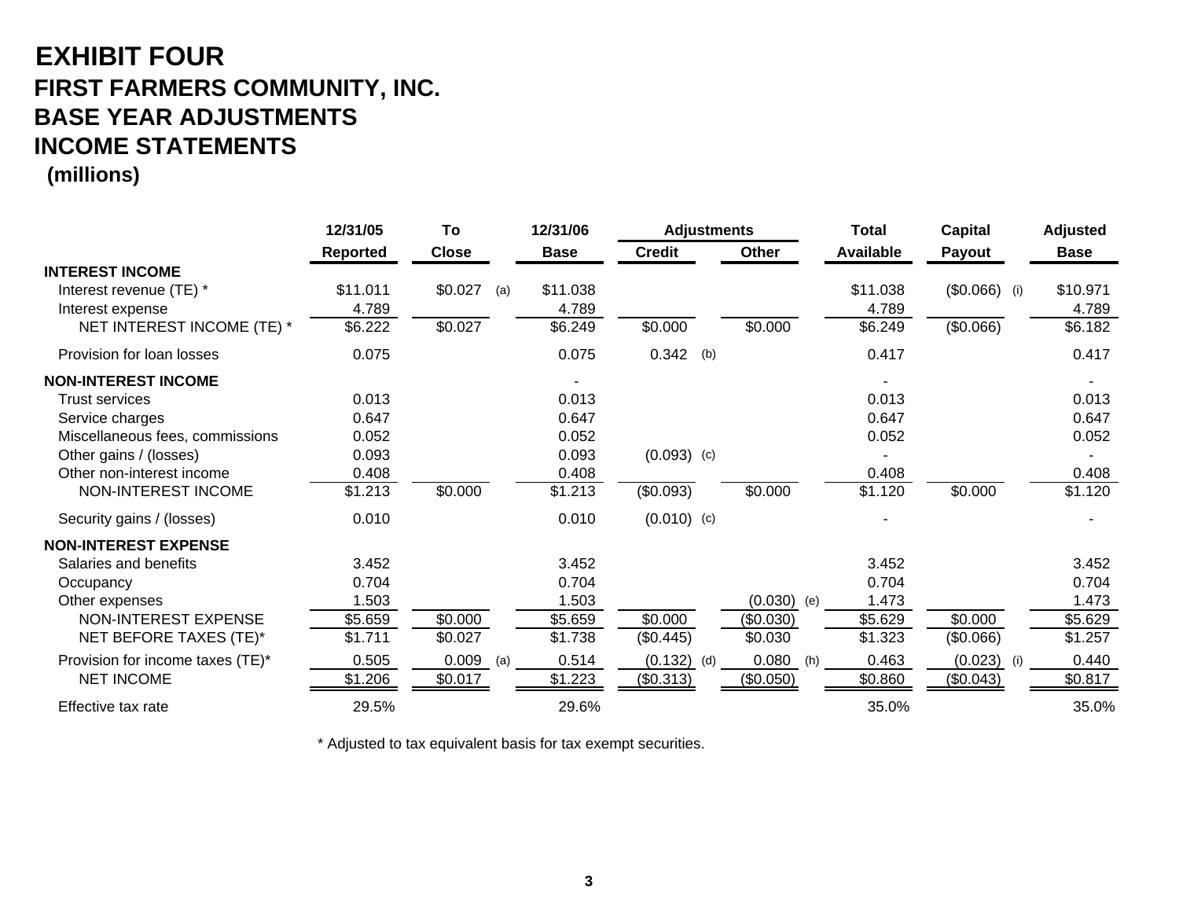# EXHIBIT FOUR

## FIRST FARMERS COMMUNITY, INC.
## BASE YEAR ADJUSTMENTS
## INCOME STATEMENTS

**(millions)**

| | 12/31/05 Reported | To Close | | 12/31/06 Base | Adjustments Credit | | Adjustments Other | | Total Available | Capital Payout | | Adjusted Base |
|---|---|---|---|---|---|---|---|---|---|---|---|---|
| **INTEREST INCOME** | | | | | | | | | | | | |
| Interest revenue (TE) * | $11.011 | $0.027 | (a) | $11.038 | | | | | $11.038 | ($0.066) | (i) | $10.971 |
| Interest expense | 4.789 | | | 4.789 | | | | | 4.789 | | | 4.789 |
| NET INTEREST INCOME (TE) * | $6.222 | $0.027 | | $6.249 | $0.000 | | $0.000 | | $6.249 | ($0.066) | | $6.182 |
| Provision for loan losses | 0.075 | | | 0.075 | 0.342 | (b) | | | 0.417 | | | 0.417 |
| **NON-INTEREST INCOME** | | | | - | | | | | - | | | - |
| Trust services | 0.013 | | | 0.013 | | | | | 0.013 | | | 0.013 |
| Service charges | 0.647 | | | 0.647 | | | | | 0.647 | | | 0.647 |
| Miscellaneous fees, commissions | 0.052 | | | 0.052 | | | | | 0.052 | | | 0.052 |
| Other gains / (losses) | 0.093 | | | 0.093 | (0.093) | (c) | | | - | | | - |
| Other non-interest income | 0.408 | | | 0.408 | | | | | 0.408 | | | 0.408 |
| NON-INTEREST INCOME | $1.213 | $0.000 | | $1.213 | ($0.093) | | $0.000 | | $1.120 | $0.000 | | $1.120 |
| Security gains / (losses) | 0.010 | | | 0.010 | (0.010) | (c) | | | - | | | - |
| **NON-INTEREST EXPENSE** | | | | | | | | | | | | |
| Salaries and benefits | 3.452 | | | 3.452 | | | | | 3.452 | | | 3.452 |
| Occupancy | 0.704 | | | 0.704 | | | | | 0.704 | | | 0.704 |
| Other expenses | 1.503 | | | 1.503 | | | (0.030) | (e) | 1.473 | | | 1.473 |
| NON-INTEREST EXPENSE | $5.659 | $0.000 | | $5.659 | $0.000 | | ($0.030) | | $5.629 | $0.000 | | $5.629 |
| NET BEFORE TAXES (TE)* | $1.711 | $0.027 | | $1.738 | ($0.445) | | $0.030 | | $1.323 | ($0.066) | | $1.257 |
| Provision for income taxes (TE)* | 0.505 | 0.009 | (a) | 0.514 | (0.132) | (d) | 0.080 | (h) | 0.463 | (0.023) | (i) | 0.440 |
| NET INCOME | $1.206 | $0.017 | | $1.223 | ($0.313) | | ($0.050) | | $0.860 | ($0.043) | | $0.817 |
| Effective tax rate | 29.5% | | | 29.6% | | | | | 35.0% | | | 35.0% |

* Adjusted to tax equivalent basis for tax exempt securities.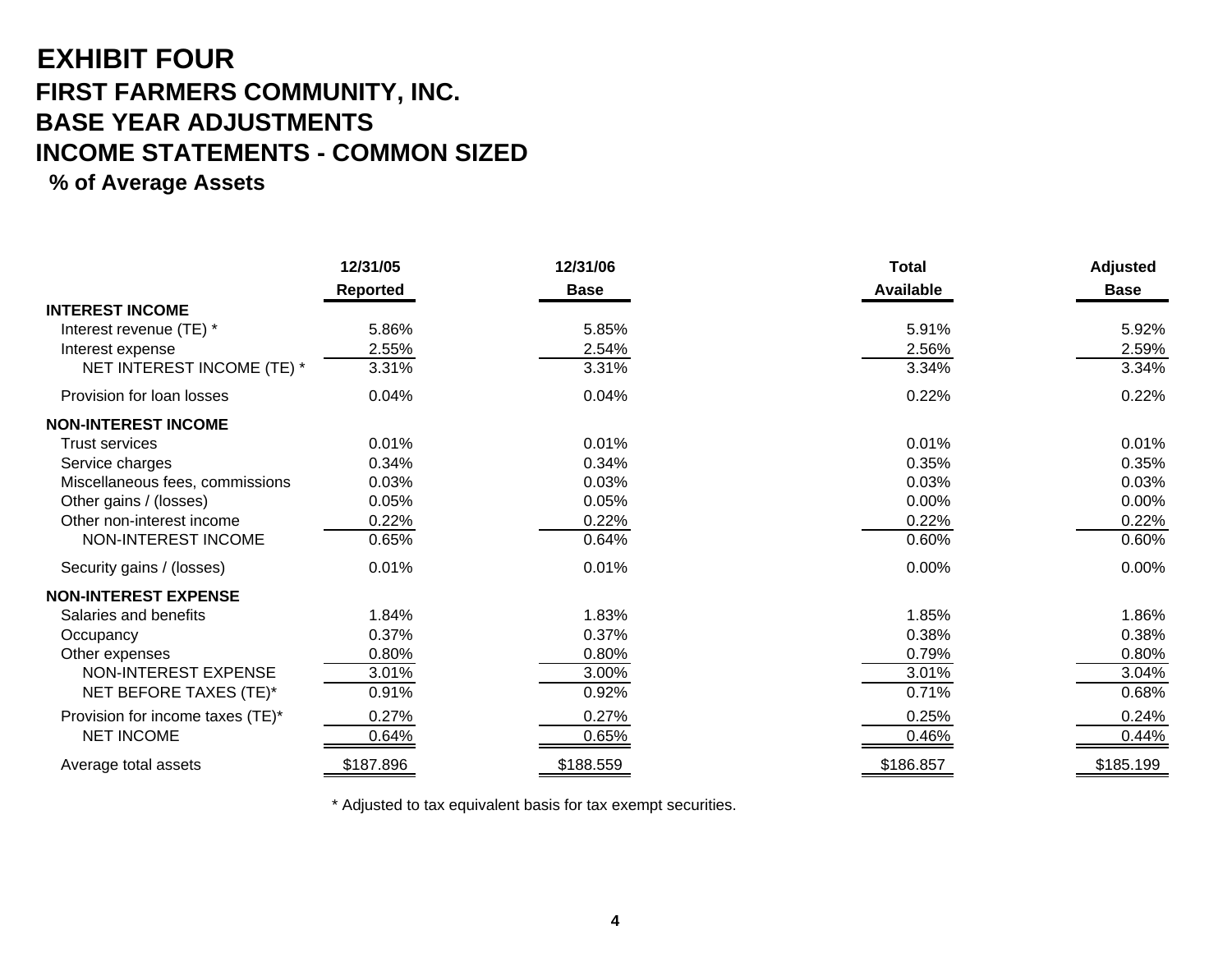# EXHIBIT FOUR

## FIRST FARMERS COMMUNITY, INC.

## BASE YEAR ADJUSTMENTS

## INCOME STATEMENTS - COMMON SIZED

**% of Average Assets**

| | 12/31/05 Reported | 12/31/06 Base | Total Available | Adjusted Base |
|---|---|---|---|---|
| **INTEREST INCOME** | | | | |
| Interest revenue (TE) * | 5.86% | 5.85% | 5.91% | 5.92% |
| Interest expense | 2.55% | 2.54% | 2.56% | 2.59% |
| NET INTEREST INCOME (TE) * | 3.31% | 3.31% | 3.34% | 3.34% |
| Provision for loan losses | 0.04% | 0.04% | 0.22% | 0.22% |
| **NON-INTEREST INCOME** | | | | |
| Trust services | 0.01% | 0.01% | 0.01% | 0.01% |
| Service charges | 0.34% | 0.34% | 0.35% | 0.35% |
| Miscellaneous fees, commissions | 0.03% | 0.03% | 0.03% | 0.03% |
| Other gains / (losses) | 0.05% | 0.05% | 0.00% | 0.00% |
| Other non-interest income | 0.22% | 0.22% | 0.22% | 0.22% |
| NON-INTEREST INCOME | 0.65% | 0.64% | 0.60% | 0.60% |
| Security gains / (losses) | 0.01% | 0.01% | 0.00% | 0.00% |
| **NON-INTEREST EXPENSE** | | | | |
| Salaries and benefits | 1.84% | 1.83% | 1.85% | 1.86% |
| Occupancy | 0.37% | 0.37% | 0.38% | 0.38% |
| Other expenses | 0.80% | 0.80% | 0.79% | 0.80% |
| NON-INTEREST EXPENSE | 3.01% | 3.00% | 3.01% | 3.04% |
| NET BEFORE TAXES (TE)* | 0.91% | 0.92% | 0.71% | 0.68% |
| Provision for income taxes (TE)* | 0.27% | 0.27% | 0.25% | 0.24% |
| NET INCOME | 0.64% | 0.65% | 0.46% | 0.44% |
| Average total assets | $187.896 | $188.559 | $186.857 | $185.199 |

* Adjusted to tax equivalent basis for tax exempt securities.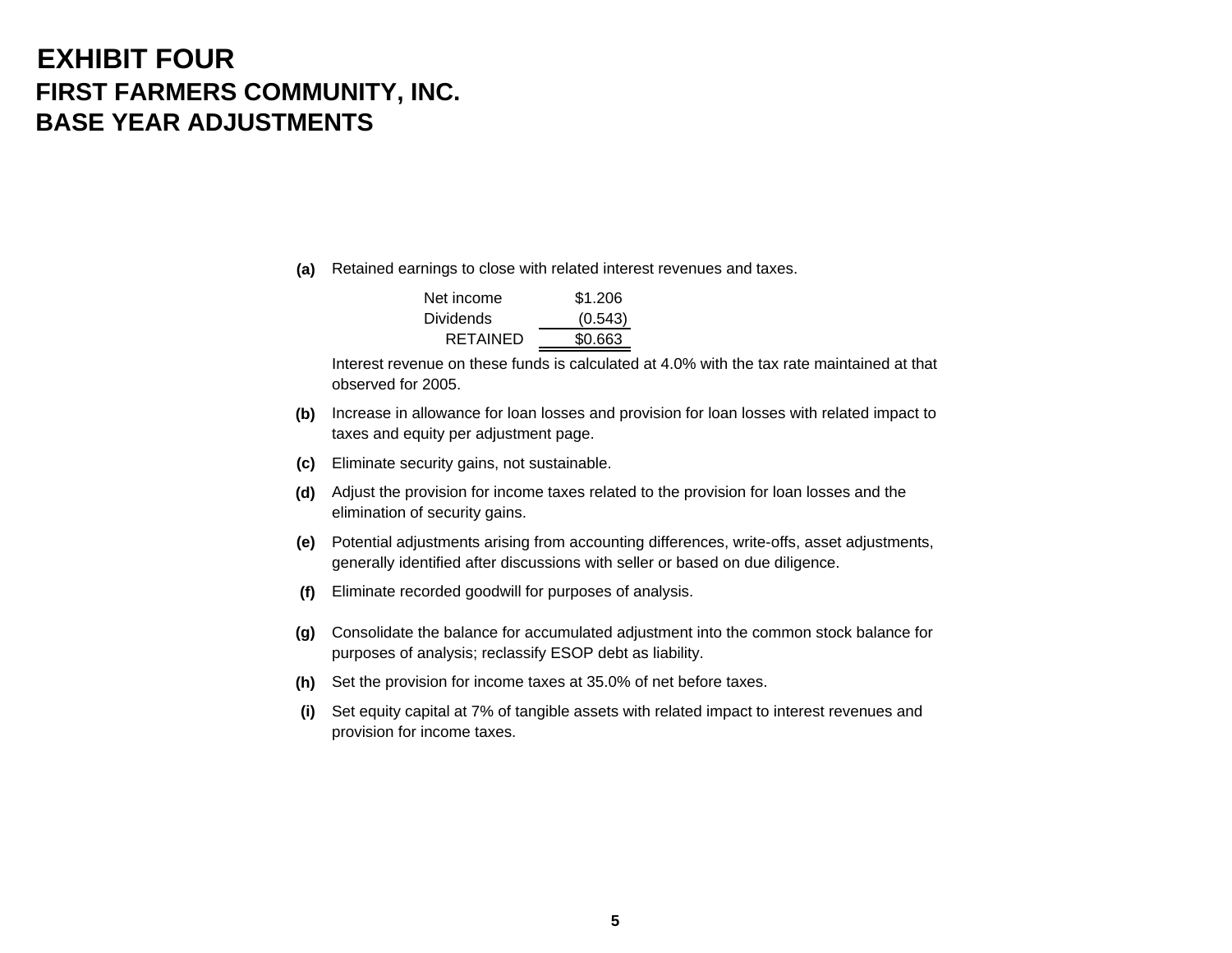# EXHIBIT FOUR
## FIRST FARMERS COMMUNITY, INC.
## BASE YEAR ADJUSTMENTS

**(a)** Retained earnings to close with related interest revenues and taxes.

| | |
|---|---|
| Net income | $1.206 |
| Dividends | (0.543) |
| RETAINED | $0.663 |

Interest revenue on these funds is calculated at 4.0% with the tax rate maintained at that observed for 2005.

**(b)** Increase in allowance for loan losses and provision for loan losses with related impact to taxes and equity per adjustment page.

**(c)** Eliminate security gains, not sustainable.

**(d)** Adjust the provision for income taxes related to the provision for loan losses and the elimination of security gains.

**(e)** Potential adjustments arising from accounting differences, write-offs, asset adjustments, generally identified after discussions with seller or based on due diligence.

**(f)** Eliminate recorded goodwill for purposes of analysis.

**(g)** Consolidate the balance for accumulated adjustment into the common stock balance for purposes of analysis; reclassify ESOP debt as liability.

**(h)** Set the provision for income taxes at 35.0% of net before taxes.

**(i)** Set equity capital at 7% of tangible assets with related impact to interest revenues and provision for income taxes.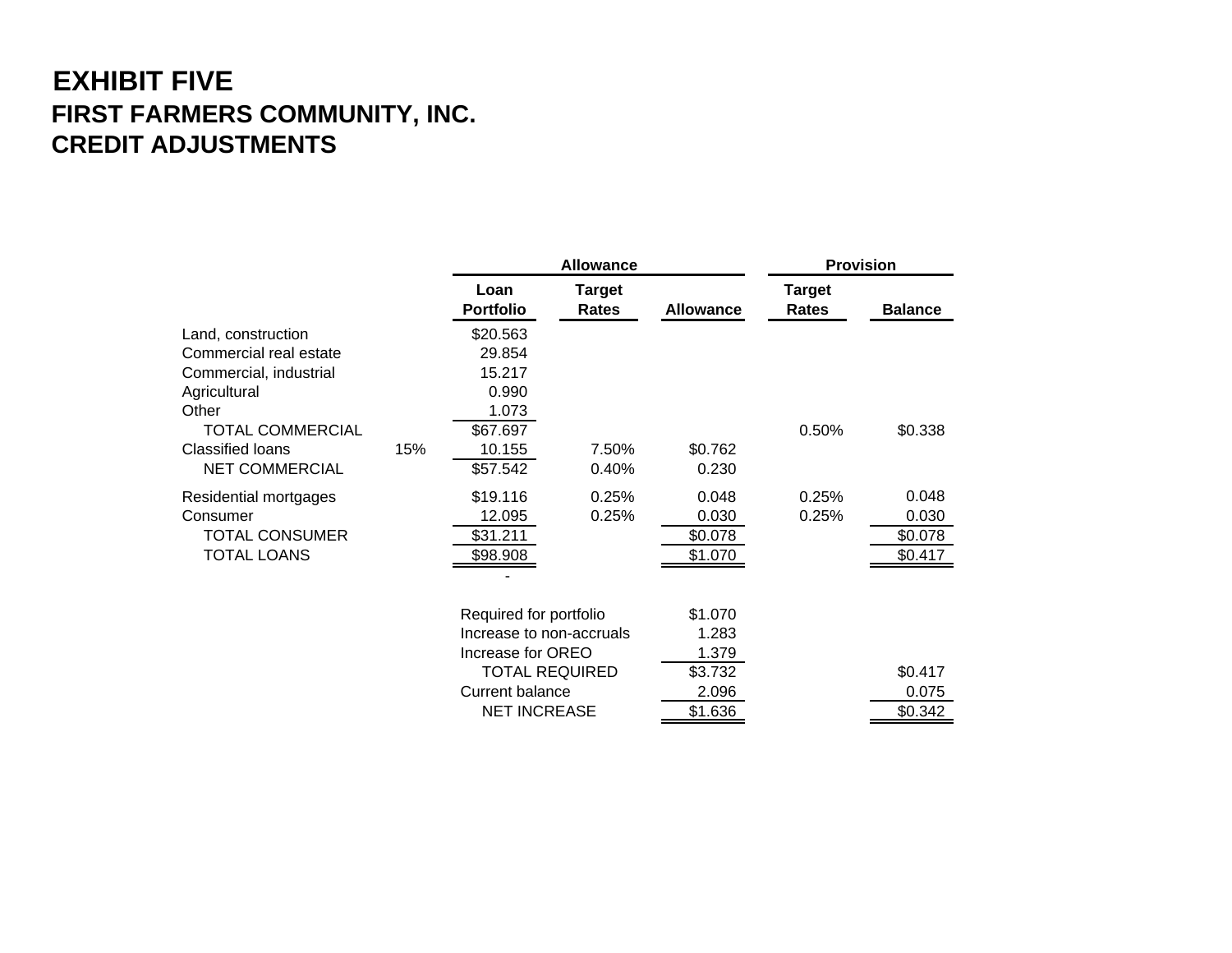# EXHIBIT FIVE

## FIRST FARMERS COMMUNITY, INC.

## CREDIT ADJUSTMENTS

| | | Allowance | | | Provision | |
|---|---|---|---|---|---|---|
| | | Loan Portfolio | Target Rates | Allowance | Target Rates | Balance |
| Land, construction | | $20.563 | | | | |
| Commercial real estate | | 29.854 | | | | |
| Commercial, industrial | | 15.217 | | | | |
| Agricultural | | 0.990 | | | | |
| Other | | 1.073 | | | | |
| TOTAL COMMERCIAL | | $67.697 | | | 0.50% | $0.338 |
| Classified loans | 15% | 10.155 | 7.50% | $0.762 | | |
| NET COMMERCIAL | | $57.542 | 0.40% | 0.230 | | |
| Residential mortgages | | $19.116 | 0.25% | 0.048 | 0.25% | 0.048 |
| Consumer | | 12.095 | 0.25% | 0.030 | 0.25% | 0.030 |
| TOTAL CONSUMER | | $31.211 | | $0.078 | | $0.078 |
| TOTAL LOANS | | $98.908 | | $1.070 | | $0.417 |
| | | - | | | | |

| | Allowance | Provision |
|---|---|---|
| Required for portfolio | $1.070 | |
| Increase to non-accruals | 1.283 | |
| Increase for OREO | 1.379 | |
| TOTAL REQUIRED | $3.732 | $0.417 |
| Current balance | 2.096 | 0.075 |
| NET INCREASE | $1.636 | $0.342 |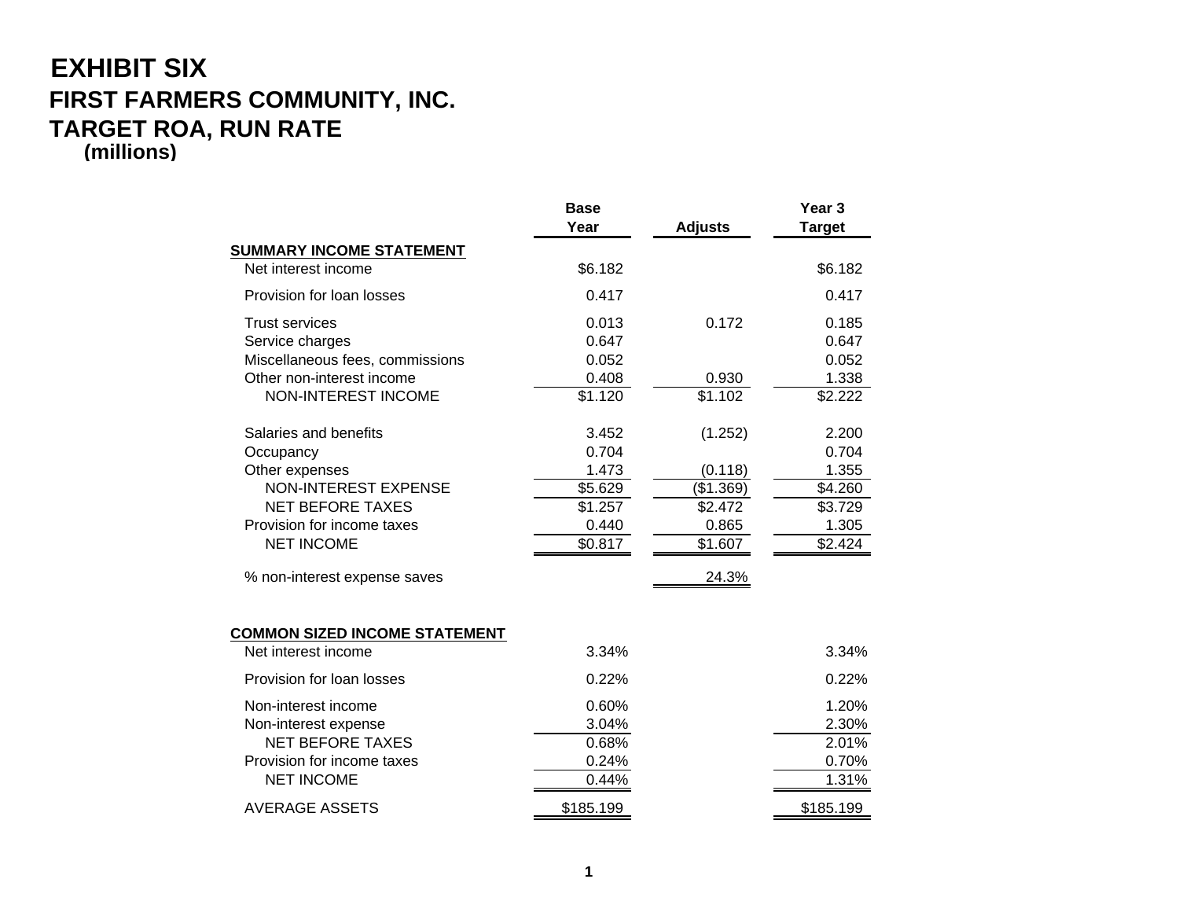# EXHIBIT SIX

## FIRST FARMERS COMMUNITY, INC.

## TARGET ROA, RUN RATE

**(millions)**

| | Base Year | Adjusts | Year 3 Target |
|---|---|---|---|
| **SUMMARY INCOME STATEMENT** | | | |
| Net interest income | $6.182 | | $6.182 |
| Provision for loan losses | 0.417 | | 0.417 |
| Trust services | 0.013 | 0.172 | 0.185 |
| Service charges | 0.647 | | 0.647 |
| Miscellaneous fees, commissions | 0.052 | | 0.052 |
| Other non-interest income | 0.408 | 0.930 | 1.338 |
| NON-INTEREST INCOME | $1.120 | $1.102 | $2.222 |
| Salaries and benefits | 3.452 | (1.252) | 2.200 |
| Occupancy | 0.704 | | 0.704 |
| Other expenses | 1.473 | (0.118) | 1.355 |
| NON-INTEREST EXPENSE | $5.629 | ($1.369) | $4.260 |
| NET BEFORE TAXES | $1.257 | $2.472 | $3.729 |
| Provision for income taxes | 0.440 | 0.865 | 1.305 |
| NET INCOME | $0.817 | $1.607 | $2.424 |
| % non-interest expense saves | | 24.3% | |
| **COMMON SIZED INCOME STATEMENT** | | | |
| Net interest income | 3.34% | | 3.34% |
| Provision for loan losses | 0.22% | | 0.22% |
| Non-interest income | 0.60% | | 1.20% |
| Non-interest expense | 3.04% | | 2.30% |
| NET BEFORE TAXES | 0.68% | | 2.01% |
| Provision for income taxes | 0.24% | | 0.70% |
| NET INCOME | 0.44% | | 1.31% |
| AVERAGE ASSETS | $185.199 | | $185.199 |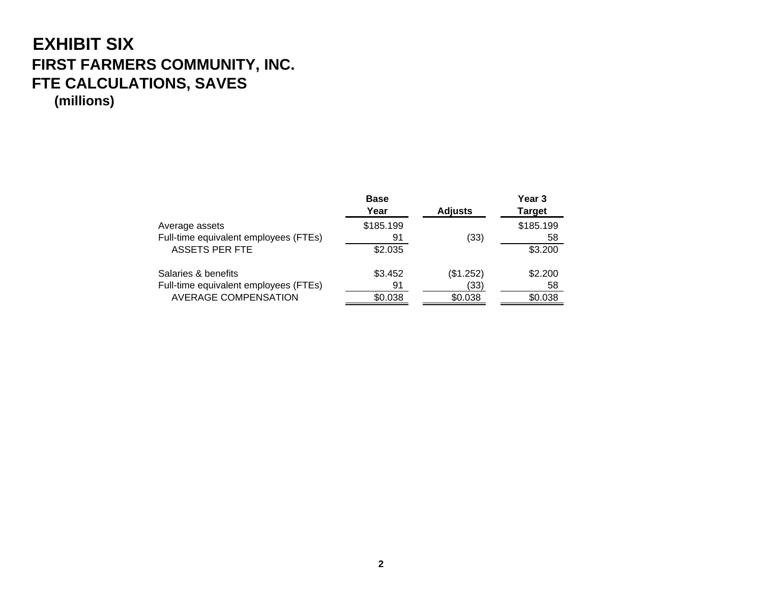# EXHIBIT SIX

## FIRST FARMERS COMMUNITY, INC.

## FTE CALCULATIONS, SAVES

**(millions)**

| | Base Year | Adjusts | Year 3 Target |
|---|---|---|---|
| Average assets | $185.199 | | $185.199 |
| Full-time equivalent employees (FTEs) | 91 | (33) | 58 |
| ASSETS PER FTE | $2.035 | | $3.200 |
| | | | |
| Salaries & benefits | $3.452 | ($1.252) | $2.200 |
| Full-time equivalent employees (FTEs) | 91 | (33) | 58 |
| AVERAGE COMPENSATION | $0.038 | $0.038 | $0.038 |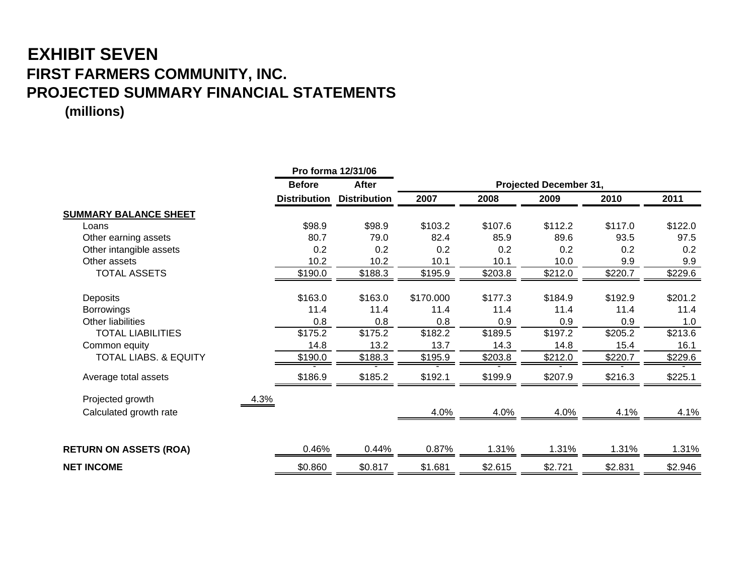# EXHIBIT SEVEN

## FIRST FARMERS COMMUNITY, INC.

## PROJECTED SUMMARY FINANCIAL STATEMENTS

**(millions)**

| | | Pro forma 12/31/06 | | | | | | |
|---|---|---|---|---|---|---|---|---|
| | | Before | After | Projected December 31, | | | | |
| | | Distribution | Distribution | 2007 | 2008 | 2009 | 2010 | 2011 |
| **SUMMARY BALANCE SHEET** | | | | | | | | |
| Loans | | $98.9 | $98.9 | $103.2 | $107.6 | $112.2 | $117.0 | $122.0 |
| Other earning assets | | 80.7 | 79.0 | 82.4 | 85.9 | 89.6 | 93.5 | 97.5 |
| Other intangible assets | | 0.2 | 0.2 | 0.2 | 0.2 | 0.2 | 0.2 | 0.2 |
| Other assets | | 10.2 | 10.2 | 10.1 | 10.1 | 10.0 | 9.9 | 9.9 |
| TOTAL ASSETS | | $190.0 | $188.3 | $195.9 | $203.8 | $212.0 | $220.7 | $229.6 |
| Deposits | | $163.0 | $163.0 | $170.000 | $177.3 | $184.9 | $192.9 | $201.2 |
| Borrowings | | 11.4 | 11.4 | 11.4 | 11.4 | 11.4 | 11.4 | 11.4 |
| Other liabilities | | 0.8 | 0.8 | 0.8 | 0.9 | 0.9 | 0.9 | 1.0 |
| TOTAL LIABILITIES | | $175.2 | $175.2 | $182.2 | $189.5 | $197.2 | $205.2 | $213.6 |
| Common equity | | 14.8 | 13.2 | 13.7 | 14.3 | 14.8 | 15.4 | 16.1 |
| TOTAL LIABS. & EQUITY | | $190.0 | $188.3 | $195.9 | $203.8 | $212.0 | $220.7 | $229.6 |
| | | - | - | - | - | - | - | - |
| Average total assets | | $186.9 | $185.2 | $192.1 | $199.9 | $207.9 | $216.3 | $225.1 |
| Projected growth | 4.3% | | | | | | | |
| Calculated growth rate | | | | 4.0% | 4.0% | 4.0% | 4.1% | 4.1% |
| **RETURN ON ASSETS (ROA)** | | 0.46% | 0.44% | 0.87% | 1.31% | 1.31% | 1.31% | 1.31% |
| **NET INCOME** | | $0.860 | $0.817 | $1.681 | $2.615 | $2.721 | $2.831 | $2.946 |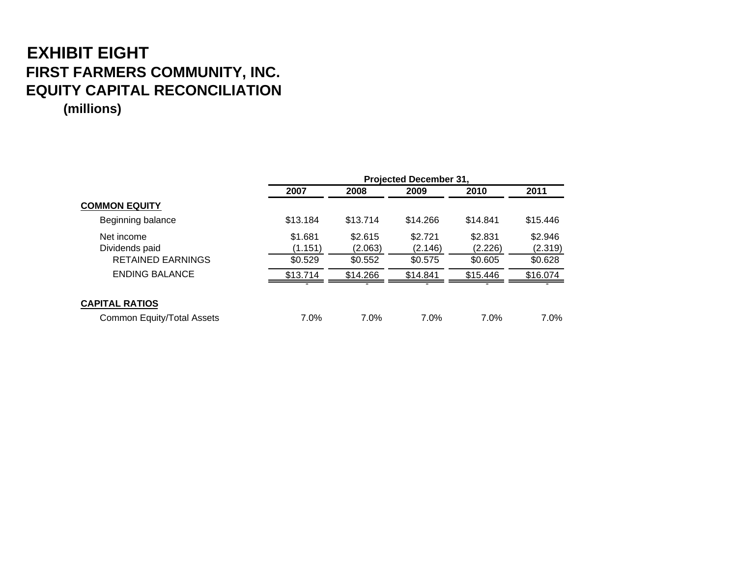# EXHIBIT EIGHT

## FIRST FARMERS COMMUNITY, INC.

## EQUITY CAPITAL RECONCILIATION

**(millions)**

| | Projected December 31, | | | | |
|---|---|---|---|---|---|
| | **2007** | **2008** | **2009** | **2010** | **2011** |
| **COMMON EQUITY** | | | | | |
| Beginning balance | $13.184 | $13.714 | $14.266 | $14.841 | $15.446 |
| Net income | $1.681 | $2.615 | $2.721 | $2.831 | $2.946 |
| Dividends paid | (1.151) | (2.063) | (2.146) | (2.226) | (2.319) |
| RETAINED EARNINGS | $0.529 | $0.552 | $0.575 | $0.605 | $0.628 |
| ENDING BALANCE | $13.714 | $14.266 | $14.841 | $15.446 | $16.074 |
| | - | - | - | - | - |
| **CAPITAL RATIOS** | | | | | |
| Common Equity/Total Assets | 7.0% | 7.0% | 7.0% | 7.0% | 7.0% |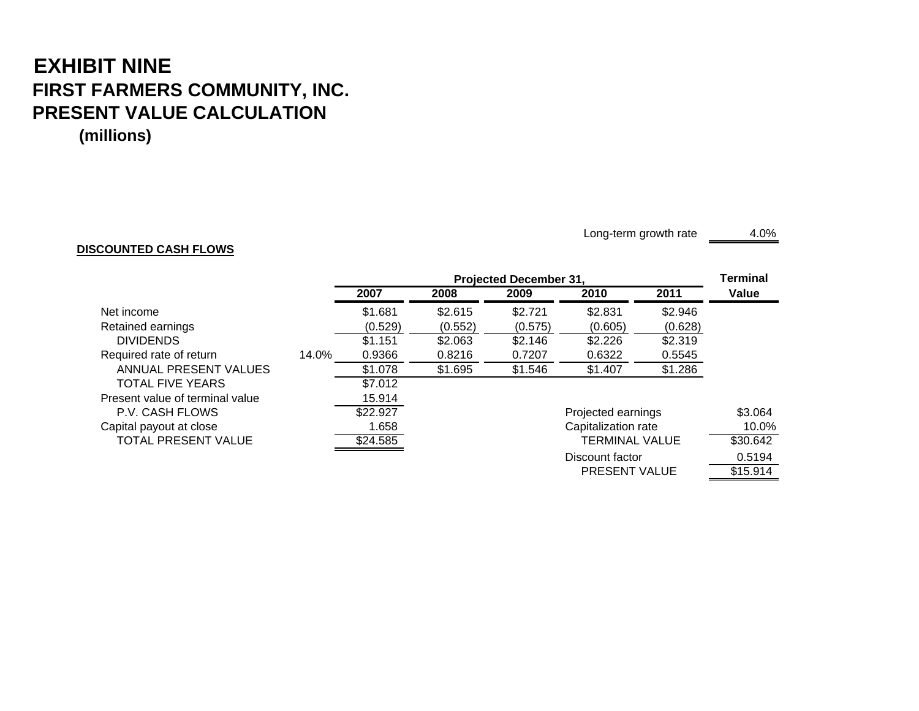# EXHIBIT NINE

## FIRST FARMERS COMMUNITY, INC.

## PRESENT VALUE CALCULATION

**(millions)**

Long-term growth rate 4.0%

**DISCOUNTED CASH FLOWS**

| | | Projected December 31, | | | | | Terminal |
|---|---|---|---|---|---|---|---|
| | | **2007** | **2008** | **2009** | **2010** | **2011** | **Value** |
| Net income | | $1.681 | $2.615 | $2.721 | $2.831 | $2.946 | |
| Retained earnings | | (0.529) | (0.552) | (0.575) | (0.605) | (0.628) | |
| DIVIDENDS | | $1.151 | $2.063 | $2.146 | $2.226 | $2.319 | |
| Required rate of return | 14.0% | 0.9366 | 0.8216 | 0.7207 | 0.6322 | 0.5545 | |
| ANNUAL PRESENT VALUES | | $1.078 | $1.695 | $1.546 | $1.407 | $1.286 | |
| TOTAL FIVE YEARS | | $7.012 | | | | | |
| Present value of terminal value | | 15.914 | | | | | |
| P.V. CASH FLOWS | | $22.927 | | | Projected earnings | | $3.064 |
| Capital payout at close | | 1.658 | | | Capitalization rate | | 10.0% |
| TOTAL PRESENT VALUE | | $24.585 | | | TERMINAL VALUE | | $30.642 |
| | | | | | Discount factor | | 0.5194 |
| | | | | | PRESENT VALUE | | $15.914 |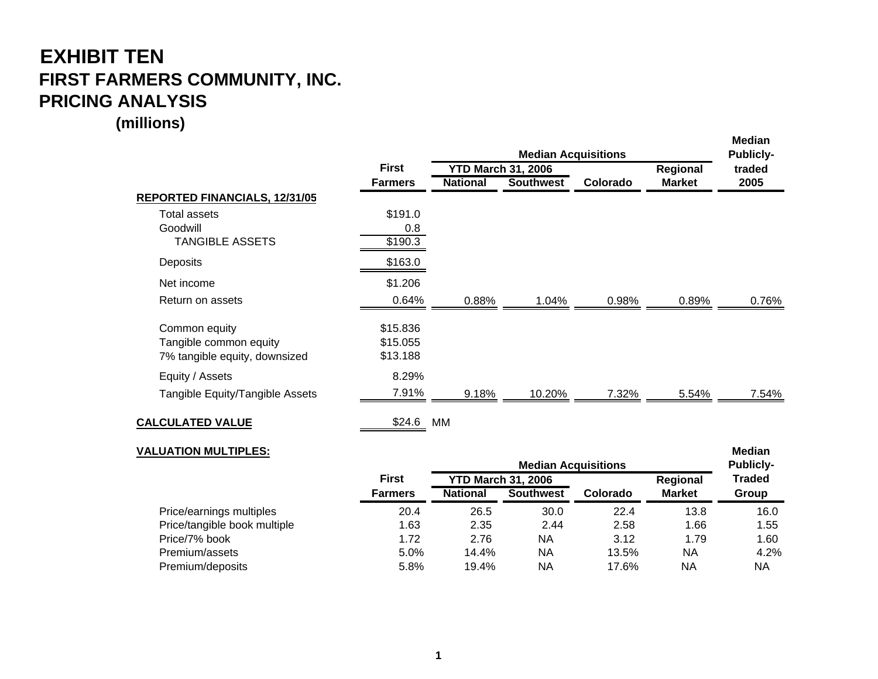# EXHIBIT TEN

## FIRST FARMERS COMMUNITY, INC.

## PRICING ANALYSIS

**(millions)**

| | First Farmers | Median Acquisitions YTD March 31, 2006 National | Median Acquisitions YTD March 31, 2006 Southwest | Median Acquisitions Colorado | Median Acquisitions Regional Market | Median Publicly-traded 2005 |
|---|---|---|---|---|---|---|
| **REPORTED FINANCIALS, 12/31/05** | | | | | | |
| Total assets | $191.0 | | | | | |
| Goodwill | 0.8 | | | | | |
| TANGIBLE ASSETS | $190.3 | | | | | |
| Deposits | $163.0 | | | | | |
| Net income | $1.206 | | | | | |
| Return on assets | 0.64% | 0.88% | 1.04% | 0.98% | 0.89% | 0.76% |
| Common equity | $15.836 | | | | | |
| Tangible common equity | $15.055 | | | | | |
| 7% tangible equity, downsized | $13.188 | | | | | |
| Equity / Assets | 8.29% | | | | | |
| Tangible Equity/Tangible Assets | 7.91% | 9.18% | 10.20% | 7.32% | 5.54% | 7.54% |
| **CALCULATED VALUE** | $24.6 MM | | | | | |

**VALUATION MULTIPLES:**

| | First Farmers | Median Acquisitions YTD March 31, 2006 National | Median Acquisitions YTD March 31, 2006 Southwest | Median Acquisitions Colorado | Median Acquisitions Regional Market | Median Publicly-Traded Group |
|---|---|---|---|---|---|---|
| Price/earnings multiples | 20.4 | 26.5 | 30.0 | 22.4 | 13.8 | 16.0 |
| Price/tangible book multiple | 1.63 | 2.35 | 2.44 | 2.58 | 1.66 | 1.55 |
| Price/7% book | 1.72 | 2.76 | NA | 3.12 | 1.79 | 1.60 |
| Premium/assets | 5.0% | 14.4% | NA | 13.5% | NA | 4.2% |
| Premium/deposits | 5.8% | 19.4% | NA | 17.6% | NA | NA |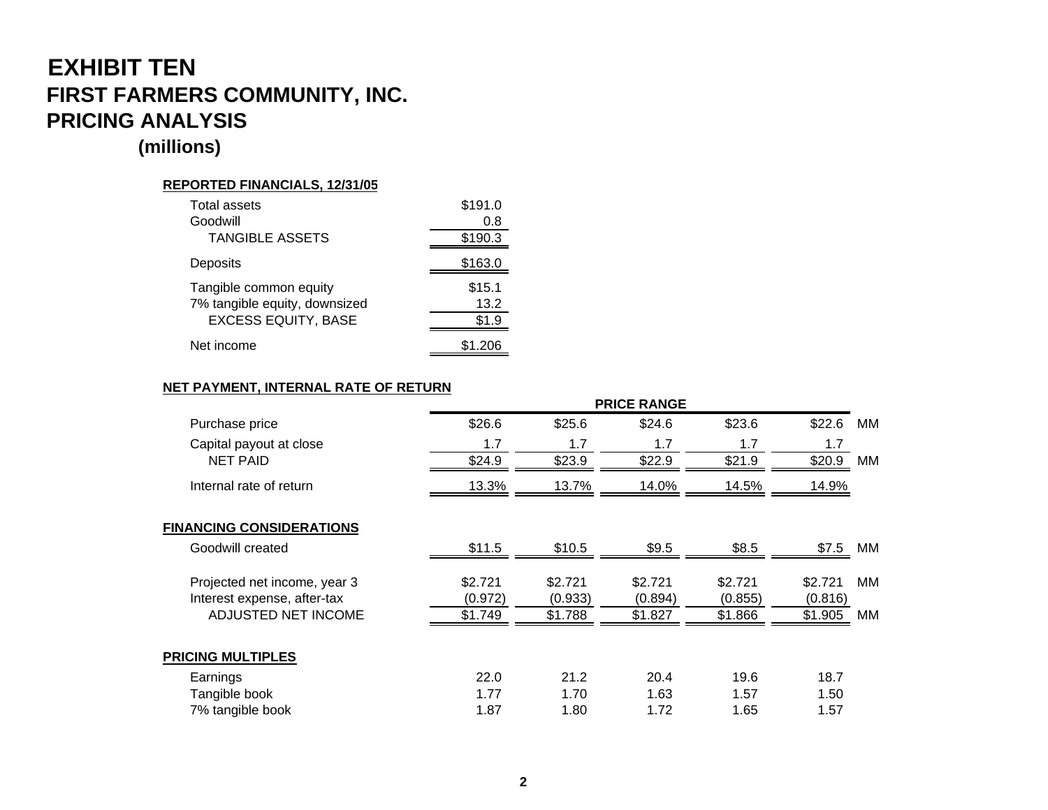# EXHIBIT TEN

## FIRST FARMERS COMMUNITY, INC.

## PRICING ANALYSIS

### (millions)

**REPORTED FINANCIALS, 12/31/05**

| | |
|---|---|
| Total assets | $191.0 |
| Goodwill | 0.8 |
| TANGIBLE ASSETS | $190.3 |
| Deposits | $163.0 |
| Tangible common equity | $15.1 |
| 7% tangible equity, downsized | 13.2 |
| EXCESS EQUITY, BASE | $1.9 |
| Net income | $1.206 |

**NET PAYMENT, INTERNAL RATE OF RETURN**

| | PRICE RANGE | | | | | |
|---|---|---|---|---|---|---|
| Purchase price | $26.6 | $25.6 | $24.6 | $23.6 | $22.6 | MM |
| Capital payout at close | 1.7 | 1.7 | 1.7 | 1.7 | 1.7 | |
| NET PAID | $24.9 | $23.9 | $22.9 | $21.9 | $20.9 | MM |
| Internal rate of return | 13.3% | 13.7% | 14.0% | 14.5% | 14.9% | |
| **FINANCING CONSIDERATIONS** | | | | | | |
| Goodwill created | $11.5 | $10.5 | $9.5 | $8.5 | $7.5 | MM |
| Projected net income, year 3 | $2.721 | $2.721 | $2.721 | $2.721 | $2.721 | MM |
| Interest expense, after-tax | (0.972) | (0.933) | (0.894) | (0.855) | (0.816) | |
| ADJUSTED NET INCOME | $1.749 | $1.788 | $1.827 | $1.866 | $1.905 | MM |
| **PRICING MULTIPLES** | | | | | | |
| Earnings | 22.0 | 21.2 | 20.4 | 19.6 | 18.7 | |
| Tangible book | 1.77 | 1.70 | 1.63 | 1.57 | 1.50 | |
| 7% tangible book | 1.87 | 1.80 | 1.72 | 1.65 | 1.57 | |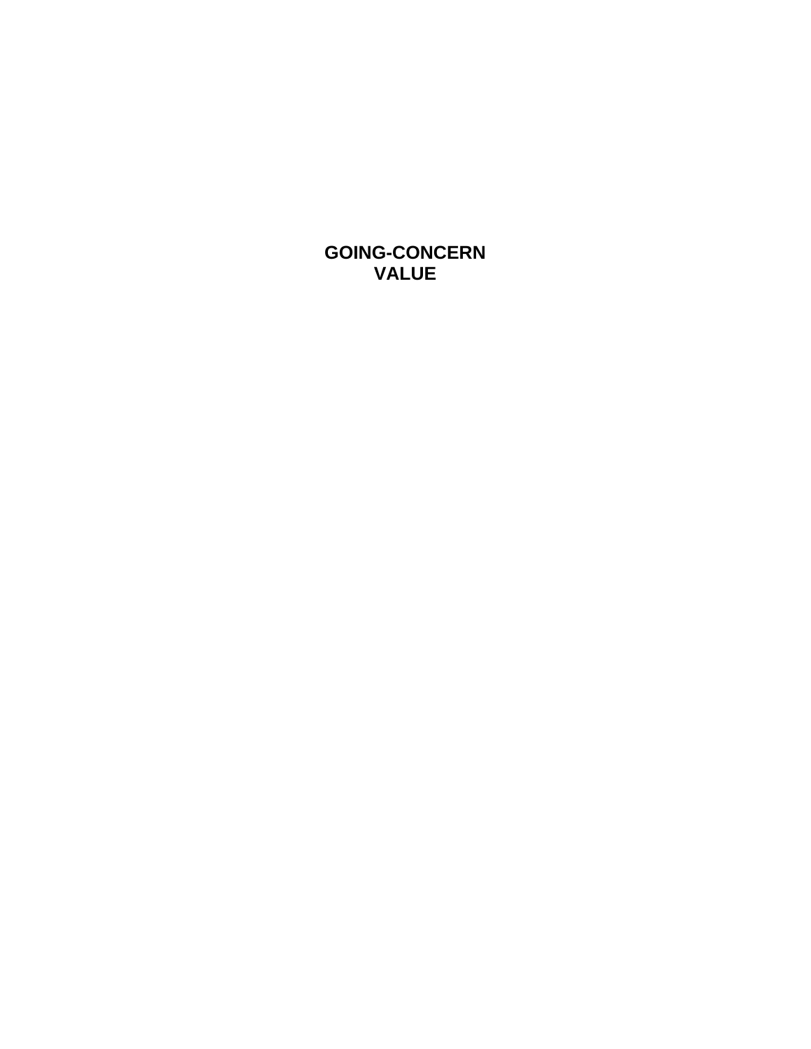# GOING-CONCERN VALUE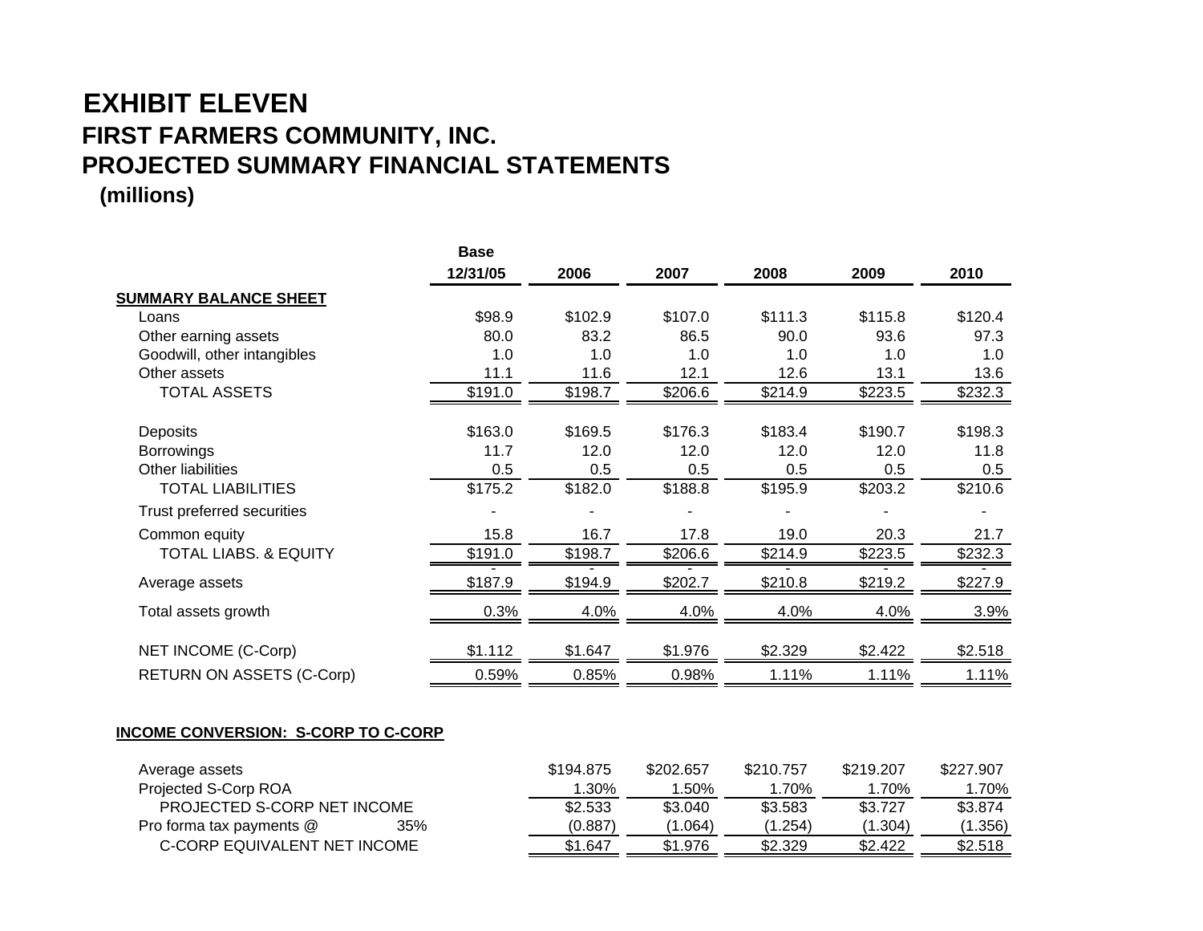# EXHIBIT ELEVEN

## FIRST FARMERS COMMUNITY, INC.

## PROJECTED SUMMARY FINANCIAL STATEMENTS

**(millions)**

| | Base 12/31/05 | 2006 | 2007 | 2008 | 2009 | 2010 |
|---|---|---|---|---|---|---|
| **SUMMARY BALANCE SHEET** | | | | | | |
| Loans | $98.9 | $102.9 | $107.0 | $111.3 | $115.8 | $120.4 |
| Other earning assets | 80.0 | 83.2 | 86.5 | 90.0 | 93.6 | 97.3 |
| Goodwill, other intangibles | 1.0 | 1.0 | 1.0 | 1.0 | 1.0 | 1.0 |
| Other assets | 11.1 | 11.6 | 12.1 | 12.6 | 13.1 | 13.6 |
| TOTAL ASSETS | $191.0 | $198.7 | $206.6 | $214.9 | $223.5 | $232.3 |
| | | | | | | |
| Deposits | $163.0 | $169.5 | $176.3 | $183.4 | $190.7 | $198.3 |
| Borrowings | 11.7 | 12.0 | 12.0 | 12.0 | 12.0 | 11.8 |
| Other liabilities | 0.5 | 0.5 | 0.5 | 0.5 | 0.5 | 0.5 |
| TOTAL LIABILITIES | $175.2 | $182.0 | $188.8 | $195.9 | $203.2 | $210.6 |
| Trust preferred securities | - | - | - | - | - | - |
| Common equity | 15.8 | 16.7 | 17.8 | 19.0 | 20.3 | 21.7 |
| TOTAL LIABS. & EQUITY | $191.0 | $198.7 | $206.6 | $214.9 | $223.5 | $232.3 |
| | - | - | - | - | - | - |
| Average assets | $187.9 | $194.9 | $202.7 | $210.8 | $219.2 | $227.9 |
| Total assets growth | 0.3% | 4.0% | 4.0% | 4.0% | 4.0% | 3.9% |
| | | | | | | |
| NET INCOME (C-Corp) | $1.112 | $1.647 | $1.976 | $2.329 | $2.422 | $2.518 |
| RETURN ON ASSETS (C-Corp) | 0.59% | 0.85% | 0.98% | 1.11% | 1.11% | 1.11% |

**INCOME CONVERSION: S-CORP TO C-CORP**

| | | 2006 | 2007 | 2008 | 2009 | 2010 |
|---|---|---|---|---|---|---|
| Average assets | | $194.875 | $202.657 | $210.757 | $219.207 | $227.907 |
| Projected S-Corp ROA | | 1.30% | 1.50% | 1.70% | 1.70% | 1.70% |
| PROJECTED S-CORP NET INCOME | | $2.533 | $3.040 | $3.583 | $3.727 | $3.874 |
| Pro forma tax payments @ | 35% | (0.887) | (1.064) | (1.254) | (1.304) | (1.356) |
| C-CORP EQUIVALENT NET INCOME | | $1.647 | $1.976 | $2.329 | $2.422 | $2.518 |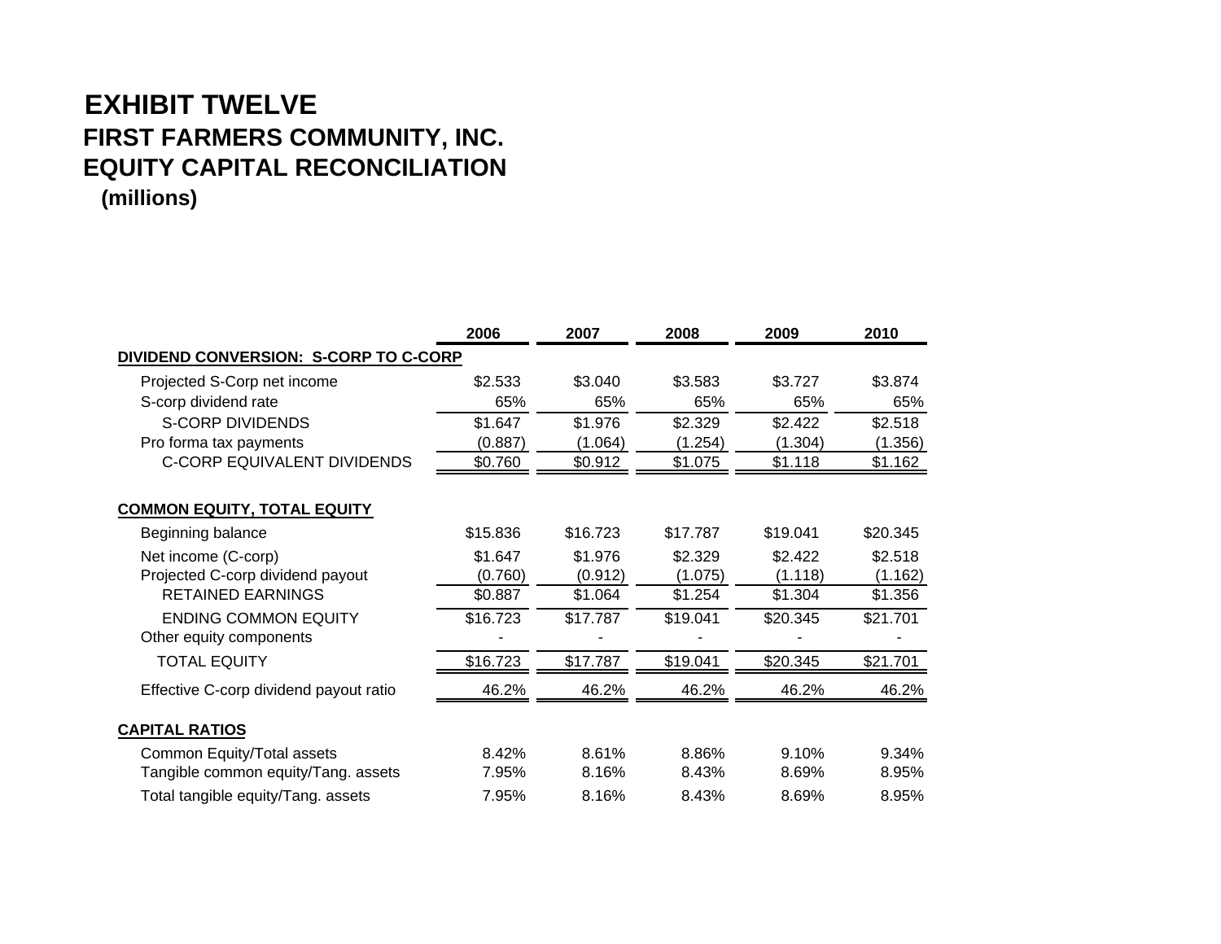# EXHIBIT TWELVE
## FIRST FARMERS COMMUNITY, INC.
## EQUITY CAPITAL RECONCILIATION
**(millions)**

| | 2006 | 2007 | 2008 | 2009 | 2010 |
|---|---|---|---|---|---|
| **DIVIDEND CONVERSION: S-CORP TO C-CORP** | | | | | |
| Projected S-Corp net income | $2.533 | $3.040 | $3.583 | $3.727 | $3.874 |
| S-corp dividend rate | 65% | 65% | 65% | 65% | 65% |
| S-CORP DIVIDENDS | $1.647 | $1.976 | $2.329 | $2.422 | $2.518 |
| Pro forma tax payments | (0.887) | (1.064) | (1.254) | (1.304) | (1.356) |
| C-CORP EQUIVALENT DIVIDENDS | $0.760 | $0.912 | $1.075 | $1.118 | $1.162 |
| | | | | | |
| **COMMON EQUITY, TOTAL EQUITY** | | | | | |
| Beginning balance | $15.836 | $16.723 | $17.787 | $19.041 | $20.345 |
| Net income (C-corp) | $1.647 | $1.976 | $2.329 | $2.422 | $2.518 |
| Projected C-corp dividend payout | (0.760) | (0.912) | (1.075) | (1.118) | (1.162) |
| RETAINED EARNINGS | $0.887 | $1.064 | $1.254 | $1.304 | $1.356 |
| ENDING COMMON EQUITY | $16.723 | $17.787 | $19.041 | $20.345 | $21.701 |
| Other equity components | - | - | - | - | - |
| TOTAL EQUITY | $16.723 | $17.787 | $19.041 | $20.345 | $21.701 |
| Effective C-corp dividend payout ratio | 46.2% | 46.2% | 46.2% | 46.2% | 46.2% |
| | | | | | |
| **CAPITAL RATIOS** | | | | | |
| Common Equity/Total assets | 8.42% | 8.61% | 8.86% | 9.10% | 9.34% |
| Tangible common equity/Tang. assets | 7.95% | 8.16% | 8.43% | 8.69% | 8.95% |
| Total tangible equity/Tang. assets | 7.95% | 8.16% | 8.43% | 8.69% | 8.95% |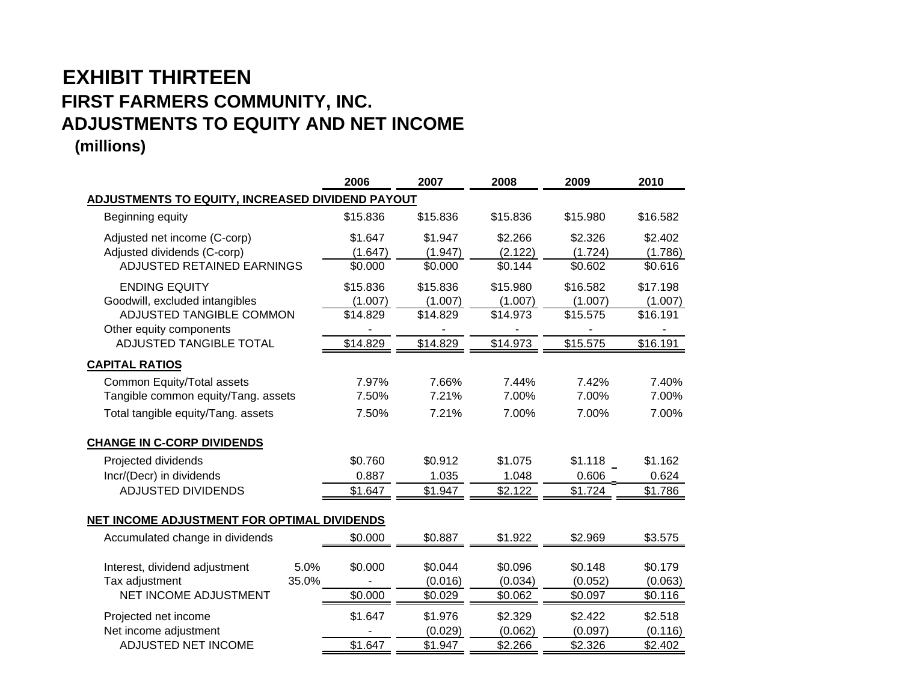# EXHIBIT THIRTEEN

## FIRST FARMERS COMMUNITY, INC.

## ADJUSTMENTS TO EQUITY AND NET INCOME

**(millions)**

| | | 2006 | 2007 | 2008 | 2009 | 2010 |
|---|---|---|---|---|---|---|
| **ADJUSTMENTS TO EQUITY, INCREASED DIVIDEND PAYOUT** | | | | | | |
| Beginning equity | | $15.836 | $15.836 | $15.836 | $15.980 | $16.582 |
| Adjusted net income (C-corp) | | $1.647 | $1.947 | $2.266 | $2.326 | $2.402 |
| Adjusted dividends (C-corp) | | (1.647) | (1.947) | (2.122) | (1.724) | (1.786) |
| ADJUSTED RETAINED EARNINGS | | $0.000 | $0.000 | $0.144 | $0.602 | $0.616 |
| ENDING EQUITY | | $15.836 | $15.836 | $15.980 | $16.582 | $17.198 |
| Goodwill, excluded intangibles | | (1.007) | (1.007) | (1.007) | (1.007) | (1.007) |
| ADJUSTED TANGIBLE COMMON | | $14.829 | $14.829 | $14.973 | $15.575 | $16.191 |
| Other equity components | | - | - | - | - | - |
| ADJUSTED TANGIBLE TOTAL | | $14.829 | $14.829 | $14.973 | $15.575 | $16.191 |
| **CAPITAL RATIOS** | | | | | | |
| Common Equity/Total assets | | 7.97% | 7.66% | 7.44% | 7.42% | 7.40% |
| Tangible common equity/Tang. assets | | 7.50% | 7.21% | 7.00% | 7.00% | 7.00% |
| Total tangible equity/Tang. assets | | 7.50% | 7.21% | 7.00% | 7.00% | 7.00% |
| **CHANGE IN C-CORP DIVIDENDS** | | | | | | |
| Projected dividends | | $0.760 | $0.912 | $1.075 | $1.118 | $1.162 |
| Incr/(Decr) in dividends | | 0.887 | 1.035 | 1.048 | 0.606 | 0.624 |
| ADJUSTED DIVIDENDS | | $1.647 | $1.947 | $2.122 | $1.724 | $1.786 |
| **NET INCOME ADJUSTMENT FOR OPTIMAL DIVIDENDS** | | | | | | |
| Accumulated change in dividends | | $0.000 | $0.887 | $1.922 | $2.969 | $3.575 |
| Interest, dividend adjustment | 5.0% | $0.000 | $0.044 | $0.096 | $0.148 | $0.179 |
| Tax adjustment | 35.0% | - | (0.016) | (0.034) | (0.052) | (0.063) |
| NET INCOME ADJUSTMENT | | $0.000 | $0.029 | $0.062 | $0.097 | $0.116 |
| Projected net income | | $1.647 | $1.976 | $2.329 | $2.422 | $2.518 |
| Net income adjustment | | - | (0.029) | (0.062) | (0.097) | (0.116) |
| ADJUSTED NET INCOME | | $1.647 | $1.947 | $2.266 | $2.326 | $2.402 |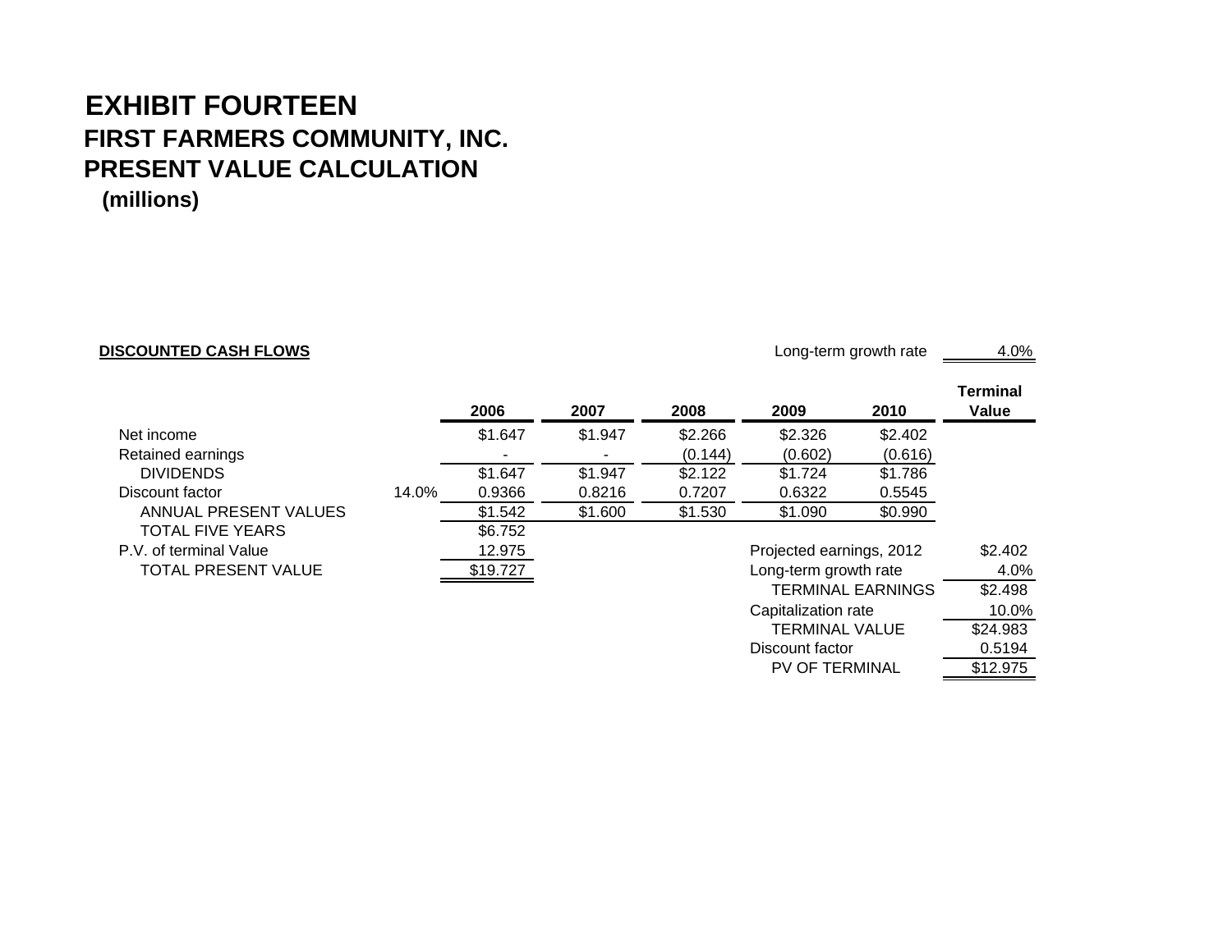# EXHIBIT FOURTEEN

## FIRST FARMERS COMMUNITY, INC.

## PRESENT VALUE CALCULATION

**(millions)**

**DISCOUNTED CASH FLOWS**

Long-term growth rate 4.0%

| | | 2006 | 2007 | 2008 | 2009 | 2010 | Terminal Value |
|---|---|---|---|---|---|---|---|
| Net income | | $1.647 | $1.947 | $2.266 | $2.326 | $2.402 | |
| Retained earnings | | - | - | (0.144) | (0.602) | (0.616) | |
| DIVIDENDS | | $1.647 | $1.947 | $2.122 | $1.724 | $1.786 | |
| Discount factor | 14.0% | 0.9366 | 0.8216 | 0.7207 | 0.6322 | 0.5545 | |
| ANNUAL PRESENT VALUES | | $1.542 | $1.600 | $1.530 | $1.090 | $0.990 | |
| TOTAL FIVE YEARS | | $6.752 | | | | | |
| P.V. of terminal Value | | 12.975 | | | | | |
| TOTAL PRESENT VALUE | | $19.727 | | | | | |

| | |
|---|---|
| Projected earnings, 2012 | $2.402 |
| Long-term growth rate | 4.0% |
| TERMINAL EARNINGS | $2.498 |
| Capitalization rate | 10.0% |
| TERMINAL VALUE | $24.983 |
| Discount factor | 0.5194 |
| PV OF TERMINAL | $12.975 |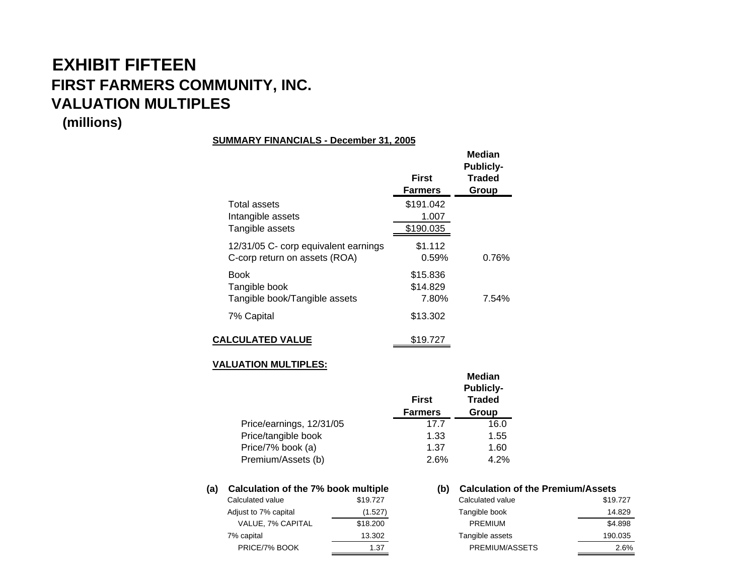# EXHIBIT FIFTEEN

## FIRST FARMERS COMMUNITY, INC.

## VALUATION MULTIPLES

### (millions)

**SUMMARY FINANCIALS - December 31, 2005**

| | First Farmers | Median Publicly-Traded Group |
|---|---|---|
| Total assets | $191.042 | |
| Intangible assets | 1.007 | |
| Tangible assets | $190.035 | |
| 12/31/05 C- corp equivalent earnings | $1.112 | |
| C-corp return on assets (ROA) | 0.59% | 0.76% |
| Book | $15.836 | |
| Tangible book | $14.829 | |
| Tangible book/Tangible assets | 7.80% | 7.54% |
| 7% Capital | $13.302 | |
| **CALCULATED VALUE** | $19.727 | |

**VALUATION MULTIPLES:**

| | First Farmers | Median Publicly-Traded Group |
|---|---|---|
| Price/earnings, 12/31/05 | 17.7 | 16.0 |
| Price/tangible book | 1.33 | 1.55 |
| Price/7% book (a) | 1.37 | 1.60 |
| Premium/Assets (b) | 2.6% | 4.2% |

**(a) Calculation of the 7% book multiple**

| | |
|---|---|
| Calculated value | $19.727 |
| Adjust to 7% capital | (1.527) |
| VALUE, 7% CAPITAL | $18.200 |
| 7% capital | 13.302 |
| PRICE/7% BOOK | 1.37 |

**(b) Calculation of the Premium/Assets**

| | |
|---|---|
| Calculated value | $19.727 |
| Tangible book | 14.829 |
| PREMIUM | $4.898 |
| Tangible assets | 190.035 |
| PREMIUM/ASSETS | 2.6% |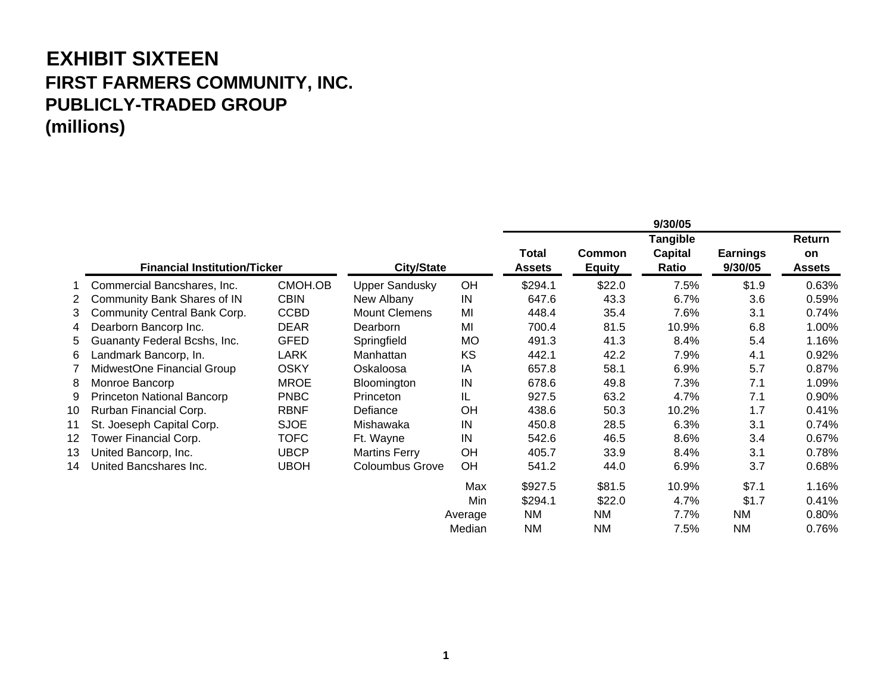# EXHIBIT SIXTEEN
## FIRST FARMERS COMMUNITY, INC.
## PUBLICLY-TRADED GROUP
## (millions)

| | Financial Institution/Ticker | | City/State | | 9/30/05 Total Assets | Common Equity | Tangible Capital Ratio | Earnings 9/30/05 | Return on Assets |
|---|---|---|---|---|---|---|---|---|---|
| 1 | Commercial Bancshares, Inc. | CMOH.OB | Upper Sandusky | OH | $294.1 | $22.0 | 7.5% | $1.9 | 0.63% |
| 2 | Community Bank Shares of IN | CBIN | New Albany | IN | 647.6 | 43.3 | 6.7% | 3.6 | 0.59% |
| 3 | Community Central Bank Corp. | CCBD | Mount Clemens | MI | 448.4 | 35.4 | 7.6% | 3.1 | 0.74% |
| 4 | Dearborn Bancorp Inc. | DEAR | Dearborn | MI | 700.4 | 81.5 | 10.9% | 6.8 | 1.00% |
| 5 | Guananty Federal Bcshs, Inc. | GFED | Springfield | MO | 491.3 | 41.3 | 8.4% | 5.4 | 1.16% |
| 6 | Landmark Bancorp, In. | LARK | Manhattan | KS | 442.1 | 42.2 | 7.9% | 4.1 | 0.92% |
| 7 | MidwestOne Financial Group | OSKY | Oskaloosa | IA | 657.8 | 58.1 | 6.9% | 5.7 | 0.87% |
| 8 | Monroe Bancorp | MROE | Bloomington | IN | 678.6 | 49.8 | 7.3% | 7.1 | 1.09% |
| 9 | Princeton National Bancorp | PNBC | Princeton | IL | 927.5 | 63.2 | 4.7% | 7.1 | 0.90% |
| 10 | Rurban Financial Corp. | RBNF | Defiance | OH | 438.6 | 50.3 | 10.2% | 1.7 | 0.41% |
| 11 | St. Joeseph Capital Corp. | SJOE | Mishawaka | IN | 450.8 | 28.5 | 6.3% | 3.1 | 0.74% |
| 12 | Tower Financial Corp. | TOFC | Ft. Wayne | IN | 542.6 | 46.5 | 8.6% | 3.4 | 0.67% |
| 13 | United Bancorp, Inc. | UBCP | Martins Ferry | OH | 405.7 | 33.9 | 8.4% | 3.1 | 0.78% |
| 14 | United Bancshares Inc. | UBOH | Coloumbus Grove | OH | 541.2 | 44.0 | 6.9% | 3.7 | 0.68% |
| | | | | Max | $927.5 | $81.5 | 10.9% | $7.1 | 1.16% |
| | | | | Min | $294.1 | $22.0 | 4.7% | $1.7 | 0.41% |
| | | | | Average | NM | NM | 7.7% | NM | 0.80% |
| | | | | Median | NM | NM | 7.5% | NM | 0.76% |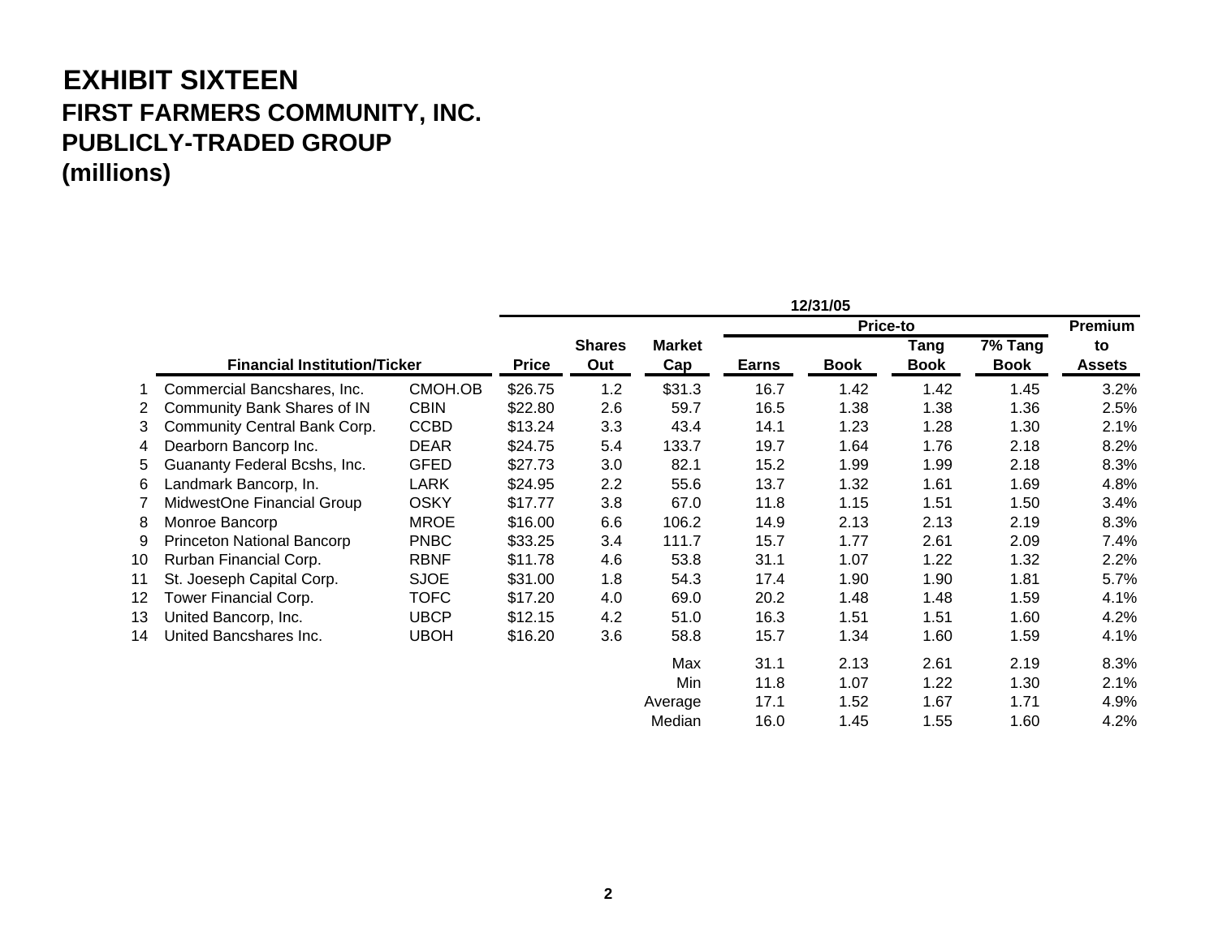# EXHIBIT SIXTEEN
## FIRST FARMERS COMMUNITY, INC.
## PUBLICLY-TRADED GROUP
## (millions)

| | | | 12/31/05 | | | | | | | | |
|---|---|---|---|---|---|---|---|---|---|---|---|
| | | | | | | Price-to | | | | Premium | |
| | Financial Institution/Ticker | | Price | Shares Out | Market Cap | Earns | Book | Tang Book | 7% Tang Book | to Assets |
| 1 | Commercial Bancshares, Inc. | CMOH.OB | $26.75 | 1.2 | $31.3 | 16.7 | 1.42 | 1.42 | 1.45 | 3.2% |
| 2 | Community Bank Shares of IN | CBIN | $22.80 | 2.6 | 59.7 | 16.5 | 1.38 | 1.38 | 1.36 | 2.5% |
| 3 | Community Central Bank Corp. | CCBD | $13.24 | 3.3 | 43.4 | 14.1 | 1.23 | 1.28 | 1.30 | 2.1% |
| 4 | Dearborn Bancorp Inc. | DEAR | $24.75 | 5.4 | 133.7 | 19.7 | 1.64 | 1.76 | 2.18 | 8.2% |
| 5 | Guananty Federal Bcshs, Inc. | GFED | $27.73 | 3.0 | 82.1 | 15.2 | 1.99 | 1.99 | 2.18 | 8.3% |
| 6 | Landmark Bancorp, In. | LARK | $24.95 | 2.2 | 55.6 | 13.7 | 1.32 | 1.61 | 1.69 | 4.8% |
| 7 | MidwestOne Financial Group | OSKY | $17.77 | 3.8 | 67.0 | 11.8 | 1.15 | 1.51 | 1.50 | 3.4% |
| 8 | Monroe Bancorp | MROE | $16.00 | 6.6 | 106.2 | 14.9 | 2.13 | 2.13 | 2.19 | 8.3% |
| 9 | Princeton National Bancorp | PNBC | $33.25 | 3.4 | 111.7 | 15.7 | 1.77 | 2.61 | 2.09 | 7.4% |
| 10 | Rurban Financial Corp. | RBNF | $11.78 | 4.6 | 53.8 | 31.1 | 1.07 | 1.22 | 1.32 | 2.2% |
| 11 | St. Joeseph Capital Corp. | SJOE | $31.00 | 1.8 | 54.3 | 17.4 | 1.90 | 1.90 | 1.81 | 5.7% |
| 12 | Tower Financial Corp. | TOFC | $17.20 | 4.0 | 69.0 | 20.2 | 1.48 | 1.48 | 1.59 | 4.1% |
| 13 | United Bancorp, Inc. | UBCP | $12.15 | 4.2 | 51.0 | 16.3 | 1.51 | 1.51 | 1.60 | 4.2% |
| 14 | United Bancshares Inc. | UBOH | $16.20 | 3.6 | 58.8 | 15.7 | 1.34 | 1.60 | 1.59 | 4.1% |
| | | | | | Max | 31.1 | 2.13 | 2.61 | 2.19 | 8.3% |
| | | | | | Min | 11.8 | 1.07 | 1.22 | 1.30 | 2.1% |
| | | | | | Average | 17.1 | 1.52 | 1.67 | 1.71 | 4.9% |
| | | | | | Median | 16.0 | 1.45 | 1.55 | 1.60 | 4.2% |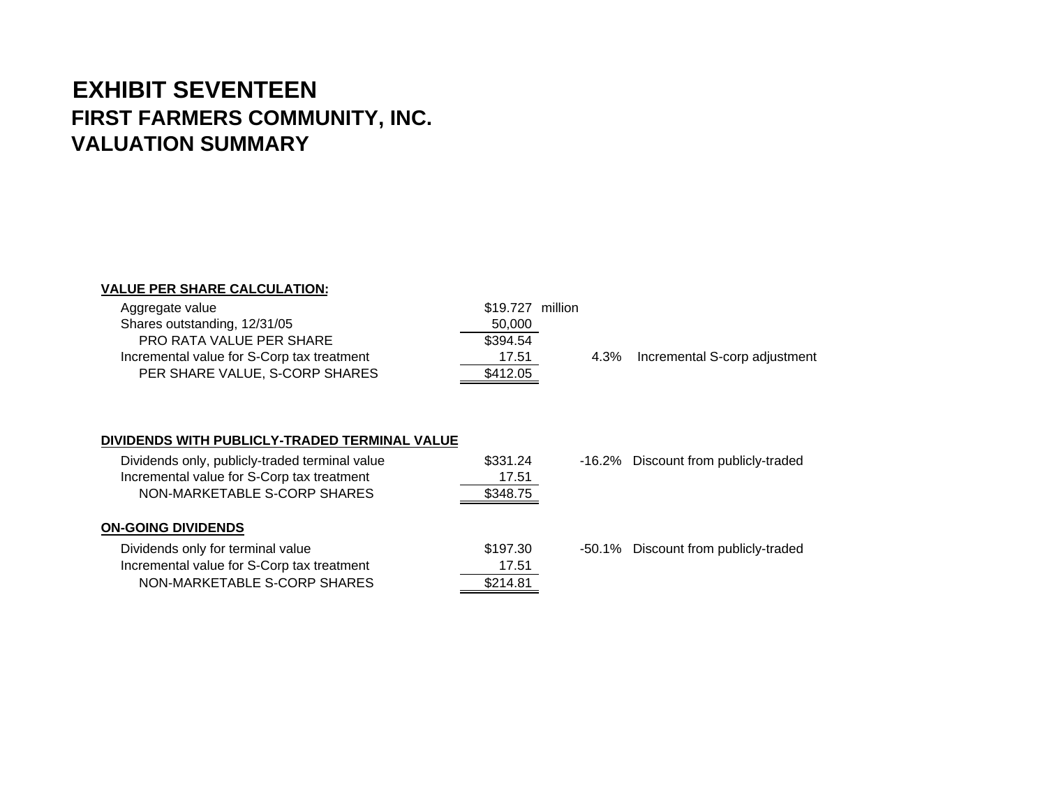# EXHIBIT SEVENTEEN
## FIRST FARMERS COMMUNITY, INC.
## VALUATION SUMMARY

**VALUE PER SHARE CALCULATION:**

| | | | |
|---|---|---|---|
| Aggregate value | $19.727 million | | |
| Shares outstanding, 12/31/05 | 50,000 | | |
| PRO RATA VALUE PER SHARE | $394.54 | | |
| Incremental value for S-Corp tax treatment | 17.51 | 4.3% | Incremental S-corp adjustment |
| PER SHARE VALUE, S-CORP SHARES | $412.05 | | |

**DIVIDENDS WITH PUBLICLY-TRADED TERMINAL VALUE**

| | | | |
|---|---|---|---|
| Dividends only, publicly-traded terminal value | $331.24 | -16.2% | Discount from publicly-traded |
| Incremental value for S-Corp tax treatment | 17.51 | | |
| NON-MARKETABLE S-CORP SHARES | $348.75 | | |

**ON-GOING DIVIDENDS**

| | | | |
|---|---|---|---|
| Dividends only for terminal value | $197.30 | -50.1% | Discount from publicly-traded |
| Incremental value for S-Corp tax treatment | 17.51 | | |
| NON-MARKETABLE S-CORP SHARES | $214.81 | | |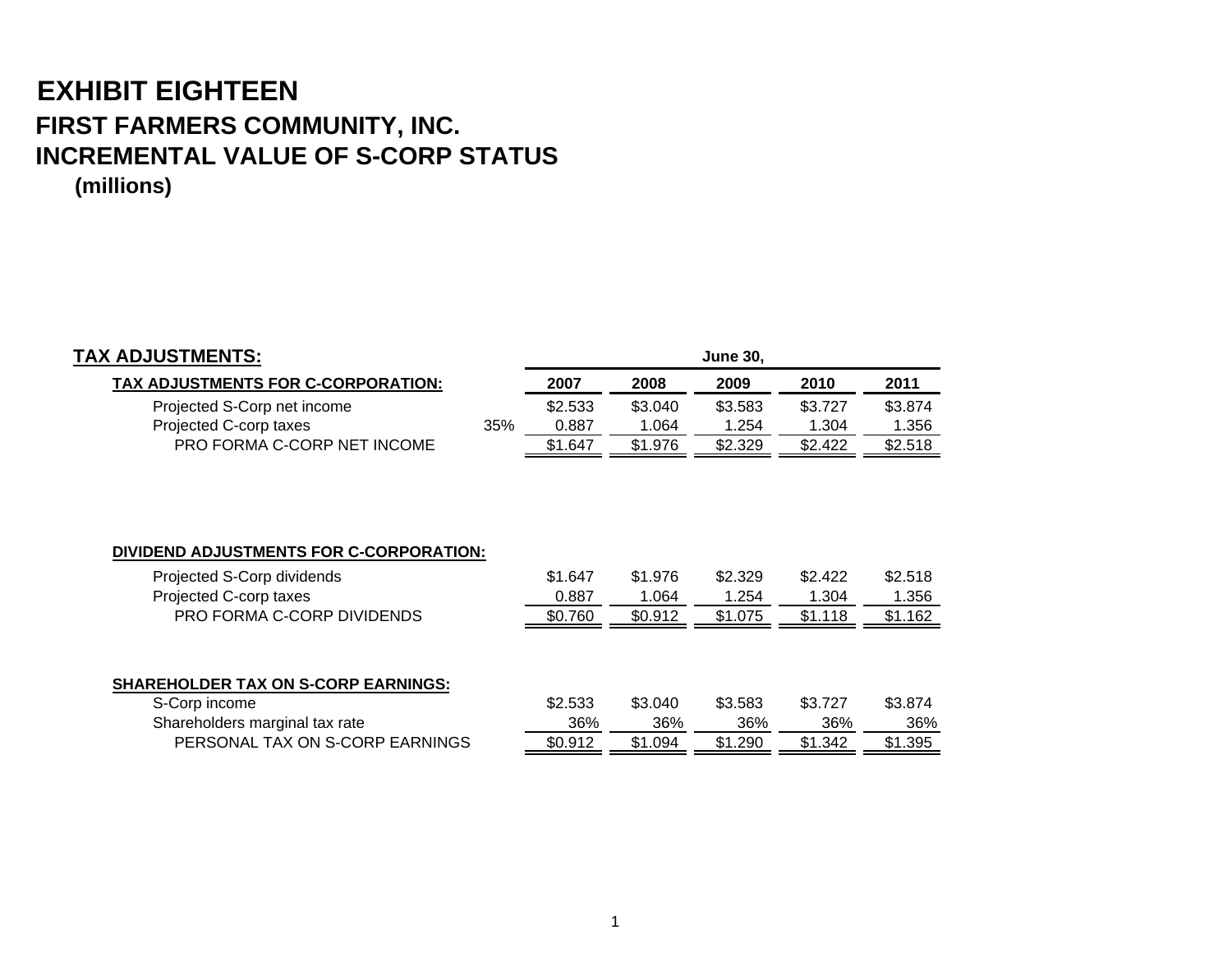# EXHIBIT EIGHTEEN

## FIRST FARMERS COMMUNITY, INC.

## INCREMENTAL VALUE OF S-CORP STATUS

**(millions)**

**TAX ADJUSTMENTS:**

| | | June 30, | | | | |
|---|---|---|---|---|---|---|
| **TAX ADJUSTMENTS FOR C-CORPORATION:** | | **2007** | **2008** | **2009** | **2010** | **2011** |
| Projected S-Corp net income | | $2.533 | $3.040 | $3.583 | $3.727 | $3.874 |
| Projected C-corp taxes | 35% | 0.887 | 1.064 | 1.254 | 1.304 | 1.356 |
| PRO FORMA C-CORP NET INCOME | | $1.647 | $1.976 | $2.329 | $2.422 | $2.518 |
| | | | | | | |
| **DIVIDEND ADJUSTMENTS FOR C-CORPORATION:** | | | | | | |
| Projected S-Corp dividends | | $1.647 | $1.976 | $2.329 | $2.422 | $2.518 |
| Projected C-corp taxes | | 0.887 | 1.064 | 1.254 | 1.304 | 1.356 |
| PRO FORMA C-CORP DIVIDENDS | | $0.760 | $0.912 | $1.075 | $1.118 | $1.162 |
| | | | | | | |
| **SHAREHOLDER TAX ON S-CORP EARNINGS:** | | | | | | |
| S-Corp income | | $2.533 | $3.040 | $3.583 | $3.727 | $3.874 |
| Shareholders marginal tax rate | | 36% | 36% | 36% | 36% | 36% |
| PERSONAL TAX ON S-CORP EARNINGS | | $0.912 | $1.094 | $1.290 | $1.342 | $1.395 |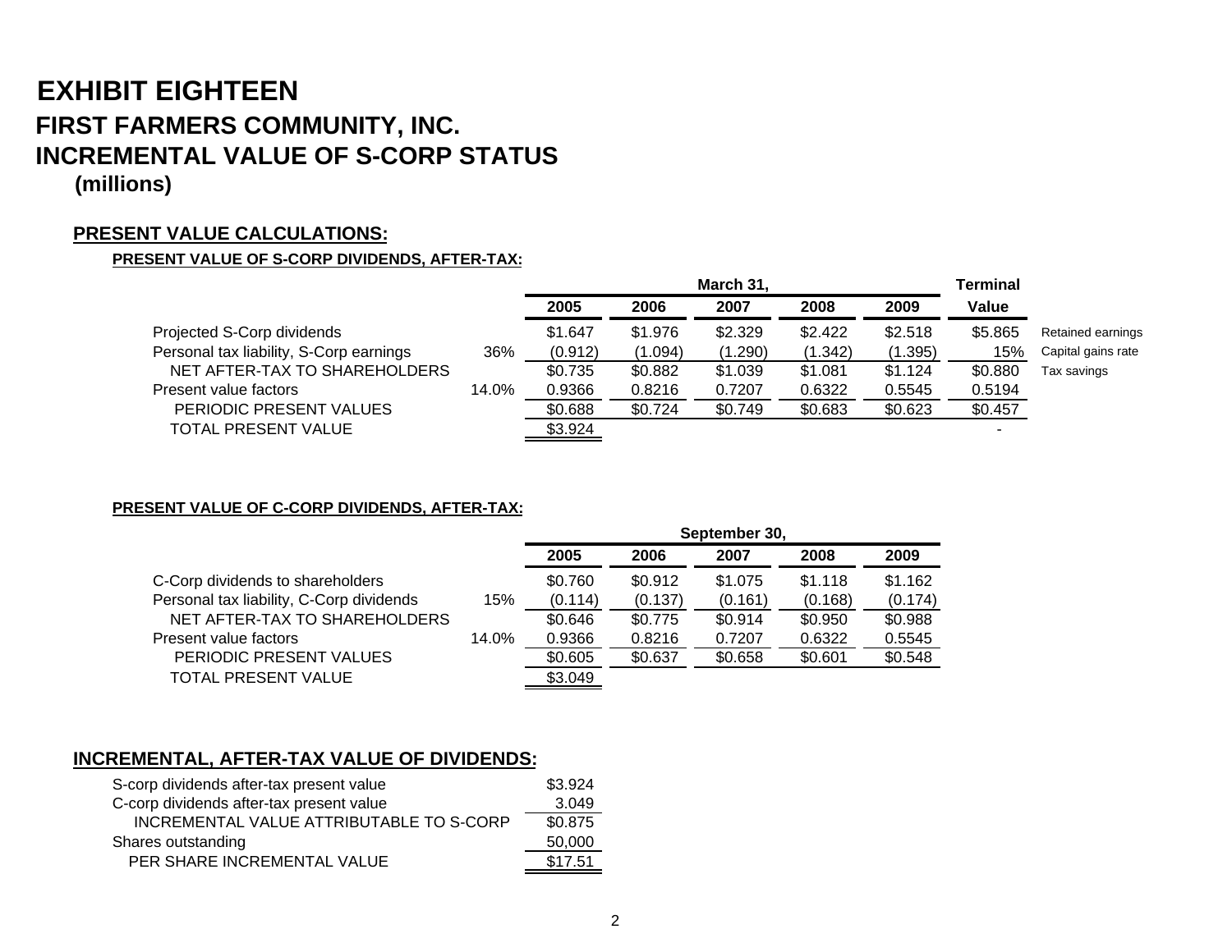# EXHIBIT EIGHTEEN

## FIRST FARMERS COMMUNITY, INC.

## INCREMENTAL VALUE OF S-CORP STATUS

**(millions)**

### PRESENT VALUE CALCULATIONS:

**PRESENT VALUE OF S-CORP DIVIDENDS, AFTER-TAX:**

| | | March 31, | | | | | Terminal | |
|---|---|---|---|---|---|---|---|---|
| | | 2005 | 2006 | 2007 | 2008 | 2009 | Value | |
| Projected S-Corp dividends | | $1.647 | $1.976 | $2.329 | $2.422 | $2.518 | $5.865 | Retained earnings |
| Personal tax liability, S-Corp earnings | 36% | (0.912) | (1.094) | (1.290) | (1.342) | (1.395) | 15% | Capital gains rate |
| NET AFTER-TAX TO SHAREHOLDERS | | $0.735 | $0.882 | $1.039 | $1.081 | $1.124 | $0.880 | Tax savings |
| Present value factors | 14.0% | 0.9366 | 0.8216 | 0.7207 | 0.6322 | 0.5545 | 0.5194 | |
| PERIODIC PRESENT VALUES | | $0.688 | $0.724 | $0.749 | $0.683 | $0.623 | $0.457 | |
| TOTAL PRESENT VALUE | | $3.924 | | | | | - | |

**PRESENT VALUE OF C-CORP DIVIDENDS, AFTER-TAX:**

| | | September 30, | | | | |
|---|---|---|---|---|---|---|
| | | 2005 | 2006 | 2007 | 2008 | 2009 |
| C-Corp dividends to shareholders | | $0.760 | $0.912 | $1.075 | $1.118 | $1.162 |
| Personal tax liability, C-Corp dividends | 15% | (0.114) | (0.137) | (0.161) | (0.168) | (0.174) |
| NET AFTER-TAX TO SHAREHOLDERS | | $0.646 | $0.775 | $0.914 | $0.950 | $0.988 |
| Present value factors | 14.0% | 0.9366 | 0.8216 | 0.7207 | 0.6322 | 0.5545 |
| PERIODIC PRESENT VALUES | | $0.605 | $0.637 | $0.658 | $0.601 | $0.548 |
| TOTAL PRESENT VALUE | | $3.049 | | | | |

### INCREMENTAL, AFTER-TAX VALUE OF DIVIDENDS:

| | |
|---|---|
| S-corp dividends after-tax present value | $3.924 |
| C-corp dividends after-tax present value | 3.049 |
| INCREMENTAL VALUE ATTRIBUTABLE TO S-CORP | $0.875 |
| Shares outstanding | 50,000 |
| PER SHARE INCREMENTAL VALUE | $17.51 |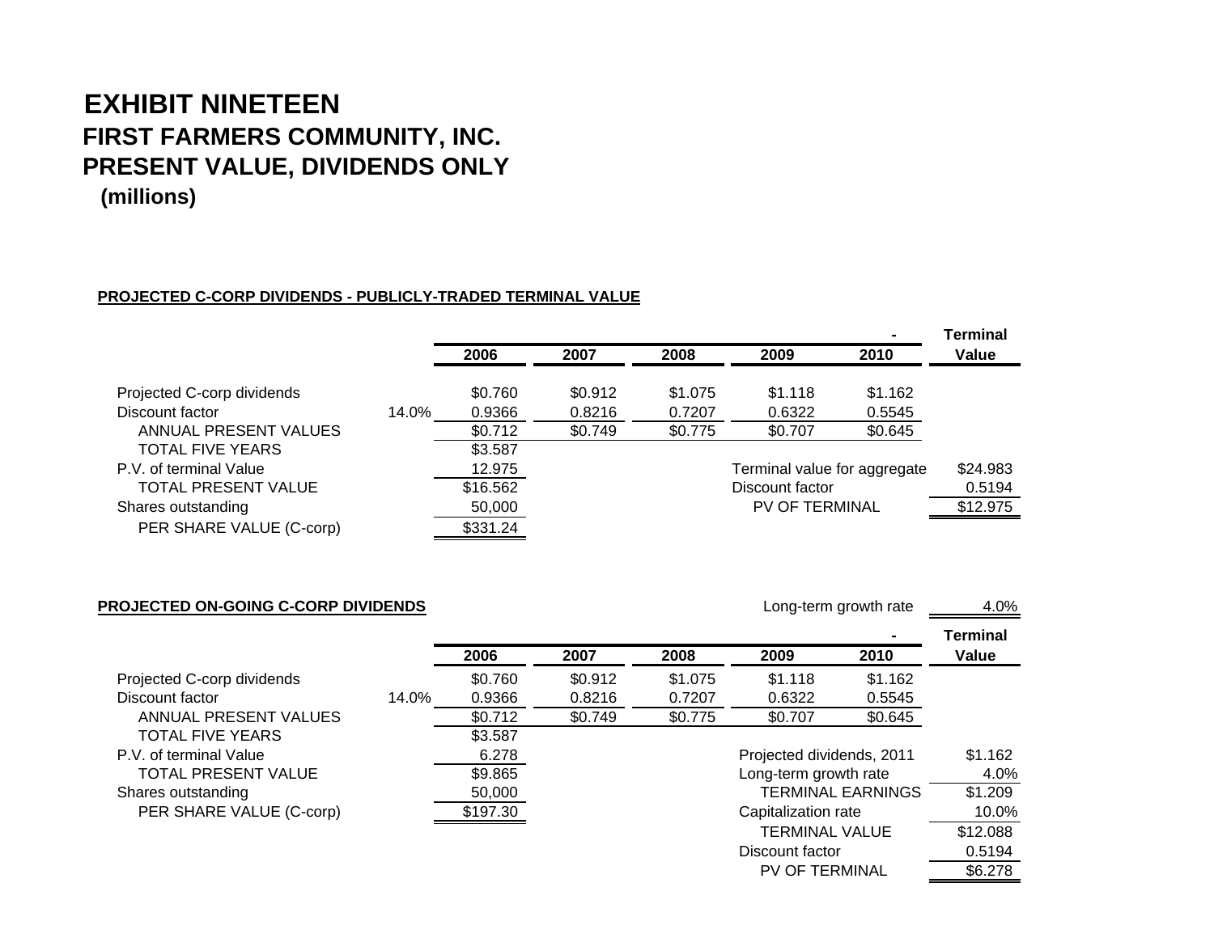# EXHIBIT NINETEEN

## FIRST FARMERS COMMUNITY, INC.

## PRESENT VALUE, DIVIDENDS ONLY

### (millions)

**PROJECTED C-CORP DIVIDENDS - PUBLICLY-TRADED TERMINAL VALUE**

| | | 2006 | 2007 | 2008 | 2009 | 2010 | Terminal Value |
|---|---|---|---|---|---|---|---|
| Projected C-corp dividends | | $0.760 | $0.912 | $1.075 | $1.118 | $1.162 | |
| Discount factor | 14.0% | 0.9366 | 0.8216 | 0.7207 | 0.6322 | 0.5545 | |
| ANNUAL PRESENT VALUES | | $0.712 | $0.749 | $0.775 | $0.707 | $0.645 | |
| TOTAL FIVE YEARS | | $3.587 | | | | | |
| P.V. of terminal Value | | 12.975 | | | Terminal value for aggregate | | $24.983 |
| TOTAL PRESENT VALUE | | $16.562 | | | Discount factor | | 0.5194 |
| Shares outstanding | | 50,000 | | | PV OF TERMINAL | | $12.975 |
| PER SHARE VALUE (C-corp) | | $331.24 | | | | | |

**PROJECTED ON-GOING C-CORP DIVIDENDS**

Long-term growth rate 4.0%

| | | 2006 | 2007 | 2008 | 2009 | 2010 | Terminal Value |
|---|---|---|---|---|---|---|---|
| Projected C-corp dividends | | $0.760 | $0.912 | $1.075 | $1.118 | $1.162 | |
| Discount factor | 14.0% | 0.9366 | 0.8216 | 0.7207 | 0.6322 | 0.5545 | |
| ANNUAL PRESENT VALUES | | $0.712 | $0.749 | $0.775 | $0.707 | $0.645 | |
| TOTAL FIVE YEARS | | $3.587 | | | | | |
| P.V. of terminal Value | | 6.278 | | | Projected dividends, 2011 | | $1.162 |
| TOTAL PRESENT VALUE | | $9.865 | | | Long-term growth rate | | 4.0% |
| Shares outstanding | | 50,000 | | | TERMINAL EARNINGS | | $1.209 |
| PER SHARE VALUE (C-corp) | | $197.30 | | | Capitalization rate | | 10.0% |
| | | | | | TERMINAL VALUE | | $12.088 |
| | | | | | Discount factor | | 0.5194 |
| | | | | | PV OF TERMINAL | | $6.278 |